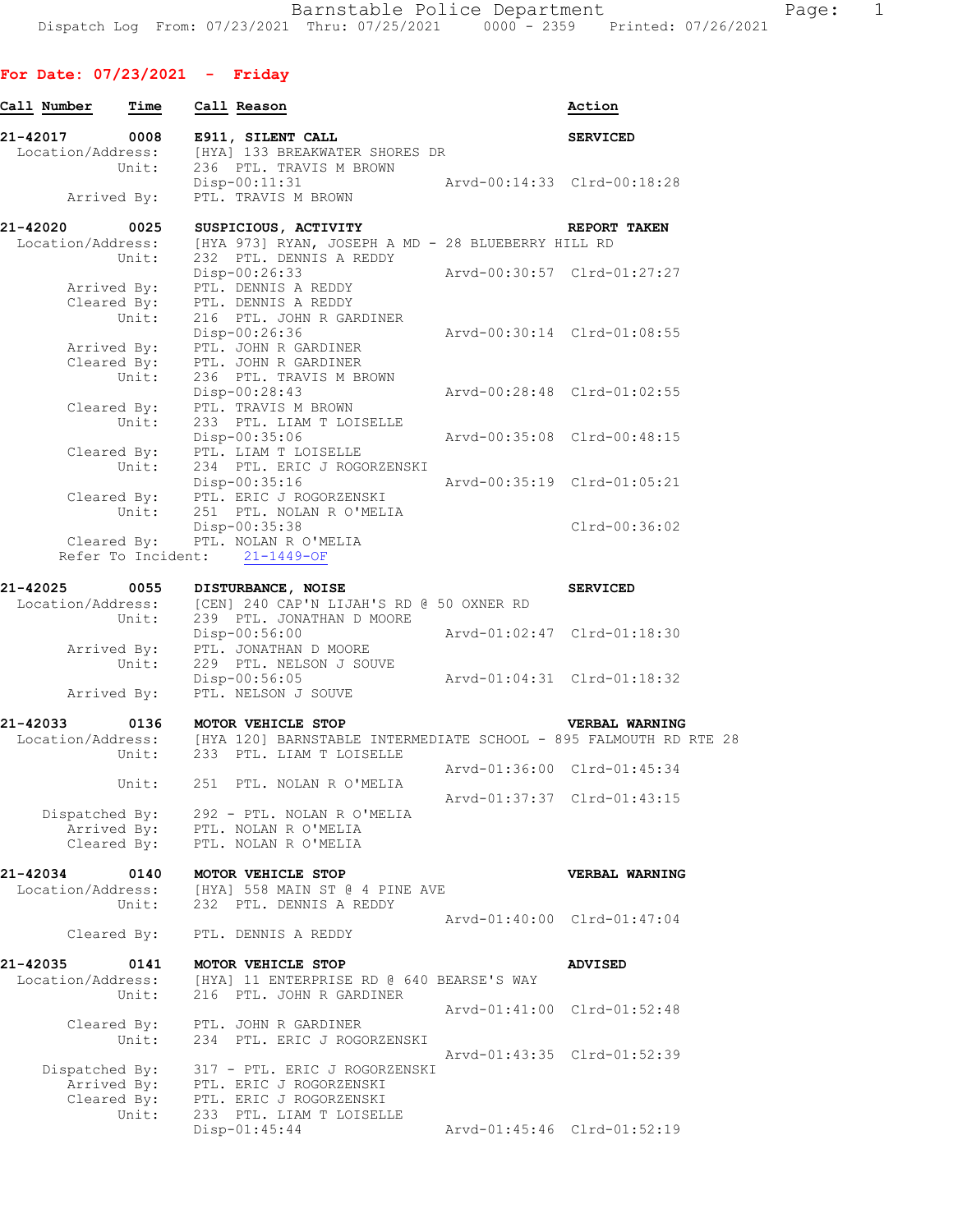**For Date: 07/23/2021 - Friday**

| Call Number | Time | Call Reason | Action |
|---|---|---|---|

**21-42017 0008 E911, SILENT CALL — SERVICED**

```
 Location/Address:    [HYA] 133 BREAKWATER SHORES DR
             Unit:    236  PTL. TRAVIS M BROWN
                      Disp-00:11:31                   Arvd-00:14:33  Clrd-00:18:28
       Arrived By:    PTL. TRAVIS M BROWN
```

**21-42020 0025 SUSPICIOUS, ACTIVITY — REPORT TAKEN**

```
 Location/Address:    [HYA 973] RYAN, JOSEPH A MD - 28 BLUEBERRY HILL RD
             Unit:    232  PTL. DENNIS A REDDY
                      Disp-00:26:33                   Arvd-00:30:57  Clrd-01:27:27
       Arrived By:    PTL. DENNIS A REDDY
       Cleared By:    PTL. DENNIS A REDDY
             Unit:    216  PTL. JOHN R GARDINER
                      Disp-00:26:36                   Arvd-00:30:14  Clrd-01:08:55
       Arrived By:    PTL. JOHN R GARDINER
       Cleared By:    PTL. JOHN R GARDINER
             Unit:    236  PTL. TRAVIS M BROWN
                      Disp-00:28:43                   Arvd-00:28:48  Clrd-01:02:55
       Cleared By:    PTL. TRAVIS M BROWN
             Unit:    233  PTL. LIAM T LOISELLE
                      Disp-00:35:06                   Arvd-00:35:08  Clrd-00:48:15
       Cleared By:    PTL. LIAM T LOISELLE
             Unit:    234  PTL. ERIC J ROGORZENSKI
                      Disp-00:35:16                   Arvd-00:35:19  Clrd-01:05:21
       Cleared By:    PTL. ERIC J ROGORZENSKI
             Unit:    251  PTL. NOLAN R O'MELIA
                      Disp-00:35:38                                  Clrd-00:36:02
       Cleared By:    PTL. NOLAN R O'MELIA
   Refer To Incident:    21-1449-OF
```

**21-42025 0055 DISTURBANCE, NOISE — SERVICED**

```
 Location/Address:    [CEN] 240 CAP'N LIJAH'S RD @ 50 OXNER RD
             Unit:    239  PTL. JONATHAN D MOORE
                      Disp-00:56:00                   Arvd-01:02:47  Clrd-01:18:30
       Arrived By:    PTL. JONATHAN D MOORE
             Unit:    229  PTL. NELSON J SOUVE
                      Disp-00:56:05                   Arvd-01:04:31  Clrd-01:18:32
       Arrived By:    PTL. NELSON J SOUVE
```

**21-42033 0136 MOTOR VEHICLE STOP — VERBAL WARNING**

```
 Location/Address:    [HYA 120] BARNSTABLE INTERMEDIATE SCHOOL - 895 FALMOUTH RD RTE 28
             Unit:    233  PTL. LIAM T LOISELLE
                                                      Arvd-01:36:00  Clrd-01:45:34
             Unit:    251  PTL. NOLAN R O'MELIA
                                                      Arvd-01:37:37  Clrd-01:43:15
    Dispatched By:    292 - PTL. NOLAN R O'MELIA
       Arrived By:    PTL. NOLAN R O'MELIA
       Cleared By:    PTL. NOLAN R O'MELIA
```

**21-42034 0140 MOTOR VEHICLE STOP — VERBAL WARNING**

```
 Location/Address:    [HYA] 558 MAIN ST @ 4 PINE AVE
             Unit:    232  PTL. DENNIS A REDDY
                                                      Arvd-01:40:00  Clrd-01:47:04
       Cleared By:    PTL. DENNIS A REDDY
```

**21-42035 0141 MOTOR VEHICLE STOP — ADVISED**

```
 Location/Address:    [HYA] 11 ENTERPRISE RD @ 640 BEARSE'S WAY
             Unit:    216  PTL. JOHN R GARDINER
                                                      Arvd-01:41:00  Clrd-01:52:48
       Cleared By:    PTL. JOHN R GARDINER
             Unit:    234  PTL. ERIC J ROGORZENSKI
                                                      Arvd-01:43:35  Clrd-01:52:39
    Dispatched By:    317 - PTL. ERIC J ROGORZENSKI
       Arrived By:    PTL. ERIC J ROGORZENSKI
       Cleared By:    PTL. ERIC J ROGORZENSKI
             Unit:    233  PTL. LIAM T LOISELLE
                      Disp-01:45:44                   Arvd-01:45:46  Clrd-01:52:19
```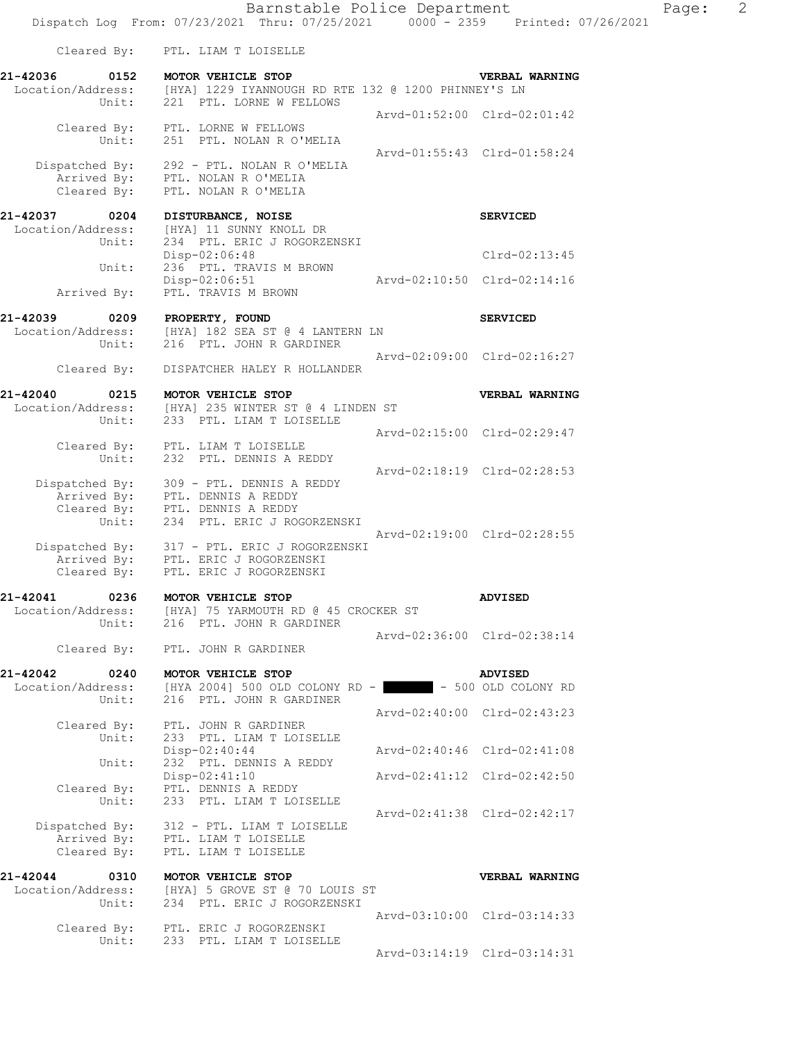Cleared By: PTL. LIAM T LOISELLE

**21-42036 0152 MOTOR VEHICLE STOP** **VERBAL WARNING**
Location/Address: [HYA] 1229 IYANNOUGH RD RTE 132 @ 1200 PHINNEY'S LN
Unit: 221 PTL. LORNE W FELLOWS
Arvd-01:52:00 Clrd-02:01:42
Cleared By: PTL. LORNE W FELLOWS
Unit: 251 PTL. NOLAN R O'MELIA
Arvd-01:55:43 Clrd-01:58:24
Dispatched By: 292 - PTL. NOLAN R O'MELIA
Arrived By: PTL. NOLAN R O'MELIA
Cleared By: PTL. NOLAN R O'MELIA

**21-42037 0204 DISTURBANCE, NOISE** **SERVICED**
Location/Address: [HYA] 11 SUNNY KNOLL DR
Unit: 234 PTL. ERIC J ROGORZENSKI
Disp-02:06:48 Clrd-02:13:45
Unit: 236 PTL. TRAVIS M BROWN
Disp-02:06:51 Arvd-02:10:50 Clrd-02:14:16
Arrived By: PTL. TRAVIS M BROWN

**21-42039 0209 PROPERTY, FOUND** **SERVICED**
Location/Address: [HYA] 182 SEA ST @ 4 LANTERN LN
Unit: 216 PTL. JOHN R GARDINER
Arvd-02:09:00 Clrd-02:16:27
Cleared By: DISPATCHER HALEY R HOLLANDER

**21-42040 0215 MOTOR VEHICLE STOP** **VERBAL WARNING**
Location/Address: [HYA] 235 WINTER ST @ 4 LINDEN ST
Unit: 233 PTL. LIAM T LOISELLE
Arvd-02:15:00 Clrd-02:29:47
Cleared By: PTL. LIAM T LOISELLE
Unit: 232 PTL. DENNIS A REDDY
Arvd-02:18:19 Clrd-02:28:53
Dispatched By: 309 - PTL. DENNIS A REDDY
Arrived By: PTL. DENNIS A REDDY
Cleared By: PTL. DENNIS A REDDY
Unit: 234 PTL. ERIC J ROGORZENSKI
Arvd-02:19:00 Clrd-02:28:55
Dispatched By: 317 - PTL. ERIC J ROGORZENSKI
Arrived By: PTL. ERIC J ROGORZENSKI
Cleared By: PTL. ERIC J ROGORZENSKI

**21-42041 0236 MOTOR VEHICLE STOP** **ADVISED**
Location/Address: [HYA] 75 YARMOUTH RD @ 45 CROCKER ST
Unit: 216 PTL. JOHN R GARDINER
Arvd-02:36:00 Clrd-02:38:14
Cleared By: PTL. JOHN R GARDINER

**21-42042 0240 MOTOR VEHICLE STOP** **ADVISED**
Location/Address: [HYA 2004] 500 OLD COLONY RD - ██████ - 500 OLD COLONY RD
Unit: 216 PTL. JOHN R GARDINER
Arvd-02:40:00 Clrd-02:43:23
Cleared By: PTL. JOHN R GARDINER
Unit: 233 PTL. LIAM T LOISELLE
Disp-02:40:44 Arvd-02:40:46 Clrd-02:41:08
Unit: 232 PTL. DENNIS A REDDY
Disp-02:41:10 Arvd-02:41:12 Clrd-02:42:50
Cleared By: PTL. DENNIS A REDDY
Unit: 233 PTL. LIAM T LOISELLE
Arvd-02:41:38 Clrd-02:42:17
Dispatched By: 312 - PTL. LIAM T LOISELLE
Arrived By: PTL. LIAM T LOISELLE
Cleared By: PTL. LIAM T LOISELLE

**21-42044 0310 MOTOR VEHICLE STOP** **VERBAL WARNING**
Location/Address: [HYA] 5 GROVE ST @ 70 LOUIS ST
Unit: 234 PTL. ERIC J ROGORZENSKI
Arvd-03:10:00 Clrd-03:14:33
Cleared By: PTL. ERIC J ROGORZENSKI
Unit: 233 PTL. LIAM T LOISELLE
Arvd-03:14:19 Clrd-03:14:31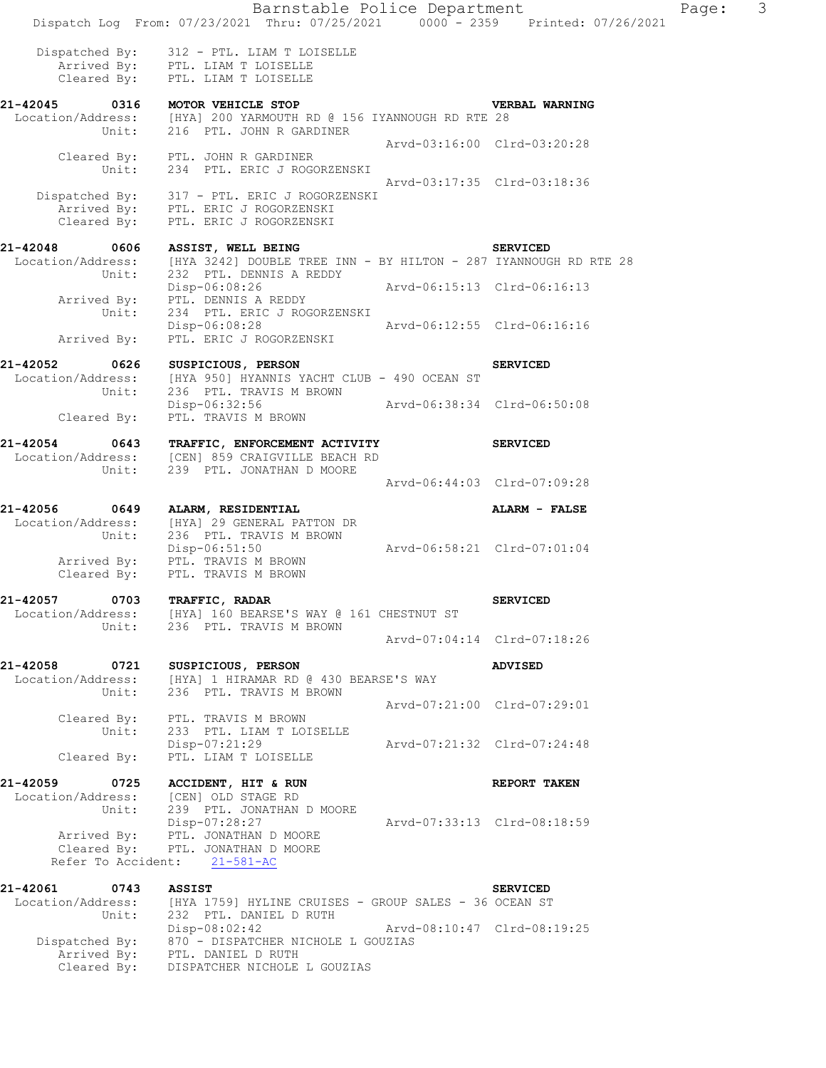```
    Dispatched By:    312 - PTL. LIAM T LOISELLE
       Arrived By:    PTL. LIAM T LOISELLE
       Cleared By:    PTL. LIAM T LOISELLE

21-42045       0316    MOTOR VEHICLE STOP                                  VERBAL WARNING
  Location/Address:    [HYA] 200 YARMOUTH RD @ 156 IYANNOUGH RD RTE 28
             Unit:     216  PTL. JOHN R GARDINER
                                                    Arvd-03:16:00  Clrd-03:20:28
       Cleared By:     PTL. JOHN R GARDINER
             Unit:     234  PTL. ERIC J ROGORZENSKI
                                                    Arvd-03:17:35  Clrd-03:18:36
    Dispatched By:     317 - PTL. ERIC J ROGORZENSKI
       Arrived By:     PTL. ERIC J ROGORZENSKI
       Cleared By:     PTL. ERIC J ROGORZENSKI

21-42048       0606    ASSIST, WELL BEING                                  SERVICED
  Location/Address:    [HYA 3242] DOUBLE TREE INN - BY HILTON - 287 IYANNOUGH RD RTE 28
             Unit:     232  PTL. DENNIS A REDDY
                       Disp-06:08:26                Arvd-06:15:13  Clrd-06:16:13
       Arrived By:     PTL. DENNIS A REDDY
             Unit:     234  PTL. ERIC J ROGORZENSKI
                       Disp-06:08:28                Arvd-06:12:55  Clrd-06:16:16
       Arrived By:     PTL. ERIC J ROGORZENSKI

21-42052       0626    SUSPICIOUS, PERSON                                  SERVICED
  Location/Address:    [HYA 950] HYANNIS YACHT CLUB - 490 OCEAN ST
             Unit:     236  PTL. TRAVIS M BROWN
                       Disp-06:32:56                Arvd-06:38:34  Clrd-06:50:08
       Cleared By:     PTL. TRAVIS M BROWN

21-42054       0643    TRAFFIC, ENFORCEMENT ACTIVITY                       SERVICED
  Location/Address:    [CEN] 859 CRAIGVILLE BEACH RD
             Unit:     239  PTL. JONATHAN D MOORE
                                                    Arvd-06:44:03  Clrd-07:09:28

21-42056       0649    ALARM, RESIDENTIAL                                  ALARM - FALSE
  Location/Address:    [HYA] 29 GENERAL PATTON DR
             Unit:     236  PTL. TRAVIS M BROWN
                       Disp-06:51:50                Arvd-06:58:21  Clrd-07:01:04
       Arrived By:     PTL. TRAVIS M BROWN
       Cleared By:     PTL. TRAVIS M BROWN

21-42057       0703    TRAFFIC, RADAR                                      SERVICED
  Location/Address:    [HYA] 160 BEARSE'S WAY @ 161 CHESTNUT ST
             Unit:     236  PTL. TRAVIS M BROWN
                                                    Arvd-07:04:14  Clrd-07:18:26

21-42058       0721    SUSPICIOUS, PERSON                                  ADVISED
  Location/Address:    [HYA] 1 HIRAMAR RD @ 430 BEARSE'S WAY
             Unit:     236  PTL. TRAVIS M BROWN
                                                    Arvd-07:21:00  Clrd-07:29:01
       Cleared By:     PTL. TRAVIS M BROWN
             Unit:     233  PTL. LIAM T LOISELLE
                       Disp-07:21:29                Arvd-07:21:32  Clrd-07:24:48
       Cleared By:     PTL. LIAM T LOISELLE

21-42059       0725    ACCIDENT, HIT & RUN                                 REPORT TAKEN
  Location/Address:    [CEN] OLD STAGE RD
             Unit:     239  PTL. JONATHAN D MOORE
                       Disp-07:28:27                Arvd-07:33:13  Clrd-08:18:59
       Arrived By:     PTL. JONATHAN D MOORE
       Cleared By:     PTL. JONATHAN D MOORE
     Refer To Accident:   21-581-AC

21-42061       0743    ASSIST                                              SERVICED
  Location/Address:    [HYA 1759] HYLINE CRUISES - GROUP SALES - 36 OCEAN ST
             Unit:     232  PTL. DANIEL D RUTH
                       Disp-08:02:42                Arvd-08:10:47  Clrd-08:19:25
    Dispatched By:     870 - DISPATCHER NICHOLE L GOUZIAS
       Arrived By:     PTL. DANIEL D RUTH
       Cleared By:     DISPATCHER NICHOLE L GOUZIAS
```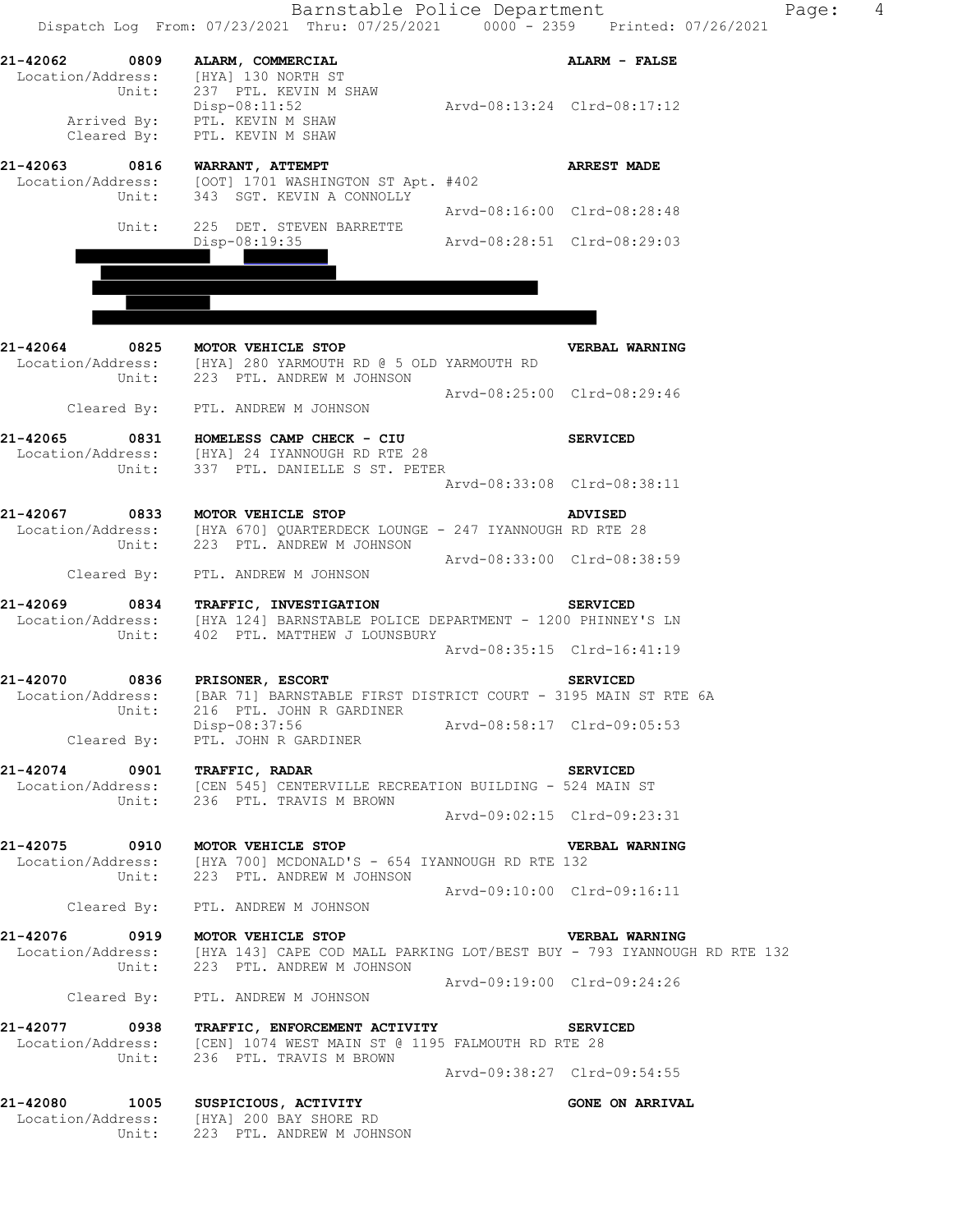Dispatch Log From: 07/23/2021 Thru: 07/25/2021 0000 - 2359 Printed: 07/26/2021

```
21-42062      0809   ALARM, COMMERCIAL                                ALARM - FALSE
 Location/Address:   [HYA] 130 NORTH ST
            Unit:    237  PTL. KEVIN M SHAW
                     Disp-08:11:52                 Arvd-08:13:24  Clrd-08:17:12
      Arrived By:    PTL. KEVIN M SHAW
      Cleared By:    PTL. KEVIN M SHAW

21-42063      0816   WARRANT, ATTEMPT                                 ARREST MADE
 Location/Address:   [OOT] 1701 WASHINGTON ST Apt. #402
            Unit:    343  SGT. KEVIN A CONNOLLY
                                                   Arvd-08:16:00  Clrd-08:28:48
            Unit:    225  DET. STEVEN BARRETTE
                     Disp-08:19:35                 Arvd-08:28:51  Clrd-08:29:03

21-42064      0825   MOTOR VEHICLE STOP                               VERBAL WARNING
 Location/Address:   [HYA] 280 YARMOUTH RD @ 5 OLD YARMOUTH RD
            Unit:    223  PTL. ANDREW M JOHNSON
                                                   Arvd-08:25:00  Clrd-08:29:46
      Cleared By:    PTL. ANDREW M JOHNSON

21-42065      0831   HOMELESS CAMP CHECK - CIU                        SERVICED
 Location/Address:   [HYA] 24 IYANNOUGH RD RTE 28
            Unit:    337  PTL. DANIELLE S ST. PETER
                                                   Arvd-08:33:08  Clrd-08:38:11

21-42067      0833   MOTOR VEHICLE STOP                               ADVISED
 Location/Address:   [HYA 670] QUARTERDECK LOUNGE - 247 IYANNOUGH RD RTE 28
            Unit:    223  PTL. ANDREW M JOHNSON
                                                   Arvd-08:33:00  Clrd-08:38:59
      Cleared By:    PTL. ANDREW M JOHNSON

21-42069      0834   TRAFFIC, INVESTIGATION                           SERVICED
 Location/Address:   [HYA 124] BARNSTABLE POLICE DEPARTMENT - 1200 PHINNEY'S LN
            Unit:    402  PTL. MATTHEW J LOUNSBURY
                                                   Arvd-08:35:15  Clrd-16:41:19

21-42070      0836   PRISONER, ESCORT                                 SERVICED
 Location/Address:   [BAR 71] BARNSTABLE FIRST DISTRICT COURT - 3195 MAIN ST RTE 6A
            Unit:    216  PTL. JOHN R GARDINER
                     Disp-08:37:56                 Arvd-08:58:17  Clrd-09:05:53
      Cleared By:    PTL. JOHN R GARDINER

21-42074      0901   TRAFFIC, RADAR                                   SERVICED
 Location/Address:   [CEN 545] CENTERVILLE RECREATION BUILDING - 524 MAIN ST
            Unit:    236  PTL. TRAVIS M BROWN
                                                   Arvd-09:02:15  Clrd-09:23:31

21-42075      0910   MOTOR VEHICLE STOP                               VERBAL WARNING
 Location/Address:   [HYA 700] MCDONALD'S - 654 IYANNOUGH RD RTE 132
            Unit:    223  PTL. ANDREW M JOHNSON
                                                   Arvd-09:10:00  Clrd-09:16:11
      Cleared By:    PTL. ANDREW M JOHNSON

21-42076      0919   MOTOR VEHICLE STOP                               VERBAL WARNING
 Location/Address:   [HYA 143] CAPE COD MALL PARKING LOT/BEST BUY - 793 IYANNOUGH RD RTE 132
            Unit:    223  PTL. ANDREW M JOHNSON
                                                   Arvd-09:19:00  Clrd-09:24:26
      Cleared By:    PTL. ANDREW M JOHNSON

21-42077      0938   TRAFFIC, ENFORCEMENT ACTIVITY                    SERVICED
 Location/Address:   [CEN] 1074 WEST MAIN ST @ 1195 FALMOUTH RD RTE 28
            Unit:    236  PTL. TRAVIS M BROWN
                                                   Arvd-09:38:27  Clrd-09:54:55

21-42080      1005   SUSPICIOUS, ACTIVITY                             GONE ON ARRIVAL
 Location/Address:   [HYA] 200 BAY SHORE RD
            Unit:    223  PTL. ANDREW M JOHNSON
```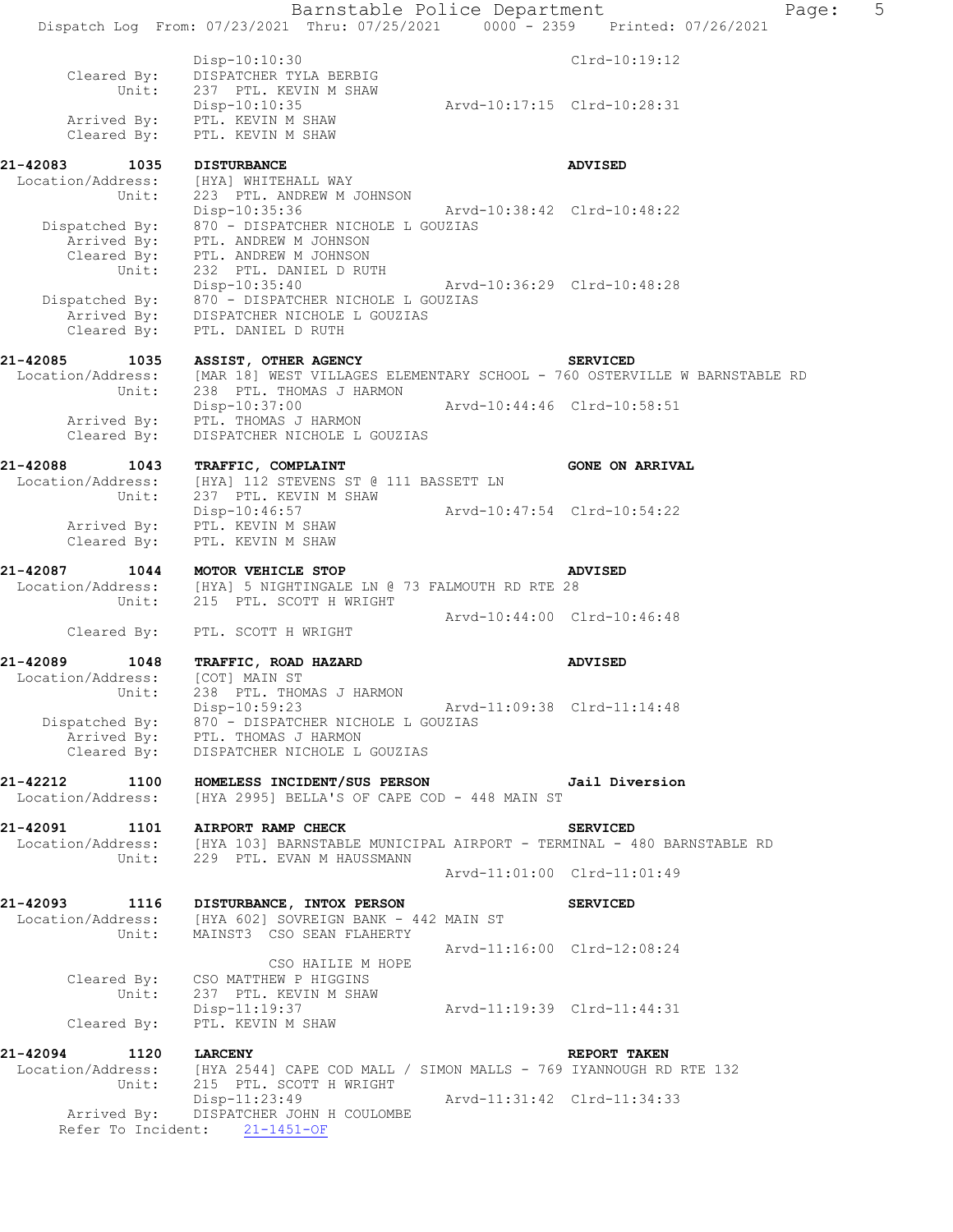```
            Disp-10:10:30                                 Clrd-10:19:12
 Cleared By:    DISPATCHER TYLA BERBIG
      Unit:     237  PTL. KEVIN M SHAW
            Disp-10:10:35                 Arvd-10:17:15  Clrd-10:28:31
 Arrived By:    PTL. KEVIN M SHAW
 Cleared By:    PTL. KEVIN M SHAW
```

**21-42083 1035 DISTURBANCE ADVISED**

```
 Location/Address:    [HYA] WHITEHALL WAY
          Unit:     223  PTL. ANDREW M JOHNSON
            Disp-10:35:36                 Arvd-10:38:42  Clrd-10:48:22
 Dispatched By:    870 - DISPATCHER NICHOLE L GOUZIAS
   Arrived By:    PTL. ANDREW M JOHNSON
   Cleared By:    PTL. ANDREW M JOHNSON
          Unit:     232  PTL. DANIEL D RUTH
            Disp-10:35:40                 Arvd-10:36:29  Clrd-10:48:28
 Dispatched By:    870 - DISPATCHER NICHOLE L GOUZIAS
   Arrived By:    DISPATCHER NICHOLE L GOUZIAS
   Cleared By:    PTL. DANIEL D RUTH
```

**21-42085 1035 ASSIST, OTHER AGENCY SERVICED**

```
 Location/Address:    [MAR 18] WEST VILLAGES ELEMENTARY SCHOOL - 760 OSTERVILLE W BARNSTABLE RD
          Unit:     238  PTL. THOMAS J HARMON
            Disp-10:37:00                 Arvd-10:44:46  Clrd-10:58:51
   Arrived By:    PTL. THOMAS J HARMON
   Cleared By:    DISPATCHER NICHOLE L GOUZIAS
```

**21-42088 1043 TRAFFIC, COMPLAINT GONE ON ARRIVAL**

```
 Location/Address:    [HYA] 112 STEVENS ST @ 111 BASSETT LN
          Unit:     237  PTL. KEVIN M SHAW
            Disp-10:46:57                 Arvd-10:47:54  Clrd-10:54:22
   Arrived By:    PTL. KEVIN M SHAW
   Cleared By:    PTL. KEVIN M SHAW
```

**21-42087 1044 MOTOR VEHICLE STOP ADVISED**

```
 Location/Address:    [HYA] 5 NIGHTINGALE LN @ 73 FALMOUTH RD RTE 28
          Unit:     215  PTL. SCOTT H WRIGHT
                                          Arvd-10:44:00  Clrd-10:46:48
   Cleared By:    PTL. SCOTT H WRIGHT
```

**21-42089 1048 TRAFFIC, ROAD HAZARD ADVISED**

```
 Location/Address:    [COT] MAIN ST
          Unit:     238  PTL. THOMAS J HARMON
            Disp-10:59:23                 Arvd-11:09:38  Clrd-11:14:48
 Dispatched By:    870 - DISPATCHER NICHOLE L GOUZIAS
   Arrived By:    PTL. THOMAS J HARMON
   Cleared By:    DISPATCHER NICHOLE L GOUZIAS
```

**21-42212 1100 HOMELESS INCIDENT/SUS PERSON Jail Diversion**

```
 Location/Address:    [HYA 2995] BELLA'S OF CAPE COD - 448 MAIN ST
```

**21-42091 1101 AIRPORT RAMP CHECK SERVICED**

```
 Location/Address:    [HYA 103] BARNSTABLE MUNICIPAL AIRPORT - TERMINAL - 480 BARNSTABLE RD
          Unit:     229  PTL. EVAN M HAUSSMANN
                                          Arvd-11:01:00  Clrd-11:01:49
```

**21-42093 1116 DISTURBANCE, INTOX PERSON SERVICED**

```
 Location/Address:    [HYA 602] SOVREIGN BANK - 442 MAIN ST
          Unit:     MAINST3  CSO SEAN FLAHERTY
                                          Arvd-11:16:00  Clrd-12:08:24
                  CSO HAILIE M HOPE
   Cleared By:    CSO MATTHEW P HIGGINS
          Unit:     237  PTL. KEVIN M SHAW
            Disp-11:19:37                 Arvd-11:19:39  Clrd-11:44:31
   Cleared By:    PTL. KEVIN M SHAW
```

**21-42094 1120 LARCENY REPORT TAKEN**

```
 Location/Address:    [HYA 2544] CAPE COD MALL / SIMON MALLS - 769 IYANNOUGH RD RTE 132
          Unit:     215  PTL. SCOTT H WRIGHT
            Disp-11:23:49                 Arvd-11:31:42  Clrd-11:34:33
   Arrived By:    DISPATCHER JOHN H COULOMBE
 Refer To Incident:    21-1451-OF
```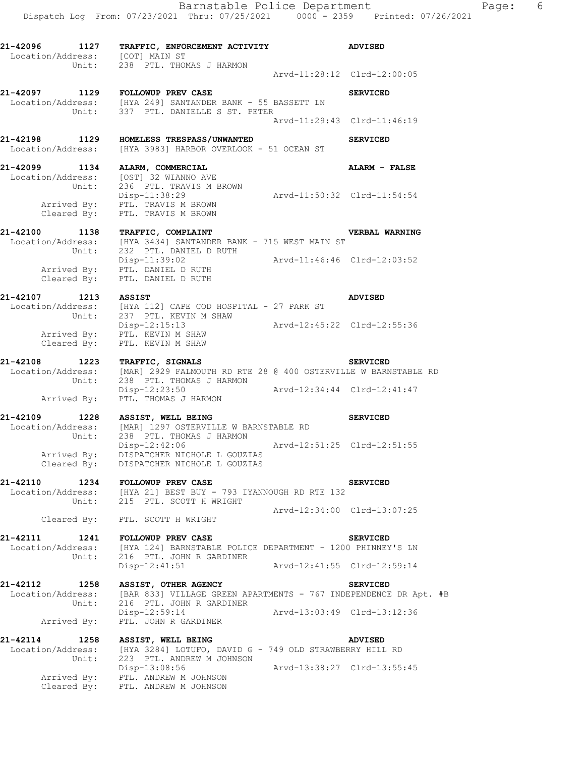**21-42096 1127 TRAFFIC, ENFORCEMENT ACTIVITY ADVISED**
Location/Address: [COT] MAIN ST
Unit: 238 PTL. THOMAS J HARMON
Arvd-11:28:12 Clrd-12:00:05

**21-42097 1129 FOLLOWUP PREV CASE SERVICED**
Location/Address: [HYA 249] SANTANDER BANK - 55 BASSETT LN
Unit: 337 PTL. DANIELLE S ST. PETER
Arvd-11:29:43 Clrd-11:46:19

**21-42198 1129 HOMELESS TRESPASS/UNWANTED SERVICED**
Location/Address: [HYA 3983] HARBOR OVERLOOK - 51 OCEAN ST

**21-42099 1134 ALARM, COMMERCIAL ALARM - FALSE**
Location/Address: [OST] 32 WIANNO AVE
Unit: 236 PTL. TRAVIS M BROWN
Disp-11:38:29 Arvd-11:50:32 Clrd-11:54:54
Arrived By: PTL. TRAVIS M BROWN
Cleared By: PTL. TRAVIS M BROWN

**21-42100 1138 TRAFFIC, COMPLAINT VERBAL WARNING**
Location/Address: [HYA 3434] SANTANDER BANK - 715 WEST MAIN ST
Unit: 232 PTL. DANIEL D RUTH
Disp-11:39:02 Arvd-11:46:46 Clrd-12:03:52
Arrived By: PTL. DANIEL D RUTH
Cleared By: PTL. DANIEL D RUTH

**21-42107 1213 ASSIST ADVISED**
Location/Address: [HYA 112] CAPE COD HOSPITAL - 27 PARK ST
Unit: 237 PTL. KEVIN M SHAW
Disp-12:15:13 Arvd-12:45:22 Clrd-12:55:36
Arrived By: PTL. KEVIN M SHAW
Cleared By: PTL. KEVIN M SHAW

**21-42108 1223 TRAFFIC, SIGNALS SERVICED**
Location/Address: [MAR] 2929 FALMOUTH RD RTE 28 @ 400 OSTERVILLE W BARNSTABLE RD
Unit: 238 PTL. THOMAS J HARMON
Disp-12:23:50 Arvd-12:34:44 Clrd-12:41:47
Arrived By: PTL. THOMAS J HARMON

**21-42109 1228 ASSIST, WELL BEING SERVICED**
Location/Address: [MAR] 1297 OSTERVILLE W BARNSTABLE RD
Unit: 238 PTL. THOMAS J HARMON
Disp-12:42:06 Arvd-12:51:25 Clrd-12:51:55
Arrived By: DISPATCHER NICHOLE L GOUZIAS
Cleared By: DISPATCHER NICHOLE L GOUZIAS

**21-42110 1234 FOLLOWUP PREV CASE SERVICED**
Location/Address: [HYA 21] BEST BUY - 793 IYANNOUGH RD RTE 132
Unit: 215 PTL. SCOTT H WRIGHT
Arvd-12:34:00 Clrd-13:07:25
Cleared By: PTL. SCOTT H WRIGHT

**21-42111 1241 FOLLOWUP PREV CASE SERVICED**
Location/Address: [HYA 124] BARNSTABLE POLICE DEPARTMENT - 1200 PHINNEY'S LN
Unit: 216 PTL. JOHN R GARDINER
Disp-12:41:51 Arvd-12:41:55 Clrd-12:59:14

**21-42112 1258 ASSIST, OTHER AGENCY SERVICED**
Location/Address: [BAR 833] VILLAGE GREEN APARTMENTS - 767 INDEPENDENCE DR Apt. #B
Unit: 216 PTL. JOHN R GARDINER
Disp-12:59:14 Arvd-13:03:49 Clrd-13:12:36
Arrived By: PTL. JOHN R GARDINER

**21-42114 1258 ASSIST, WELL BEING ADVISED**
Location/Address: [HYA 3284] LOTUFO, DAVID G - 749 OLD STRAWBERRY HILL RD
Unit: 223 PTL. ANDREW M JOHNSON
Disp-13:08:56 Arvd-13:38:27 Clrd-13:55:45
Arrived By: PTL. ANDREW M JOHNSON
Cleared By: PTL. ANDREW M JOHNSON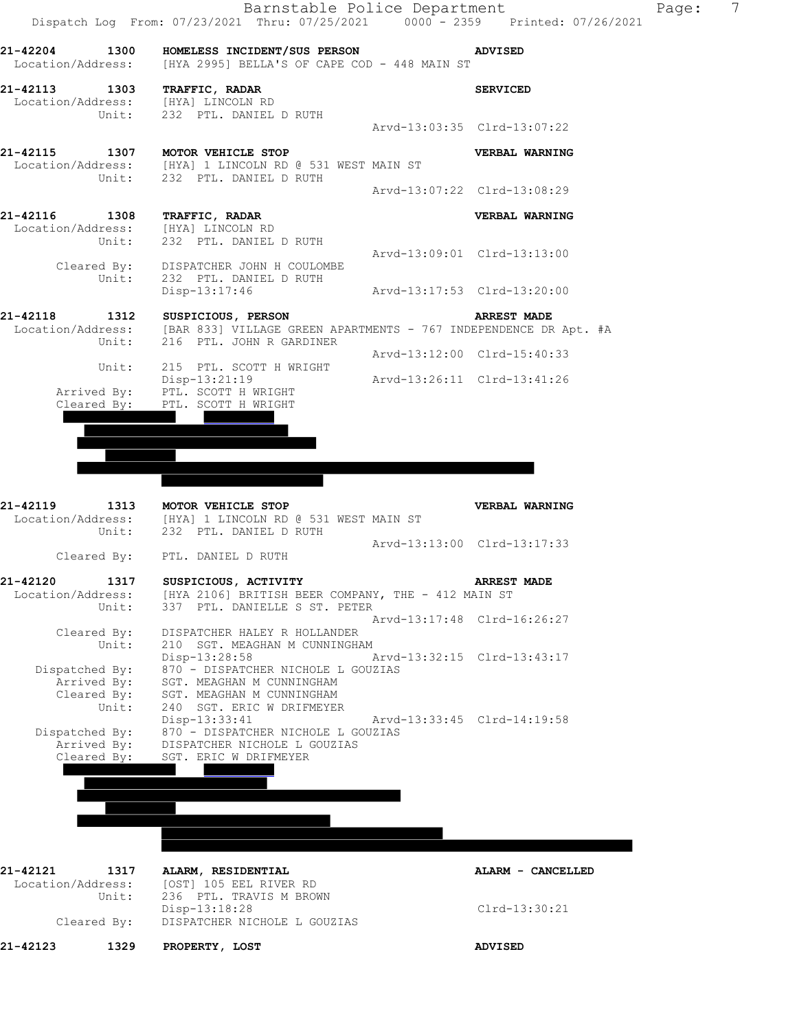**21-42204 1300 HOMELESS INCIDENT/SUS PERSON** — **ADVISED**
Location/Address: [HYA 2995] BELLA'S OF CAPE COD - 448 MAIN ST

**21-42113 1303 TRAFFIC, RADAR** — **SERVICED**
Location/Address: [HYA] LINCOLN RD
Unit: 232 PTL. DANIEL D RUTH
Arvd-13:03:35 Clrd-13:07:22

**21-42115 1307 MOTOR VEHICLE STOP** — **VERBAL WARNING**
Location/Address: [HYA] 1 LINCOLN RD @ 531 WEST MAIN ST
Unit: 232 PTL. DANIEL D RUTH
Arvd-13:07:22 Clrd-13:08:29

**21-42116 1308 TRAFFIC, RADAR** — **VERBAL WARNING**
Location/Address: [HYA] LINCOLN RD
Unit: 232 PTL. DANIEL D RUTH
Arvd-13:09:01 Clrd-13:13:00
Cleared By: DISPATCHER JOHN H COULOMBE
Unit: 232 PTL. DANIEL D RUTH
Disp-13:17:46 Arvd-13:17:53 Clrd-13:20:00

**21-42118 1312 SUSPICIOUS, PERSON** — **ARREST MADE**
Location/Address: [BAR 833] VILLAGE GREEN APARTMENTS - 767 INDEPENDENCE DR Apt. #A
Unit: 216 PTL. JOHN R GARDINER
Arvd-13:12:00 Clrd-15:40:33
Unit: 215 PTL. SCOTT H WRIGHT
Disp-13:21:19 Arvd-13:26:11 Clrd-13:41:26
Arrived By: PTL. SCOTT H WRIGHT
Cleared By: PTL. SCOTT H WRIGHT

**21-42119 1313 MOTOR VEHICLE STOP** — **VERBAL WARNING**
Location/Address: [HYA] 1 LINCOLN RD @ 531 WEST MAIN ST
Unit: 232 PTL. DANIEL D RUTH
Arvd-13:13:00 Clrd-13:17:33
Cleared By: PTL. DANIEL D RUTH

**21-42120 1317 SUSPICIOUS, ACTIVITY** — **ARREST MADE**
Location/Address: [HYA 2106] BRITISH BEER COMPANY, THE - 412 MAIN ST
Unit: 337 PTL. DANIELLE S ST. PETER
Arvd-13:17:48 Clrd-16:26:27
Cleared By: DISPATCHER HALEY R HOLLANDER
Unit: 210 SGT. MEAGHAN M CUNNINGHAM
Disp-13:28:58 Arvd-13:32:15 Clrd-13:43:17
Dispatched By: 870 - DISPATCHER NICHOLE L GOUZIAS
Arrived By: SGT. MEAGHAN M CUNNINGHAM
Cleared By: SGT. MEAGHAN M CUNNINGHAM
Unit: 240 SGT. ERIC W DRIFMEYER
Disp-13:33:41 Arvd-13:33:45 Clrd-14:19:58
Dispatched By: 870 - DISPATCHER NICHOLE L GOUZIAS
Arrived By: DISPATCHER NICHOLE L GOUZIAS
Cleared By: SGT. ERIC W DRIFMEYER

**21-42121 1317 ALARM, RESIDENTIAL** — **ALARM - CANCELLED**
Location/Address: [OST] 105 EEL RIVER RD
Unit: 236 PTL. TRAVIS M BROWN
Disp-13:18:28 Clrd-13:30:21
Cleared By: DISPATCHER NICHOLE L GOUZIAS

**21-42123 1329 PROPERTY, LOST** — **ADVISED**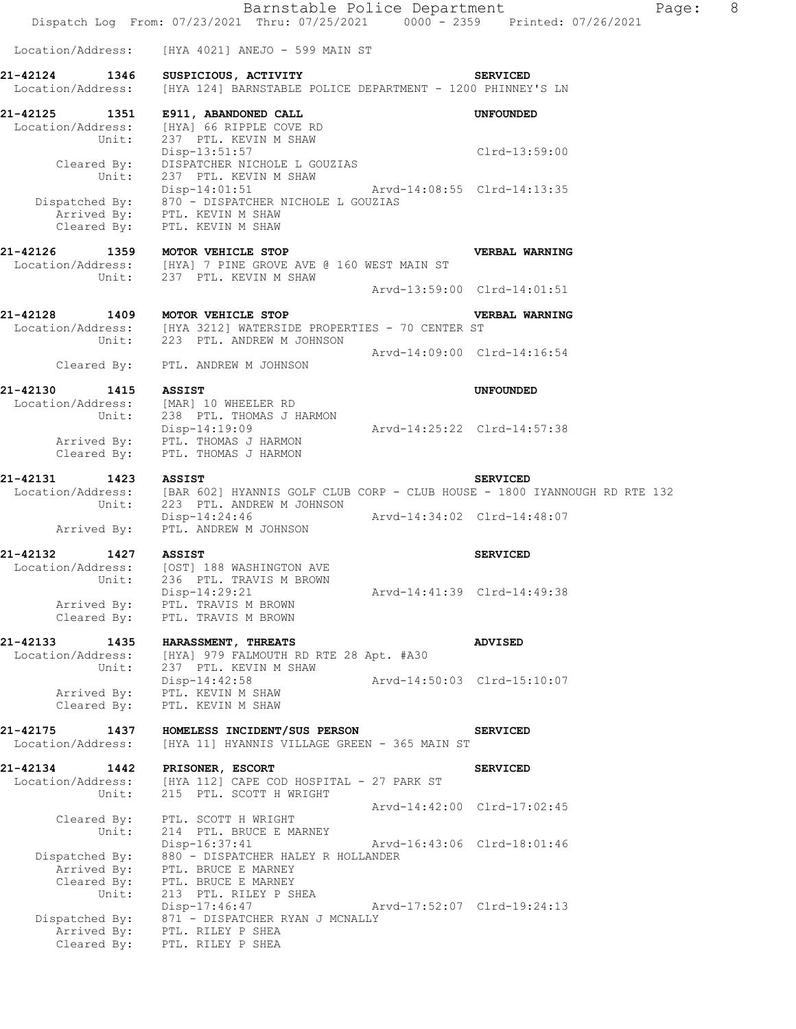Location/Address: [HYA 4021] ANEJO - 599 MAIN ST

**21-42124 1346 SUSPICIOUS, ACTIVITY** **SERVICED**
Location/Address: [HYA 124] BARNSTABLE POLICE DEPARTMENT - 1200 PHINNEY'S LN

**21-42125 1351 E911, ABANDONED CALL** **UNFOUNDED**
Location/Address: [HYA] 66 RIPPLE COVE RD
Unit: 237 PTL. KEVIN M SHAW
Disp-13:51:57 Clrd-13:59:00
Cleared By: DISPATCHER NICHOLE L GOUZIAS
Unit: 237 PTL. KEVIN M SHAW
Disp-14:01:51 Arvd-14:08:55 Clrd-14:13:35
Dispatched By: 870 - DISPATCHER NICHOLE L GOUZIAS
Arrived By: PTL. KEVIN M SHAW
Cleared By: PTL. KEVIN M SHAW

**21-42126 1359 MOTOR VEHICLE STOP** **VERBAL WARNING**
Location/Address: [HYA] 7 PINE GROVE AVE @ 160 WEST MAIN ST
Unit: 237 PTL. KEVIN M SHAW
Arvd-13:59:00 Clrd-14:01:51

**21-42128 1409 MOTOR VEHICLE STOP** **VERBAL WARNING**
Location/Address: [HYA 3212] WATERSIDE PROPERTIES - 70 CENTER ST
Unit: 223 PTL. ANDREW M JOHNSON
Arvd-14:09:00 Clrd-14:16:54
Cleared By: PTL. ANDREW M JOHNSON

**21-42130 1415 ASSIST** **UNFOUNDED**
Location/Address: [MAR] 10 WHEELER RD
Unit: 238 PTL. THOMAS J HARMON
Disp-14:19:09 Arvd-14:25:22 Clrd-14:57:38
Arrived By: PTL. THOMAS J HARMON
Cleared By: PTL. THOMAS J HARMON

**21-42131 1423 ASSIST** **SERVICED**
Location/Address: [BAR 602] HYANNIS GOLF CLUB CORP - CLUB HOUSE - 1800 IYANNOUGH RD RTE 132
Unit: 223 PTL. ANDREW M JOHNSON
Disp-14:24:46 Arvd-14:34:02 Clrd-14:48:07
Arrived By: PTL. ANDREW M JOHNSON

**21-42132 1427 ASSIST** **SERVICED**
Location/Address: [OST] 188 WASHINGTON AVE
Unit: 236 PTL. TRAVIS M BROWN
Disp-14:29:21 Arvd-14:41:39 Clrd-14:49:38
Arrived By: PTL. TRAVIS M BROWN
Cleared By: PTL. TRAVIS M BROWN

**21-42133 1435 HARASSMENT, THREATS** **ADVISED**
Location/Address: [HYA] 979 FALMOUTH RD RTE 28 Apt. #A30
Unit: 237 PTL. KEVIN M SHAW
Disp-14:42:58 Arvd-14:50:03 Clrd-15:10:07
Arrived By: PTL. KEVIN M SHAW
Cleared By: PTL. KEVIN M SHAW

**21-42175 1437 HOMELESS INCIDENT/SUS PERSON** **SERVICED**
Location/Address: [HYA 11] HYANNIS VILLAGE GREEN - 365 MAIN ST

**21-42134 1442 PRISONER, ESCORT** **SERVICED**
Location/Address: [HYA 112] CAPE COD HOSPITAL - 27 PARK ST
Unit: 215 PTL. SCOTT H WRIGHT
Arvd-14:42:00 Clrd-17:02:45
Cleared By: PTL. SCOTT H WRIGHT
Unit: 214 PTL. BRUCE E MARNEY
Disp-16:37:41 Arvd-16:43:06 Clrd-18:01:46
Dispatched By: 880 - DISPATCHER HALEY R HOLLANDER
Arrived By: PTL. BRUCE E MARNEY
Cleared By: PTL. BRUCE E MARNEY
Unit: 213 PTL. RILEY P SHEA
Disp-17:46:47 Arvd-17:52:07 Clrd-19:24:13
Dispatched By: 871 - DISPATCHER RYAN J MCNALLY
Arrived By: PTL. RILEY P SHEA
Cleared By: PTL. RILEY P SHEA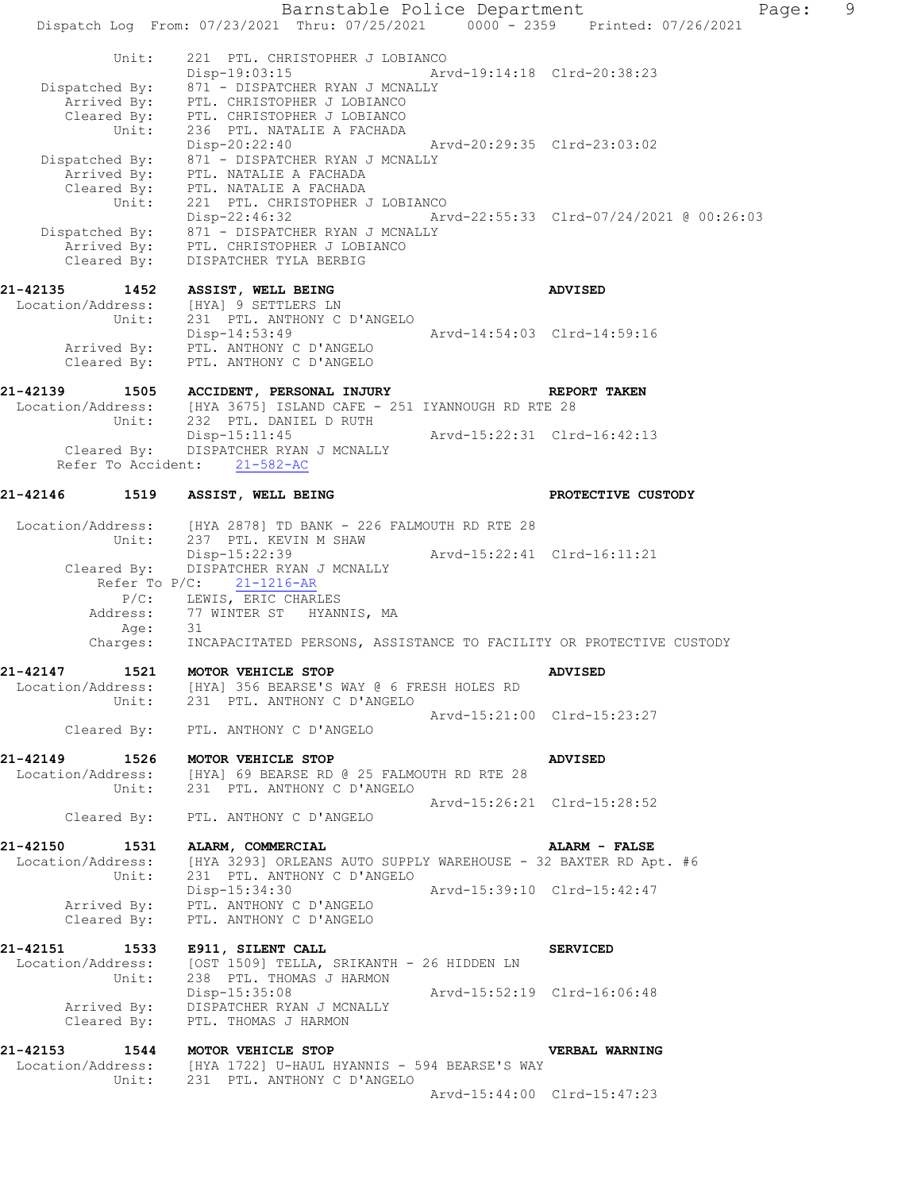```
            Unit:     221  PTL. CHRISTOPHER J LOBIANCO
                      Disp-19:03:15                  Arvd-19:14:18  Clrd-20:38:23
   Dispatched By:     871 - DISPATCHER RYAN J MCNALLY
      Arrived By:     PTL. CHRISTOPHER J LOBIANCO
      Cleared By:     PTL. CHRISTOPHER J LOBIANCO
            Unit:     236  PTL. NATALIE A FACHADA
                      Disp-20:22:40                  Arvd-20:29:35  Clrd-23:03:02
   Dispatched By:     871 - DISPATCHER RYAN J MCNALLY
      Arrived By:     PTL. NATALIE A FACHADA
      Cleared By:     PTL. NATALIE A FACHADA
            Unit:     221  PTL. CHRISTOPHER J LOBIANCO
                      Disp-22:46:32                  Arvd-22:55:33  Clrd-07/24/2021 @ 00:26:03
   Dispatched By:     871 - DISPATCHER RYAN J MCNALLY
      Arrived By:     PTL. CHRISTOPHER J LOBIANCO
      Cleared By:     DISPATCHER TYLA BERBIG

21-42135      1452    ASSIST, WELL BEING                               ADVISED
 Location/Address:    [HYA] 9 SETTLERS LN
            Unit:     231  PTL. ANTHONY C D'ANGELO
                      Disp-14:53:49                  Arvd-14:54:03  Clrd-14:59:16
      Arrived By:     PTL. ANTHONY C D'ANGELO
      Cleared By:     PTL. ANTHONY C D'ANGELO

21-42139      1505    ACCIDENT, PERSONAL INJURY                        REPORT TAKEN
 Location/Address:    [HYA 3675] ISLAND CAFE - 251 IYANNOUGH RD RTE 28
            Unit:     232  PTL. DANIEL D RUTH
                      Disp-15:11:45                  Arvd-15:22:31  Clrd-16:42:13
      Cleared By:     DISPATCHER RYAN J MCNALLY
   Refer To Accident:    21-582-AC

21-42146      1519    ASSIST, WELL BEING                               PROTECTIVE CUSTODY

 Location/Address:    [HYA 2878] TD BANK - 226 FALMOUTH RD RTE 28
            Unit:     237  PTL. KEVIN M SHAW
                      Disp-15:22:39                  Arvd-15:22:41  Clrd-16:11:21
      Cleared By:     DISPATCHER RYAN J MCNALLY
        Refer To P/C:    21-1216-AR
             P/C:     LEWIS, ERIC CHARLES
         Address:     77 WINTER ST   HYANNIS, MA
             Age:     31
         Charges:     INCAPACITATED PERSONS, ASSISTANCE TO FACILITY OR PROTECTIVE CUSTODY

21-42147      1521    MOTOR VEHICLE STOP                               ADVISED
 Location/Address:    [HYA] 356 BEARSE'S WAY @ 6 FRESH HOLES RD
            Unit:     231  PTL. ANTHONY C D'ANGELO
                                                     Arvd-15:21:00  Clrd-15:23:27
      Cleared By:     PTL. ANTHONY C D'ANGELO

21-42149      1526    MOTOR VEHICLE STOP                               ADVISED
 Location/Address:    [HYA] 69 BEARSE RD @ 25 FALMOUTH RD RTE 28
            Unit:     231  PTL. ANTHONY C D'ANGELO
                                                     Arvd-15:26:21  Clrd-15:28:52
      Cleared By:     PTL. ANTHONY C D'ANGELO

21-42150      1531    ALARM, COMMERCIAL                                ALARM - FALSE
 Location/Address:    [HYA 3293] ORLEANS AUTO SUPPLY WAREHOUSE - 32 BAXTER RD Apt. #6
            Unit:     231  PTL. ANTHONY C D'ANGELO
                      Disp-15:34:30                  Arvd-15:39:10  Clrd-15:42:47
      Arrived By:     PTL. ANTHONY C D'ANGELO
      Cleared By:     PTL. ANTHONY C D'ANGELO

21-42151      1533    E911, SILENT CALL                                SERVICED
 Location/Address:    [OST 1509] TELLA, SRIKANTH - 26 HIDDEN LN
            Unit:     238  PTL. THOMAS J HARMON
                      Disp-15:35:08                  Arvd-15:52:19  Clrd-16:06:48
      Arrived By:     DISPATCHER RYAN J MCNALLY
      Cleared By:     PTL. THOMAS J HARMON

21-42153      1544    MOTOR VEHICLE STOP                               VERBAL WARNING
 Location/Address:    [HYA 1722] U-HAUL HYANNIS - 594 BEARSE'S WAY
            Unit:     231  PTL. ANTHONY C D'ANGELO
                                                     Arvd-15:44:00  Clrd-15:47:23
```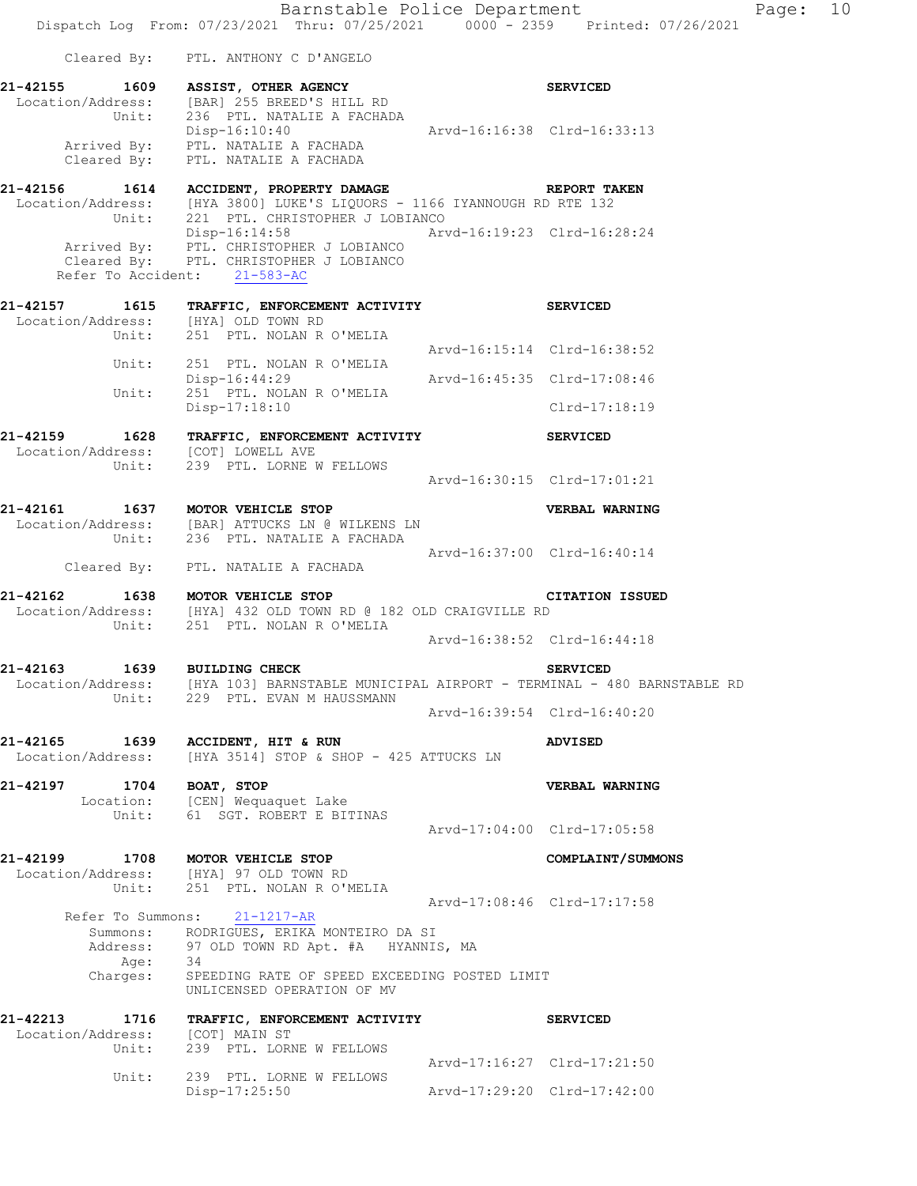Cleared By: PTL. ANTHONY C D'ANGELO

**21-42155 1609 ASSIST, OTHER AGENCY** SERVICED
Location/Address: [BAR] 255 BREED'S HILL RD
Unit: 236 PTL. NATALIE A FACHADA
Disp-16:10:40 Arvd-16:16:38 Clrd-16:33:13
Arrived By: PTL. NATALIE A FACHADA
Cleared By: PTL. NATALIE A FACHADA

**21-42156 1614 ACCIDENT, PROPERTY DAMAGE** REPORT TAKEN
Location/Address: [HYA 3800] LUKE'S LIQUORS - 1166 IYANNOUGH RD RTE 132
Unit: 221 PTL. CHRISTOPHER J LOBIANCO
Disp-16:14:58 Arvd-16:19:23 Clrd-16:28:24
Arrived By: PTL. CHRISTOPHER J LOBIANCO
Cleared By: PTL. CHRISTOPHER J LOBIANCO
Refer To Accident: 21-583-AC

**21-42157 1615 TRAFFIC, ENFORCEMENT ACTIVITY** SERVICED
Location/Address: [HYA] OLD TOWN RD
Unit: 251 PTL. NOLAN R O'MELIA
Arvd-16:15:14 Clrd-16:38:52
Unit: 251 PTL. NOLAN R O'MELIA
Disp-16:44:29 Arvd-16:45:35 Clrd-17:08:46
Unit: 251 PTL. NOLAN R O'MELIA
Disp-17:18:10 Clrd-17:18:19

**21-42159 1628 TRAFFIC, ENFORCEMENT ACTIVITY** SERVICED
Location/Address: [COT] LOWELL AVE
Unit: 239 PTL. LORNE W FELLOWS
Arvd-16:30:15 Clrd-17:01:21

**21-42161 1637 MOTOR VEHICLE STOP** VERBAL WARNING
Location/Address: [BAR] ATTUCKS LN @ WILKENS LN
Unit: 236 PTL. NATALIE A FACHADA
Arvd-16:37:00 Clrd-16:40:14
Cleared By: PTL. NATALIE A FACHADA

**21-42162 1638 MOTOR VEHICLE STOP** CITATION ISSUED
Location/Address: [HYA] 432 OLD TOWN RD @ 182 OLD CRAIGVILLE RD
Unit: 251 PTL. NOLAN R O'MELIA
Arvd-16:38:52 Clrd-16:44:18

**21-42163 1639 BUILDING CHECK** SERVICED
Location/Address: [HYA 103] BARNSTABLE MUNICIPAL AIRPORT - TERMINAL - 480 BARNSTABLE RD
Unit: 229 PTL. EVAN M HAUSSMANN
Arvd-16:39:54 Clrd-16:40:20

**21-42165 1639 ACCIDENT, HIT & RUN** ADVISED
Location/Address: [HYA 3514] STOP & SHOP - 425 ATTUCKS LN

**21-42197 1704 BOAT, STOP** VERBAL WARNING
Location: [CEN] Wequaquet Lake
Unit: 61 SGT. ROBERT E BITINAS
Arvd-17:04:00 Clrd-17:05:58

**21-42199 1708 MOTOR VEHICLE STOP** COMPLAINT/SUMMONS
Location/Address: [HYA] 97 OLD TOWN RD
Unit: 251 PTL. NOLAN R O'MELIA
Arvd-17:08:46 Clrd-17:17:58
Refer To Summons: 21-1217-AR
Summons: RODRIGUES, ERIKA MONTEIRO DA SI
Address: 97 OLD TOWN RD Apt. #A HYANNIS, MA
Age: 34
Charges: SPEEDING RATE OF SPEED EXCEEDING POSTED LIMIT
UNLICENSED OPERATION OF MV

**21-42213 1716 TRAFFIC, ENFORCEMENT ACTIVITY** SERVICED
Location/Address: [COT] MAIN ST
Unit: 239 PTL. LORNE W FELLOWS
Arvd-17:16:27 Clrd-17:21:50
Unit: 239 PTL. LORNE W FELLOWS
Disp-17:25:50 Arvd-17:29:20 Clrd-17:42:00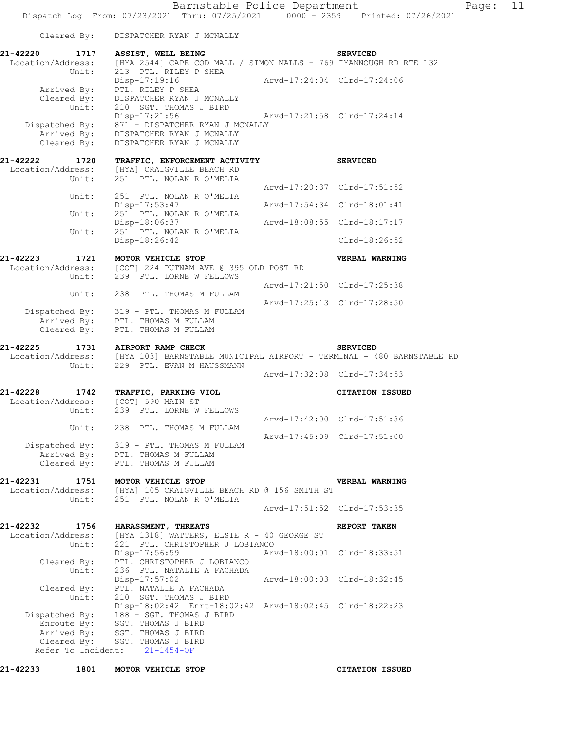Cleared By: DISPATCHER RYAN J MCNALLY

```
21-42220      1717   ASSIST, WELL BEING                              SERVICED
 Location/Address:   [HYA 2544] CAPE COD MALL / SIMON MALLS - 769 IYANNOUGH RD RTE 132
            Unit:    213  PTL. RILEY P SHEA
                     Disp-17:19:16                 Arvd-17:24:04  Clrd-17:24:06
       Arrived By:   PTL. RILEY P SHEA
       Cleared By:   DISPATCHER RYAN J MCNALLY
            Unit:    210  SGT. THOMAS J BIRD
                     Disp-17:21:56                 Arvd-17:21:58  Clrd-17:24:14
    Dispatched By:   871 - DISPATCHER RYAN J MCNALLY
       Arrived By:   DISPATCHER RYAN J MCNALLY
       Cleared By:   DISPATCHER RYAN J MCNALLY

21-42222      1720   TRAFFIC, ENFORCEMENT ACTIVITY                   SERVICED
 Location/Address:   [HYA] CRAIGVILLE BEACH RD
            Unit:    251  PTL. NOLAN R O'MELIA
                                                   Arvd-17:20:37  Clrd-17:51:52
            Unit:    251  PTL. NOLAN R O'MELIA
                     Disp-17:53:47                 Arvd-17:54:34  Clrd-18:01:41
            Unit:    251  PTL. NOLAN R O'MELIA
                     Disp-18:06:37                 Arvd-18:08:55  Clrd-18:17:17
            Unit:    251  PTL. NOLAN R O'MELIA
                     Disp-18:26:42                                Clrd-18:26:52

21-42223      1721   MOTOR VEHICLE STOP                              VERBAL WARNING
 Location/Address:   [COT] 224 PUTNAM AVE @ 395 OLD POST RD
            Unit:    239  PTL. LORNE W FELLOWS
                                                   Arvd-17:21:50  Clrd-17:25:38
            Unit:    238  PTL. THOMAS M FULLAM
                                                   Arvd-17:25:13  Clrd-17:28:50
    Dispatched By:   319 - PTL. THOMAS M FULLAM
       Arrived By:   PTL. THOMAS M FULLAM
       Cleared By:   PTL. THOMAS M FULLAM

21-42225      1731   AIRPORT RAMP CHECK                              SERVICED
 Location/Address:   [HYA 103] BARNSTABLE MUNICIPAL AIRPORT - TERMINAL - 480 BARNSTABLE RD
            Unit:    229  PTL. EVAN M HAUSSMANN
                                                   Arvd-17:32:08  Clrd-17:34:53

21-42228      1742   TRAFFIC, PARKING VIOL                           CITATION ISSUED
 Location/Address:   [COT] 590 MAIN ST
            Unit:    239  PTL. LORNE W FELLOWS
                                                   Arvd-17:42:00  Clrd-17:51:36
            Unit:    238  PTL. THOMAS M FULLAM
                                                   Arvd-17:45:09  Clrd-17:51:00
    Dispatched By:   319 - PTL. THOMAS M FULLAM
       Arrived By:   PTL. THOMAS M FULLAM
       Cleared By:   PTL. THOMAS M FULLAM

21-42231      1751   MOTOR VEHICLE STOP                              VERBAL WARNING
 Location/Address:   [HYA] 105 CRAIGVILLE BEACH RD @ 156 SMITH ST
            Unit:    251  PTL. NOLAN R O'MELIA
                                                   Arvd-17:51:52  Clrd-17:53:35

21-42232      1756   HARASSMENT, THREATS                             REPORT TAKEN
 Location/Address:   [HYA 1318] WATTERS, ELSIE R - 40 GEORGE ST
            Unit:    221  PTL. CHRISTOPHER J LOBIANCO
                     Disp-17:56:59                 Arvd-18:00:01  Clrd-18:33:51
       Cleared By:   PTL. CHRISTOPHER J LOBIANCO
            Unit:    236  PTL. NATALIE A FACHADA
                     Disp-17:57:02                 Arvd-18:00:03  Clrd-18:32:45
       Cleared By:   PTL. NATALIE A FACHADA
            Unit:    210  SGT. THOMAS J BIRD
                     Disp-18:02:42  Enrt-18:02:42  Arvd-18:02:45  Clrd-18:22:23
    Dispatched By:   188 - SGT. THOMAS J BIRD
        Enroute By:  SGT. THOMAS J BIRD
       Arrived By:   SGT. THOMAS J BIRD
       Cleared By:   SGT. THOMAS J BIRD
   Refer To Incident:   21-1454-OF

21-42233      1801   MOTOR VEHICLE STOP                              CITATION ISSUED
```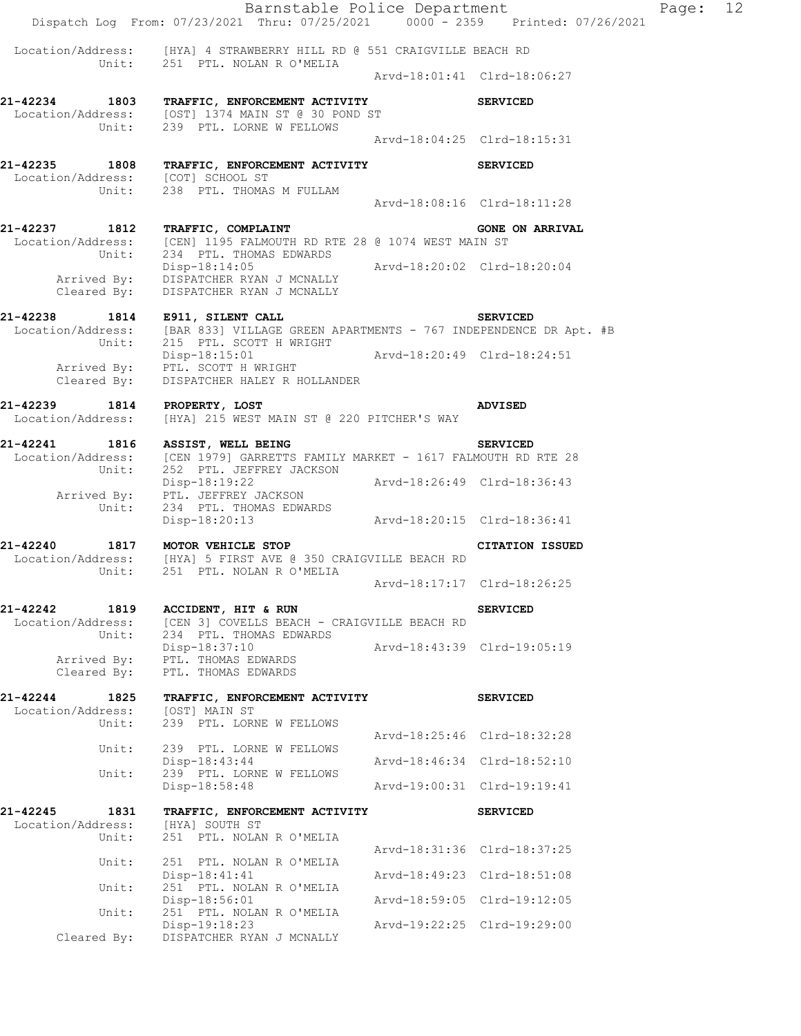```
Location/Address:    [HYA] 4 STRAWBERRY HILL RD @ 551 CRAIGVILLE BEACH RD
           Unit:     251  PTL. NOLAN R O'MELIA
                                                   Arvd-18:01:41  Clrd-18:06:27

21-42234      1803   TRAFFIC, ENFORCEMENT ACTIVITY                SERVICED
 Location/Address:   [OST] 1374 MAIN ST @ 30 POND ST
           Unit:     239  PTL. LORNE W FELLOWS
                                                   Arvd-18:04:25  Clrd-18:15:31

21-42235      1808   TRAFFIC, ENFORCEMENT ACTIVITY                SERVICED
 Location/Address:   [COT] SCHOOL ST
           Unit:     238  PTL. THOMAS M FULLAM
                                                   Arvd-18:08:16  Clrd-18:11:28

21-42237      1812   TRAFFIC, COMPLAINT                           GONE ON ARRIVAL
 Location/Address:   [CEN] 1195 FALMOUTH RD RTE 28 @ 1074 WEST MAIN ST
           Unit:     234  PTL. THOMAS EDWARDS
                     Disp-18:14:05                 Arvd-18:20:02  Clrd-18:20:04
      Arrived By:    DISPATCHER RYAN J MCNALLY
      Cleared By:    DISPATCHER RYAN J MCNALLY

21-42238      1814   E911, SILENT CALL                            SERVICED
 Location/Address:   [BAR 833] VILLAGE GREEN APARTMENTS - 767 INDEPENDENCE DR Apt. #B
           Unit:     215  PTL. SCOTT H WRIGHT
                     Disp-18:15:01                 Arvd-18:20:49  Clrd-18:24:51
      Arrived By:    PTL. SCOTT H WRIGHT
      Cleared By:    DISPATCHER HALEY R HOLLANDER

21-42239      1814   PROPERTY, LOST                               ADVISED
 Location/Address:   [HYA] 215 WEST MAIN ST @ 220 PITCHER'S WAY

21-42241      1816   ASSIST, WELL BEING                           SERVICED
 Location/Address:   [CEN 1979] GARRETTS FAMILY MARKET - 1617 FALMOUTH RD RTE 28
           Unit:     252  PTL. JEFFREY JACKSON
                     Disp-18:19:22                 Arvd-18:26:49  Clrd-18:36:43
      Arrived By:    PTL. JEFFREY JACKSON
           Unit:     234  PTL. THOMAS EDWARDS
                     Disp-18:20:13                 Arvd-18:20:15  Clrd-18:36:41

21-42240      1817   MOTOR VEHICLE STOP                           CITATION ISSUED
 Location/Address:   [HYA] 5 FIRST AVE @ 350 CRAIGVILLE BEACH RD
           Unit:     251  PTL. NOLAN R O'MELIA
                                                   Arvd-18:17:17  Clrd-18:26:25

21-42242      1819   ACCIDENT, HIT & RUN                          SERVICED
 Location/Address:   [CEN 3] COVELLS BEACH - CRAIGVILLE BEACH RD
           Unit:     234  PTL. THOMAS EDWARDS
                     Disp-18:37:10                 Arvd-18:43:39  Clrd-19:05:19
      Arrived By:    PTL. THOMAS EDWARDS
      Cleared By:    PTL. THOMAS EDWARDS

21-42244      1825   TRAFFIC, ENFORCEMENT ACTIVITY                SERVICED
 Location/Address:   [OST] MAIN ST
           Unit:     239  PTL. LORNE W FELLOWS
                                                   Arvd-18:25:46  Clrd-18:32:28
           Unit:     239  PTL. LORNE W FELLOWS
                     Disp-18:43:44                 Arvd-18:46:34  Clrd-18:52:10
           Unit:     239  PTL. LORNE W FELLOWS
                     Disp-18:58:48                 Arvd-19:00:31  Clrd-19:19:41

21-42245      1831   TRAFFIC, ENFORCEMENT ACTIVITY                SERVICED
 Location/Address:   [HYA] SOUTH ST
           Unit:     251  PTL. NOLAN R O'MELIA
                                                   Arvd-18:31:36  Clrd-18:37:25
           Unit:     251  PTL. NOLAN R O'MELIA
                     Disp-18:41:41                 Arvd-18:49:23  Clrd-18:51:08
           Unit:     251  PTL. NOLAN R O'MELIA
                     Disp-18:56:01                 Arvd-18:59:05  Clrd-19:12:05
           Unit:     251  PTL. NOLAN R O'MELIA
                     Disp-19:18:23                 Arvd-19:22:25  Clrd-19:29:00
      Cleared By:    DISPATCHER RYAN J MCNALLY
```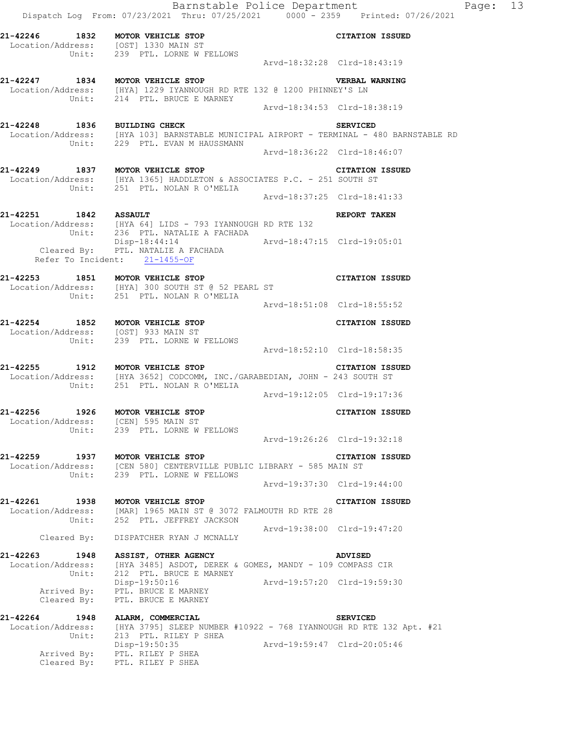**21-42246 1832 MOTOR VEHICLE STOP** — **CITATION ISSUED**
Location/Address: [OST] 1330 MAIN ST
Unit: 239 PTL. LORNE W FELLOWS
Arvd-18:32:28 Clrd-18:43:19

**21-42247 1834 MOTOR VEHICLE STOP** — **VERBAL WARNING**
Location/Address: [HYA] 1229 IYANNOUGH RD RTE 132 @ 1200 PHINNEY'S LN
Unit: 214 PTL. BRUCE E MARNEY
Arvd-18:34:53 Clrd-18:38:19

**21-42248 1836 BUILDING CHECK** — **SERVICED**
Location/Address: [HYA 103] BARNSTABLE MUNICIPAL AIRPORT - TERMINAL - 480 BARNSTABLE RD
Unit: 229 PTL. EVAN M HAUSSMANN
Arvd-18:36:22 Clrd-18:46:07

**21-42249 1837 MOTOR VEHICLE STOP** — **CITATION ISSUED**
Location/Address: [HYA 1365] HADDLETON & ASSOCIATES P.C. - 251 SOUTH ST
Unit: 251 PTL. NOLAN R O'MELIA
Arvd-18:37:25 Clrd-18:41:33

**21-42251 1842 ASSAULT** — **REPORT TAKEN**
Location/Address: [HYA 64] LIDS - 793 IYANNOUGH RD RTE 132
Unit: 236 PTL. NATALIE A FACHADA
Disp-18:44:14 Arvd-18:47:15 Clrd-19:05:01
Cleared By: PTL. NATALIE A FACHADA
Refer To Incident: 21-1455-OF

**21-42253 1851 MOTOR VEHICLE STOP** — **CITATION ISSUED**
Location/Address: [HYA] 300 SOUTH ST @ 52 PEARL ST
Unit: 251 PTL. NOLAN R O'MELIA
Arvd-18:51:08 Clrd-18:55:52

**21-42254 1852 MOTOR VEHICLE STOP** — **CITATION ISSUED**
Location/Address: [OST] 933 MAIN ST
Unit: 239 PTL. LORNE W FELLOWS
Arvd-18:52:10 Clrd-18:58:35

**21-42255 1912 MOTOR VEHICLE STOP** — **CITATION ISSUED**
Location/Address: [HYA 3652] CODCOMM, INC./GARABEDIAN, JOHN - 243 SOUTH ST
Unit: 251 PTL. NOLAN R O'MELIA
Arvd-19:12:05 Clrd-19:17:36

**21-42256 1926 MOTOR VEHICLE STOP** — **CITATION ISSUED**
Location/Address: [CEN] 595 MAIN ST
Unit: 239 PTL. LORNE W FELLOWS
Arvd-19:26:26 Clrd-19:32:18

**21-42259 1937 MOTOR VEHICLE STOP** — **CITATION ISSUED**
Location/Address: [CEN 580] CENTERVILLE PUBLIC LIBRARY - 585 MAIN ST
Unit: 239 PTL. LORNE W FELLOWS
Arvd-19:37:30 Clrd-19:44:00

**21-42261 1938 MOTOR VEHICLE STOP** — **CITATION ISSUED**
Location/Address: [MAR] 1965 MAIN ST @ 3072 FALMOUTH RD RTE 28
Unit: 252 PTL. JEFFREY JACKSON
Arvd-19:38:00 Clrd-19:47:20
Cleared By: DISPATCHER RYAN J MCNALLY

**21-42263 1948 ASSIST, OTHER AGENCY** — **ADVISED**
Location/Address: [HYA 3485] ASDOT, DEREK & GOMES, MANDY - 109 COMPASS CIR
Unit: 212 PTL. BRUCE E MARNEY
Disp-19:50:16 Arvd-19:57:20 Clrd-19:59:30
Arrived By: PTL. BRUCE E MARNEY
Cleared By: PTL. BRUCE E MARNEY

**21-42264 1948 ALARM, COMMERCIAL** — **SERVICED**
Location/Address: [HYA 3795] SLEEP NUMBER #10922 - 768 IYANNOUGH RD RTE 132 Apt. #21
Unit: 213 PTL. RILEY P SHEA
Disp-19:50:35 Arvd-19:59:47 Clrd-20:05:46
Arrived By: PTL. RILEY P SHEA
Cleared By: PTL. RILEY P SHEA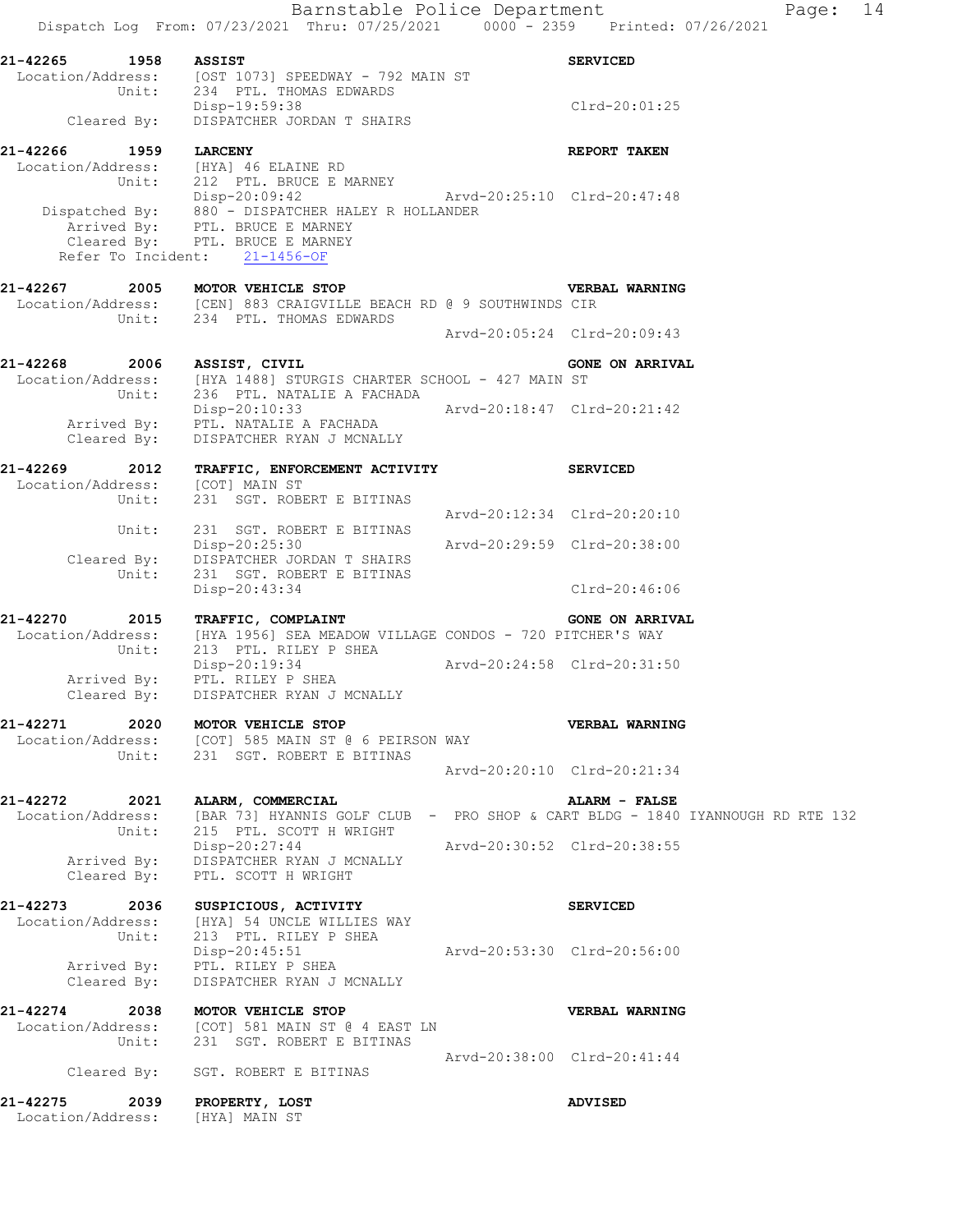21-42265 1958 ASSIST SERVICED
Location/Address: [OST 1073] SPEEDWAY - 792 MAIN ST
Unit: 234 PTL. THOMAS EDWARDS
Disp-19:59:38 Clrd-20:01:25
Cleared By: DISPATCHER JORDAN T SHAIRS

21-42266 1959 LARCENY REPORT TAKEN
Location/Address: [HYA] 46 ELAINE RD
Unit: 212 PTL. BRUCE E MARNEY
Disp-20:09:42 Arvd-20:25:10 Clrd-20:47:48
Dispatched By: 880 - DISPATCHER HALEY R HOLLANDER
Arrived By: PTL. BRUCE E MARNEY
Cleared By: PTL. BRUCE E MARNEY
Refer To Incident: 21-1456-OF

21-42267 2005 MOTOR VEHICLE STOP VERBAL WARNING
Location/Address: [CEN] 883 CRAIGVILLE BEACH RD @ 9 SOUTHWINDS CIR
Unit: 234 PTL. THOMAS EDWARDS
Arvd-20:05:24 Clrd-20:09:43

21-42268 2006 ASSIST, CIVIL GONE ON ARRIVAL
Location/Address: [HYA 1488] STURGIS CHARTER SCHOOL - 427 MAIN ST
Unit: 236 PTL. NATALIE A FACHADA
Disp-20:10:33 Arvd-20:18:47 Clrd-20:21:42
Arrived By: PTL. NATALIE A FACHADA
Cleared By: DISPATCHER RYAN J MCNALLY

21-42269 2012 TRAFFIC, ENFORCEMENT ACTIVITY SERVICED
Location/Address: [COT] MAIN ST
Unit: 231 SGT. ROBERT E BITINAS
Arvd-20:12:34 Clrd-20:20:10
Unit: 231 SGT. ROBERT E BITINAS
Disp-20:25:30 Arvd-20:29:59 Clrd-20:38:00
Cleared By: DISPATCHER JORDAN T SHAIRS
Unit: 231 SGT. ROBERT E BITINAS
Disp-20:43:34 Clrd-20:46:06

21-42270 2015 TRAFFIC, COMPLAINT GONE ON ARRIVAL
Location/Address: [HYA 1956] SEA MEADOW VILLAGE CONDOS - 720 PITCHER'S WAY
Unit: 213 PTL. RILEY P SHEA
Disp-20:19:34 Arvd-20:24:58 Clrd-20:31:50
Arrived By: PTL. RILEY P SHEA
Cleared By: DISPATCHER RYAN J MCNALLY

21-42271 2020 MOTOR VEHICLE STOP VERBAL WARNING
Location/Address: [COT] 585 MAIN ST @ 6 PEIRSON WAY
Unit: 231 SGT. ROBERT E BITINAS
Arvd-20:20:10 Clrd-20:21:34

21-42272 2021 ALARM, COMMERCIAL ALARM - FALSE
Location/Address: [BAR 73] HYANNIS GOLF CLUB - PRO SHOP & CART BLDG - 1840 IYANNOUGH RD RTE 132
Unit: 215 PTL. SCOTT H WRIGHT
Disp-20:27:44 Arvd-20:30:52 Clrd-20:38:55
Arrived By: DISPATCHER RYAN J MCNALLY
Cleared By: PTL. SCOTT H WRIGHT

21-42273 2036 SUSPICIOUS, ACTIVITY SERVICED
Location/Address: [HYA] 54 UNCLE WILLIES WAY
Unit: 213 PTL. RILEY P SHEA
Disp-20:45:51 Arvd-20:53:30 Clrd-20:56:00
Arrived By: PTL. RILEY P SHEA
Cleared By: DISPATCHER RYAN J MCNALLY

21-42274 2038 MOTOR VEHICLE STOP VERBAL WARNING
Location/Address: [COT] 581 MAIN ST @ 4 EAST LN
Unit: 231 SGT. ROBERT E BITINAS
Arvd-20:38:00 Clrd-20:41:44
Cleared By: SGT. ROBERT E BITINAS

21-42275 2039 PROPERTY, LOST ADVISED
Location/Address: [HYA] MAIN ST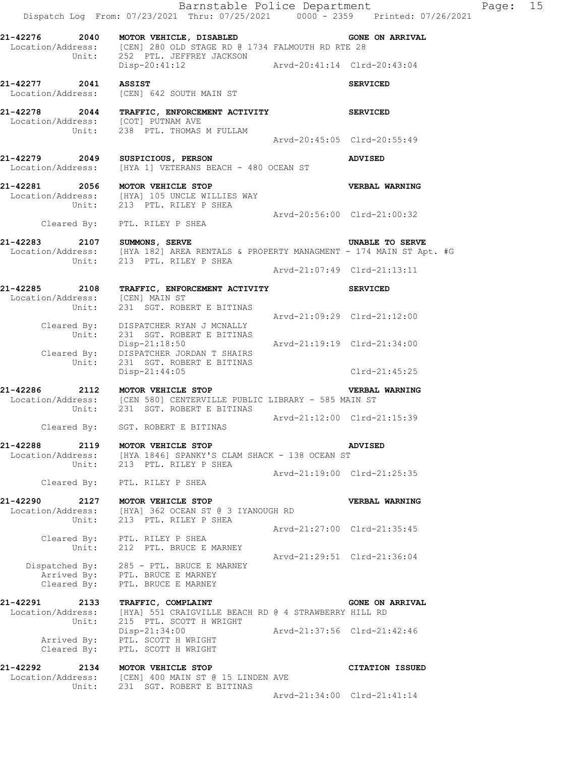**21-42276 2040 MOTOR VEHICLE, DISABLED GONE ON ARRIVAL**
Location/Address: [CEN] 280 OLD STAGE RD @ 1734 FALMOUTH RD RTE 28
Unit: 252 PTL. JEFFREY JACKSON
Disp-20:41:12 Arvd-20:41:14 Clrd-20:43:04

**21-42277 2041 ASSIST SERVICED**
Location/Address: [CEN] 642 SOUTH MAIN ST

**21-42278 2044 TRAFFIC, ENFORCEMENT ACTIVITY SERVICED**
Location/Address: [COT] PUTNAM AVE
Unit: 238 PTL. THOMAS M FULLAM
Arvd-20:45:05 Clrd-20:55:49

**21-42279 2049 SUSPICIOUS, PERSON ADVISED**
Location/Address: [HYA 1] VETERANS BEACH - 480 OCEAN ST

**21-42281 2056 MOTOR VEHICLE STOP VERBAL WARNING**
Location/Address: [HYA] 105 UNCLE WILLIES WAY
Unit: 213 PTL. RILEY P SHEA
Arvd-20:56:00 Clrd-21:00:32
Cleared By: PTL. RILEY P SHEA

**21-42283 2107 SUMMONS, SERVE UNABLE TO SERVE**
Location/Address: [HYA 182] AREA RENTALS & PROPERTY MANAGMENT - 174 MAIN ST Apt. #G
Unit: 213 PTL. RILEY P SHEA
Arvd-21:07:49 Clrd-21:13:11

**21-42285 2108 TRAFFIC, ENFORCEMENT ACTIVITY SERVICED**
Location/Address: [CEN] MAIN ST
Unit: 231 SGT. ROBERT E BITINAS
Arvd-21:09:29 Clrd-21:12:00
Cleared By: DISPATCHER RYAN J MCNALLY
Unit: 231 SGT. ROBERT E BITINAS
Disp-21:18:50 Arvd-21:19:19 Clrd-21:34:00
Cleared By: DISPATCHER JORDAN T SHAIRS
Unit: 231 SGT. ROBERT E BITINAS
Disp-21:44:05 Clrd-21:45:25

**21-42286 2112 MOTOR VEHICLE STOP VERBAL WARNING**
Location/Address: [CEN 580] CENTERVILLE PUBLIC LIBRARY - 585 MAIN ST
Unit: 231 SGT. ROBERT E BITINAS
Arvd-21:12:00 Clrd-21:15:39
Cleared By: SGT. ROBERT E BITINAS

**21-42288 2119 MOTOR VEHICLE STOP ADVISED**
Location/Address: [HYA 1846] SPANKY'S CLAM SHACK - 138 OCEAN ST
Unit: 213 PTL. RILEY P SHEA
Arvd-21:19:00 Clrd-21:25:35
Cleared By: PTL. RILEY P SHEA

**21-42290 2127 MOTOR VEHICLE STOP VERBAL WARNING**
Location/Address: [HYA] 362 OCEAN ST @ 3 IYANOUGH RD
Unit: 213 PTL. RILEY P SHEA
Arvd-21:27:00 Clrd-21:35:45
Cleared By: PTL. RILEY P SHEA
Unit: 212 PTL. BRUCE E MARNEY
Arvd-21:29:51 Clrd-21:36:04
Dispatched By: 285 - PTL. BRUCE E MARNEY
Arrived By: PTL. BRUCE E MARNEY
Cleared By: PTL. BRUCE E MARNEY

**21-42291 2133 TRAFFIC, COMPLAINT GONE ON ARRIVAL**
Location/Address: [HYA] 551 CRAIGVILLE BEACH RD @ 4 STRAWBERRY HILL RD
Unit: 215 PTL. SCOTT H WRIGHT
Disp-21:34:00 Arvd-21:37:56 Clrd-21:42:46
Arrived By: PTL. SCOTT H WRIGHT
Cleared By: PTL. SCOTT H WRIGHT

**21-42292 2134 MOTOR VEHICLE STOP CITATION ISSUED**
Location/Address: [CEN] 400 MAIN ST @ 15 LINDEN AVE
Unit: 231 SGT. ROBERT E BITINAS
Arvd-21:34:00 Clrd-21:41:14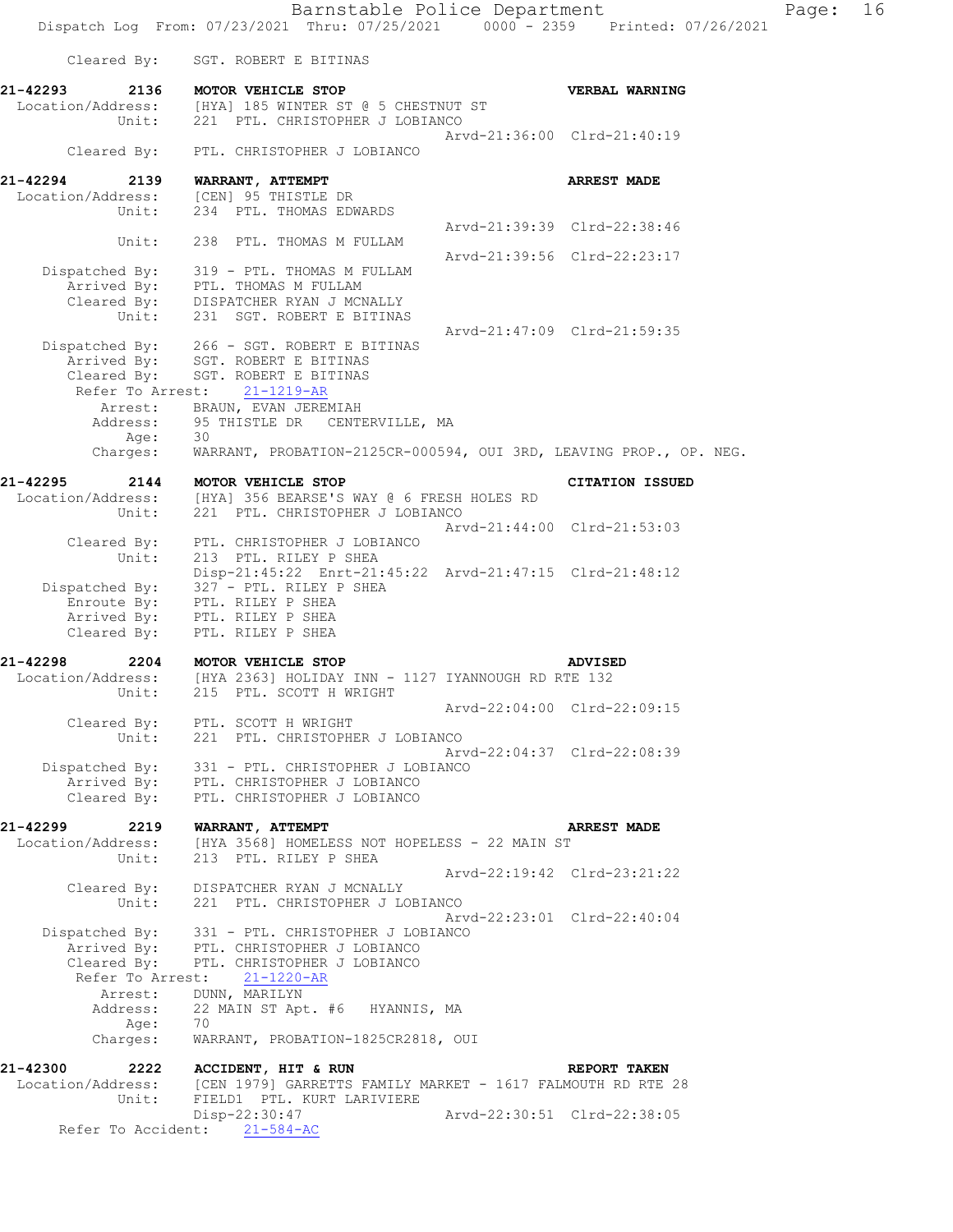Cleared By: SGT. ROBERT E BITINAS

**21-42293 2136 MOTOR VEHICLE STOP VERBAL WARNING**
Location/Address: [HYA] 185 WINTER ST @ 5 CHESTNUT ST
Unit: 221 PTL. CHRISTOPHER J LOBIANCO
Arvd-21:36:00 Clrd-21:40:19
Cleared By: PTL. CHRISTOPHER J LOBIANCO

**21-42294 2139 WARRANT, ATTEMPT ARREST MADE**
Location/Address: [CEN] 95 THISTLE DR
Unit: 234 PTL. THOMAS EDWARDS
Arvd-21:39:39 Clrd-22:38:46
Unit: 238 PTL. THOMAS M FULLAM
Arvd-21:39:56 Clrd-22:23:17
Dispatched By: 319 - PTL. THOMAS M FULLAM
Arrived By: PTL. THOMAS M FULLAM
Cleared By: DISPATCHER RYAN J MCNALLY
Unit: 231 SGT. ROBERT E BITINAS
Arvd-21:47:09 Clrd-21:59:35
Dispatched By: 266 - SGT. ROBERT E BITINAS
Arrived By: SGT. ROBERT E BITINAS
Cleared By: SGT. ROBERT E BITINAS
Refer To Arrest: 21-1219-AR
Arrest: BRAUN, EVAN JEREMIAH
Address: 95 THISTLE DR CENTERVILLE, MA
Age: 30
Charges: WARRANT, PROBATION-2125CR-000594, OUI 3RD, LEAVING PROP., OP. NEG.

**21-42295 2144 MOTOR VEHICLE STOP CITATION ISSUED**
Location/Address: [HYA] 356 BEARSE'S WAY @ 6 FRESH HOLES RD
Unit: 221 PTL. CHRISTOPHER J LOBIANCO
Arvd-21:44:00 Clrd-21:53:03
Cleared By: PTL. CHRISTOPHER J LOBIANCO
Unit: 213 PTL. RILEY P SHEA
Disp-21:45:22 Enrt-21:45:22 Arvd-21:47:15 Clrd-21:48:12
Dispatched By: 327 - PTL. RILEY P SHEA
Enroute By: PTL. RILEY P SHEA
Arrived By: PTL. RILEY P SHEA
Cleared By: PTL. RILEY P SHEA

**21-42298 2204 MOTOR VEHICLE STOP ADVISED**
Location/Address: [HYA 2363] HOLIDAY INN - 1127 IYANNOUGH RD RTE 132
Unit: 215 PTL. SCOTT H WRIGHT
Arvd-22:04:00 Clrd-22:09:15
Cleared By: PTL. SCOTT H WRIGHT
Unit: 221 PTL. CHRISTOPHER J LOBIANCO
Arvd-22:04:37 Clrd-22:08:39
Dispatched By: 331 - PTL. CHRISTOPHER J LOBIANCO
Arrived By: PTL. CHRISTOPHER J LOBIANCO
Cleared By: PTL. CHRISTOPHER J LOBIANCO

**21-42299 2219 WARRANT, ATTEMPT ARREST MADE**
Location/Address: [HYA 3568] HOMELESS NOT HOPELESS - 22 MAIN ST
Unit: 213 PTL. RILEY P SHEA
Arvd-22:19:42 Clrd-23:21:22
Cleared By: DISPATCHER RYAN J MCNALLY
Unit: 221 PTL. CHRISTOPHER J LOBIANCO
Arvd-22:23:01 Clrd-22:40:04
Dispatched By: 331 - PTL. CHRISTOPHER J LOBIANCO
Arrived By: PTL. CHRISTOPHER J LOBIANCO
Cleared By: PTL. CHRISTOPHER J LOBIANCO
Refer To Arrest: 21-1220-AR
Arrest: DUNN, MARILYN
Address: 22 MAIN ST Apt. #6 HYANNIS, MA
Age: 70
Charges: WARRANT, PROBATION-1825CR2818, OUI

**21-42300 2222 ACCIDENT, HIT & RUN REPORT TAKEN**
Location/Address: [CEN 1979] GARRETTS FAMILY MARKET - 1617 FALMOUTH RD RTE 28
Unit: FIELD1 PTL. KURT LARIVIERE
Disp-22:30:47 Arvd-22:30:51 Clrd-22:38:05
Refer To Accident: 21-584-AC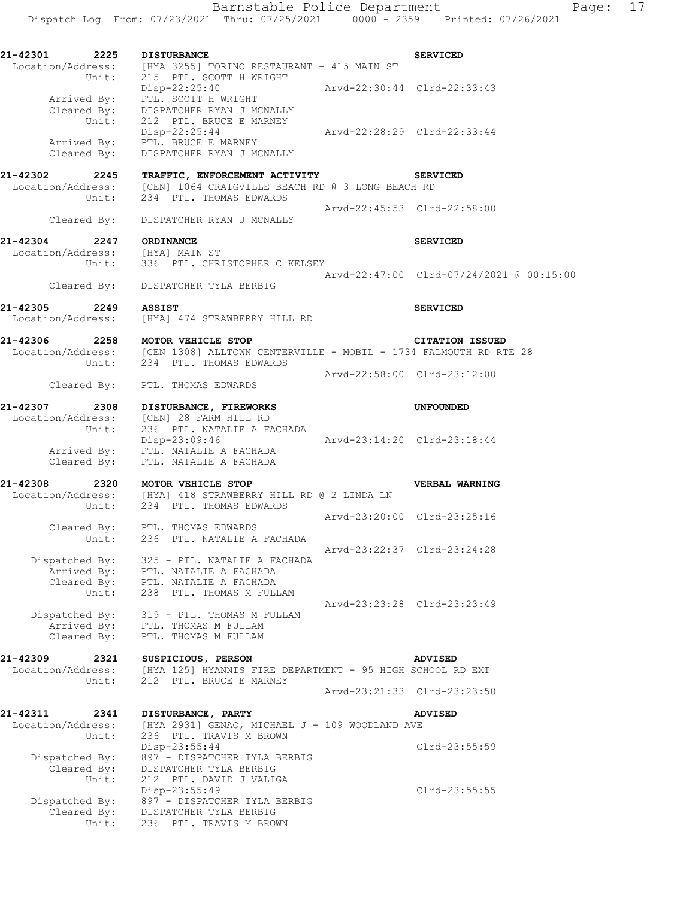**21-42301 2225 DISTURBANCE** **SERVICED**
Location/Address: [HYA 3255] TORINO RESTAURANT - 415 MAIN ST
Unit: 215 PTL. SCOTT H WRIGHT
Disp-22:25:40 Arvd-22:30:44 Clrd-22:33:43
Arrived By: PTL. SCOTT H WRIGHT
Cleared By: DISPATCHER RYAN J MCNALLY
Unit: 212 PTL. BRUCE E MARNEY
Disp-22:25:44 Arvd-22:28:29 Clrd-22:33:44
Arrived By: PTL. BRUCE E MARNEY
Cleared By: DISPATCHER RYAN J MCNALLY

**21-42302 2245 TRAFFIC, ENFORCEMENT ACTIVITY** **SERVICED**
Location/Address: [CEN] 1064 CRAIGVILLE BEACH RD @ 3 LONG BEACH RD
Unit: 234 PTL. THOMAS EDWARDS
Arvd-22:45:53 Clrd-22:58:00
Cleared By: DISPATCHER RYAN J MCNALLY

**21-42304 2247 ORDINANCE** **SERVICED**
Location/Address: [HYA] MAIN ST
Unit: 336 PTL. CHRISTOPHER C KELSEY
Arvd-22:47:00 Clrd-07/24/2021 @ 00:15:00
Cleared By: DISPATCHER TYLA BERBIG

**21-42305 2249 ASSIST** **SERVICED**
Location/Address: [HYA] 474 STRAWBERRY HILL RD

**21-42306 2258 MOTOR VEHICLE STOP** **CITATION ISSUED**
Location/Address: [CEN 1308] ALLTOWN CENTERVILLE - MOBIL - 1734 FALMOUTH RD RTE 28
Unit: 234 PTL. THOMAS EDWARDS
Arvd-22:58:00 Clrd-23:12:00
Cleared By: PTL. THOMAS EDWARDS

**21-42307 2308 DISTURBANCE, FIREWORKS** **UNFOUNDED**
Location/Address: [CEN] 28 FARM HILL RD
Unit: 236 PTL. NATALIE A FACHADA
Disp-23:09:46 Arvd-23:14:20 Clrd-23:18:44
Arrived By: PTL. NATALIE A FACHADA
Cleared By: PTL. NATALIE A FACHADA

**21-42308 2320 MOTOR VEHICLE STOP** **VERBAL WARNING**
Location/Address: [HYA] 418 STRAWBERRY HILL RD @ 2 LINDA LN
Unit: 234 PTL. THOMAS EDWARDS
Arvd-23:20:00 Clrd-23:25:16
Cleared By: PTL. THOMAS EDWARDS
Unit: 236 PTL. NATALIE A FACHADA
Arvd-23:22:37 Clrd-23:24:28
Dispatched By: 325 - PTL. NATALIE A FACHADA
Arrived By: PTL. NATALIE A FACHADA
Cleared By: PTL. NATALIE A FACHADA
Unit: 238 PTL. THOMAS M FULLAM
Arvd-23:23:28 Clrd-23:23:49
Dispatched By: 319 - PTL. THOMAS M FULLAM
Arrived By: PTL. THOMAS M FULLAM
Cleared By: PTL. THOMAS M FULLAM

**21-42309 2321 SUSPICIOUS, PERSON** **ADVISED**
Location/Address: [HYA 125] HYANNIS FIRE DEPARTMENT - 95 HIGH SCHOOL RD EXT
Unit: 212 PTL. BRUCE E MARNEY
Arvd-23:21:33 Clrd-23:23:50

**21-42311 2341 DISTURBANCE, PARTY** **ADVISED**
Location/Address: [HYA 2931] GENAO, MICHAEL J - 109 WOODLAND AVE
Unit: 236 PTL. TRAVIS M BROWN
Disp-23:55:44 Clrd-23:55:59
Dispatched By: 897 - DISPATCHER TYLA BERBIG
Cleared By: DISPATCHER TYLA BERBIG
Unit: 212 PTL. DAVID J VALIGA
Disp-23:55:49 Clrd-23:55:55
Dispatched By: 897 - DISPATCHER TYLA BERBIG
Cleared By: DISPATCHER TYLA BERBIG
Unit: 236 PTL. TRAVIS M BROWN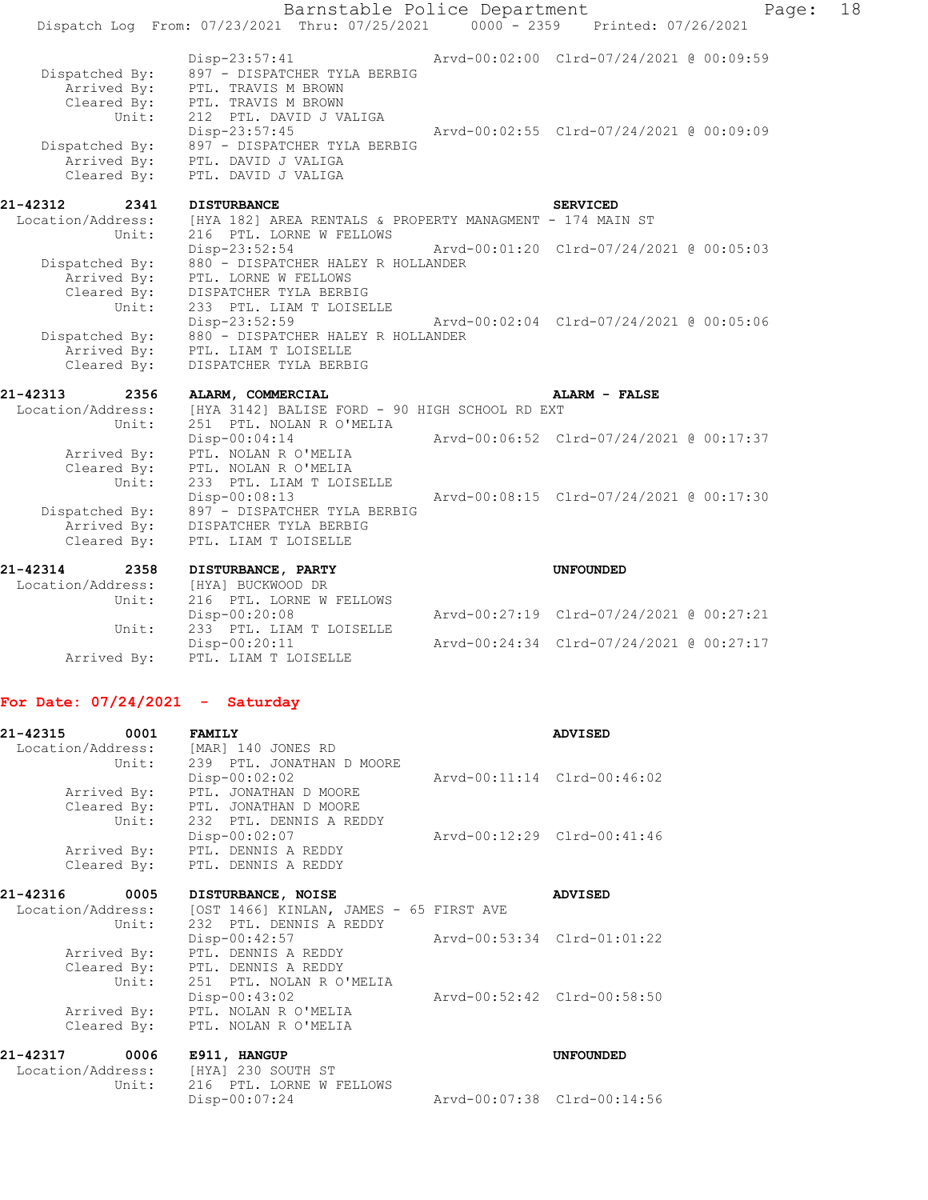```
                Disp-23:57:41                    Arvd-00:02:00  Clrd-07/24/2021 @ 00:09:59
 Dispatched By:   897 - DISPATCHER TYLA BERBIG
    Arrived By:   PTL. TRAVIS M BROWN
    Cleared By:   PTL. TRAVIS M BROWN
          Unit:   212  PTL. DAVID J VALIGA
                  Disp-23:57:45                  Arvd-00:02:55  Clrd-07/24/2021 @ 00:09:09
 Dispatched By:   897 - DISPATCHER TYLA BERBIG
    Arrived By:   PTL. DAVID J VALIGA
    Cleared By:   PTL. DAVID J VALIGA
```

**21-42312 2341 DISTURBANCE** — **SERVICED**

```
Location/Address:   [HYA 182] AREA RENTALS & PROPERTY MANAGMENT - 174 MAIN ST
           Unit:    216  PTL. LORNE W FELLOWS
                    Disp-23:52:54                Arvd-00:01:20  Clrd-07/24/2021 @ 00:05:03
  Dispatched By:    880 - DISPATCHER HALEY R HOLLANDER
     Arrived By:    PTL. LORNE W FELLOWS
     Cleared By:    DISPATCHER TYLA BERBIG
           Unit:    233  PTL. LIAM T LOISELLE
                    Disp-23:52:59                Arvd-00:02:04  Clrd-07/24/2021 @ 00:05:06
  Dispatched By:    880 - DISPATCHER HALEY R HOLLANDER
     Arrived By:    PTL. LIAM T LOISELLE
     Cleared By:    DISPATCHER TYLA BERBIG
```

**21-42313 2356 ALARM, COMMERCIAL** — **ALARM - FALSE**

```
Location/Address:   [HYA 3142] BALISE FORD - 90 HIGH SCHOOL RD EXT
           Unit:    251  PTL. NOLAN R O'MELIA
                    Disp-00:04:14                Arvd-00:06:52  Clrd-07/24/2021 @ 00:17:37
     Arrived By:    PTL. NOLAN R O'MELIA
     Cleared By:    PTL. NOLAN R O'MELIA
           Unit:    233  PTL. LIAM T LOISELLE
                    Disp-00:08:13                Arvd-00:08:15  Clrd-07/24/2021 @ 00:17:30
  Dispatched By:    897 - DISPATCHER TYLA BERBIG
     Arrived By:    DISPATCHER TYLA BERBIG
     Cleared By:    PTL. LIAM T LOISELLE
```

**21-42314 2358 DISTURBANCE, PARTY** — **UNFOUNDED**

```
Location/Address:   [HYA] BUCKWOOD DR
           Unit:    216  PTL. LORNE W FELLOWS
                    Disp-00:20:08                Arvd-00:27:19  Clrd-07/24/2021 @ 00:27:21
           Unit:    233  PTL. LIAM T LOISELLE
                    Disp-00:20:11                Arvd-00:24:34  Clrd-07/24/2021 @ 00:27:17
     Arrived By:    PTL. LIAM T LOISELLE
```

## For Date: 07/24/2021 - Saturday

**21-42315 0001 FAMILY** — **ADVISED**

```
Location/Address:   [MAR] 140 JONES RD
           Unit:    239  PTL. JONATHAN D MOORE
                    Disp-00:02:02                Arvd-00:11:14  Clrd-00:46:02
     Arrived By:    PTL. JONATHAN D MOORE
     Cleared By:    PTL. JONATHAN D MOORE
           Unit:    232  PTL. DENNIS A REDDY
                    Disp-00:02:07                Arvd-00:12:29  Clrd-00:41:46
     Arrived By:    PTL. DENNIS A REDDY
     Cleared By:    PTL. DENNIS A REDDY
```

**21-42316 0005 DISTURBANCE, NOISE** — **ADVISED**

```
Location/Address:   [OST 1466] KINLAN, JAMES - 65 FIRST AVE
           Unit:    232  PTL. DENNIS A REDDY
                    Disp-00:42:57                Arvd-00:53:34  Clrd-01:01:22
     Arrived By:    PTL. DENNIS A REDDY
     Cleared By:    PTL. DENNIS A REDDY
           Unit:    251  PTL. NOLAN R O'MELIA
                    Disp-00:43:02                Arvd-00:52:42  Clrd-00:58:50
     Arrived By:    PTL. NOLAN R O'MELIA
     Cleared By:    PTL. NOLAN R O'MELIA
```

**21-42317 0006 E911, HANGUP** — **UNFOUNDED**

```
Location/Address:   [HYA] 230 SOUTH ST
           Unit:    216  PTL. LORNE W FELLOWS
                    Disp-00:07:24                Arvd-00:07:38  Clrd-00:14:56
```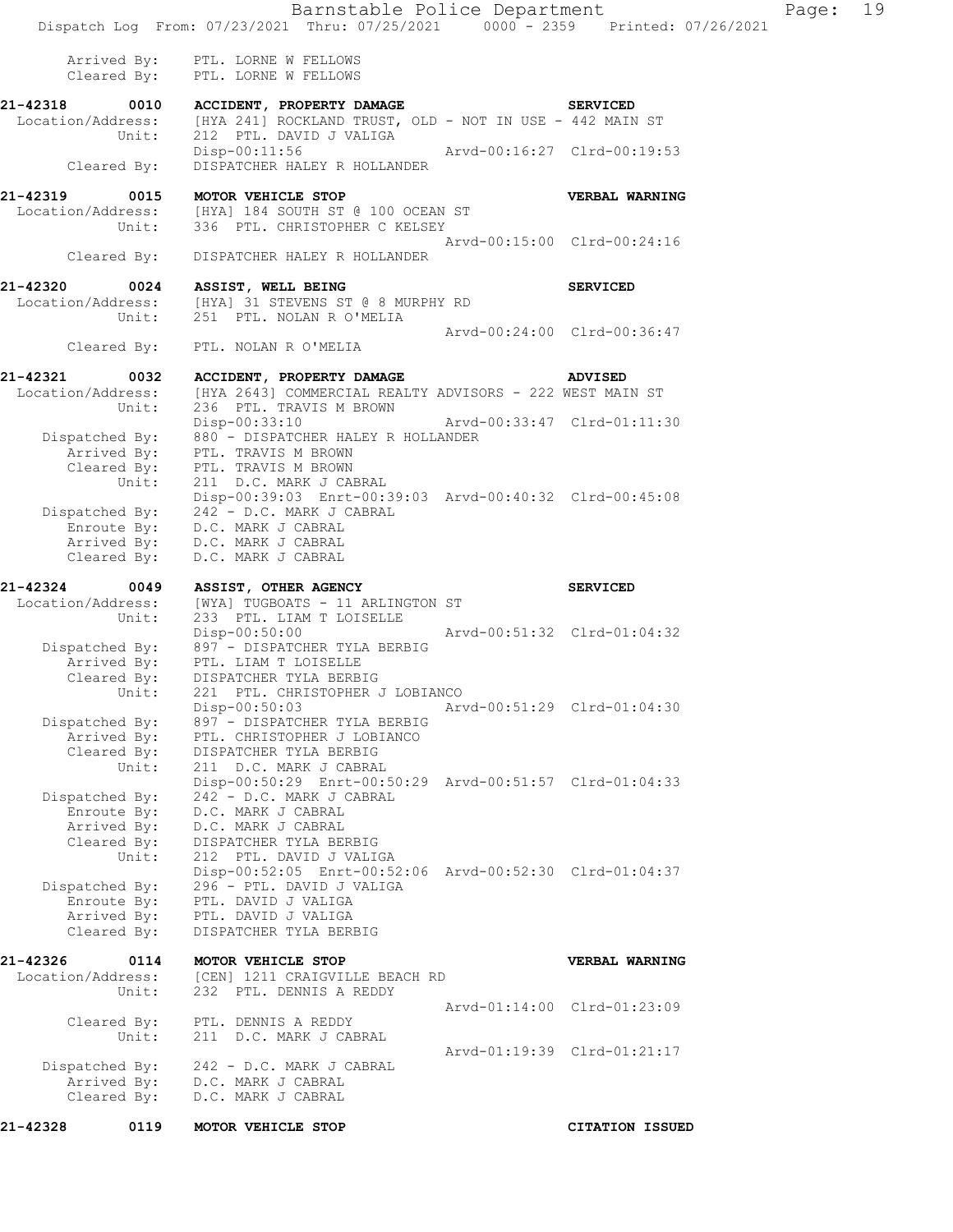```
        Arrived By:    PTL. LORNE W FELLOWS
        Cleared By:    PTL. LORNE W FELLOWS

21-42318      0010    ACCIDENT, PROPERTY DAMAGE                          SERVICED
  Location/Address:    [HYA 241] ROCKLAND TRUST, OLD - NOT IN USE - 442 MAIN ST
             Unit:     212  PTL. DAVID J VALIGA
                       Disp-00:11:56                 Arvd-00:16:27  Clrd-00:19:53
        Cleared By:    DISPATCHER HALEY R HOLLANDER

21-42319      0015    MOTOR VEHICLE STOP                                 VERBAL WARNING
  Location/Address:    [HYA] 184 SOUTH ST @ 100 OCEAN ST
             Unit:     336  PTL. CHRISTOPHER C KELSEY
                                                     Arvd-00:15:00  Clrd-00:24:16
        Cleared By:    DISPATCHER HALEY R HOLLANDER

21-42320      0024    ASSIST, WELL BEING                                 SERVICED
  Location/Address:    [HYA] 31 STEVENS ST @ 8 MURPHY RD
             Unit:     251  PTL. NOLAN R O'MELIA
                                                     Arvd-00:24:00  Clrd-00:36:47
        Cleared By:    PTL. NOLAN R O'MELIA

21-42321      0032    ACCIDENT, PROPERTY DAMAGE                          ADVISED
  Location/Address:    [HYA 2643] COMMERCIAL REALTY ADVISORS - 222 WEST MAIN ST
             Unit:     236  PTL. TRAVIS M BROWN
                       Disp-00:33:10                 Arvd-00:33:47  Clrd-01:11:30
     Dispatched By:    880 - DISPATCHER HALEY R HOLLANDER
        Arrived By:    PTL. TRAVIS M BROWN
        Cleared By:    PTL. TRAVIS M BROWN
             Unit:     211  D.C. MARK J CABRAL
                       Disp-00:39:03  Enrt-00:39:03  Arvd-00:40:32  Clrd-00:45:08
     Dispatched By:    242 - D.C. MARK J CABRAL
        Enroute By:    D.C. MARK J CABRAL
        Arrived By:    D.C. MARK J CABRAL
        Cleared By:    D.C. MARK J CABRAL

21-42324      0049    ASSIST, OTHER AGENCY                               SERVICED
  Location/Address:    [WYA] TUGBOATS - 11 ARLINGTON ST
             Unit:     233  PTL. LIAM T LOISELLE
                       Disp-00:50:00                 Arvd-00:51:32  Clrd-01:04:32
     Dispatched By:    897 - DISPATCHER TYLA BERBIG
        Arrived By:    PTL. LIAM T LOISELLE
        Cleared By:    DISPATCHER TYLA BERBIG
             Unit:     221  PTL. CHRISTOPHER J LOBIANCO
                       Disp-00:50:03                 Arvd-00:51:29  Clrd-01:04:30
     Dispatched By:    897 - DISPATCHER TYLA BERBIG
        Arrived By:    PTL. CHRISTOPHER J LOBIANCO
        Cleared By:    DISPATCHER TYLA BERBIG
             Unit:     211  D.C. MARK J CABRAL
                       Disp-00:50:29  Enrt-00:50:29  Arvd-00:51:57  Clrd-01:04:33
     Dispatched By:    242 - D.C. MARK J CABRAL
        Enroute By:    D.C. MARK J CABRAL
        Arrived By:    D.C. MARK J CABRAL
        Cleared By:    DISPATCHER TYLA BERBIG
             Unit:     212  PTL. DAVID J VALIGA
                       Disp-00:52:05  Enrt-00:52:06  Arvd-00:52:30  Clrd-01:04:37
     Dispatched By:    296 - PTL. DAVID J VALIGA
        Enroute By:    PTL. DAVID J VALIGA
        Arrived By:    PTL. DAVID J VALIGA
        Cleared By:    DISPATCHER TYLA BERBIG

21-42326      0114    MOTOR VEHICLE STOP                                 VERBAL WARNING
  Location/Address:    [CEN] 1211 CRAIGVILLE BEACH RD
             Unit:     232  PTL. DENNIS A REDDY
                                                     Arvd-01:14:00  Clrd-01:23:09
        Cleared By:    PTL. DENNIS A REDDY
             Unit:     211  D.C. MARK J CABRAL
                                                     Arvd-01:19:39  Clrd-01:21:17
     Dispatched By:    242 - D.C. MARK J CABRAL
        Arrived By:    D.C. MARK J CABRAL
        Cleared By:    D.C. MARK J CABRAL

21-42328      0119    MOTOR VEHICLE STOP                                 CITATION ISSUED
```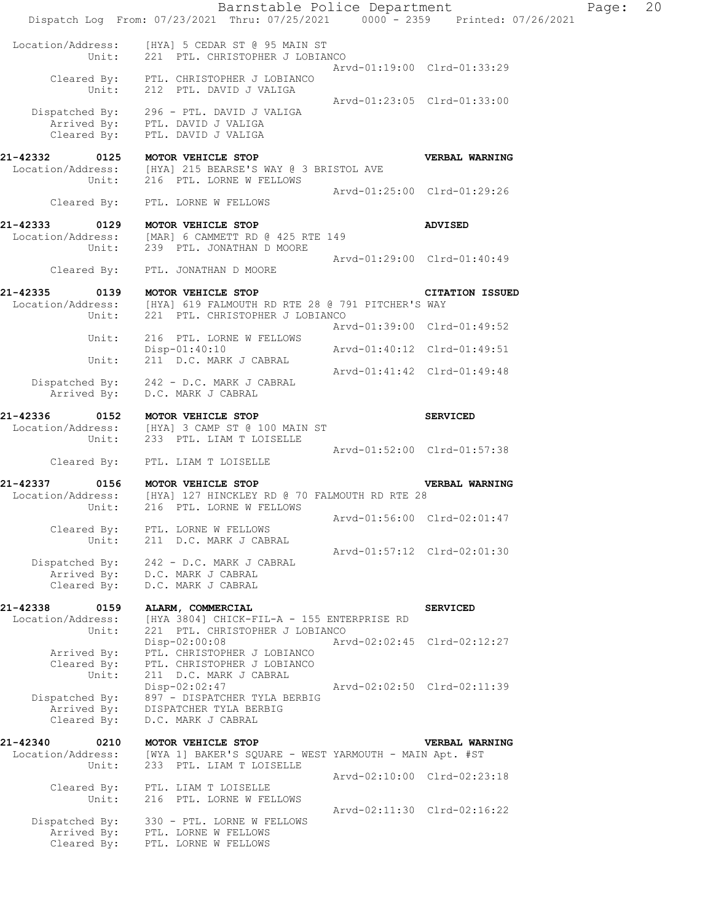```
Location/Address:    [HYA] 5 CEDAR ST @ 95 MAIN ST
           Unit:     221  PTL. CHRISTOPHER J LOBIANCO
                                                       Arvd-01:19:00  Clrd-01:33:29
    Cleared By:      PTL. CHRISTOPHER J LOBIANCO
           Unit:     212  PTL. DAVID J VALIGA
                                                       Arvd-01:23:05  Clrd-01:33:00
 Dispatched By:      296 - PTL. DAVID J VALIGA
    Arrived By:      PTL. DAVID J VALIGA
    Cleared By:      PTL. DAVID J VALIGA

21-42332      0125   MOTOR VEHICLE STOP                              VERBAL WARNING
Location/Address:    [HYA] 215 BEARSE'S WAY @ 3 BRISTOL AVE
           Unit:     216  PTL. LORNE W FELLOWS
                                                       Arvd-01:25:00  Clrd-01:29:26
    Cleared By:      PTL. LORNE W FELLOWS

21-42333      0129   MOTOR VEHICLE STOP                              ADVISED
Location/Address:    [MAR] 6 CAMMETT RD @ 425 RTE 149
           Unit:     239  PTL. JONATHAN D MOORE
                                                       Arvd-01:29:00  Clrd-01:40:49
    Cleared By:      PTL. JONATHAN D MOORE

21-42335      0139   MOTOR VEHICLE STOP                              CITATION ISSUED
Location/Address:    [HYA] 619 FALMOUTH RD RTE 28 @ 791 PITCHER'S WAY
           Unit:     221  PTL. CHRISTOPHER J LOBIANCO
                                                       Arvd-01:39:00  Clrd-01:49:52
           Unit:     216  PTL. LORNE W FELLOWS
                     Disp-01:40:10                     Arvd-01:40:12  Clrd-01:49:51
           Unit:     211  D.C. MARK J CABRAL
                                                       Arvd-01:41:42  Clrd-01:49:48
 Dispatched By:      242 - D.C. MARK J CABRAL
    Arrived By:      D.C. MARK J CABRAL

21-42336      0152   MOTOR VEHICLE STOP                              SERVICED
Location/Address:    [HYA] 3 CAMP ST @ 100 MAIN ST
           Unit:     233  PTL. LIAM T LOISELLE
                                                       Arvd-01:52:00  Clrd-01:57:38
    Cleared By:      PTL. LIAM T LOISELLE

21-42337      0156   MOTOR VEHICLE STOP                              VERBAL WARNING
Location/Address:    [HYA] 127 HINCKLEY RD @ 70 FALMOUTH RD RTE 28
           Unit:     216  PTL. LORNE W FELLOWS
                                                       Arvd-01:56:00  Clrd-02:01:47
    Cleared By:      PTL. LORNE W FELLOWS
           Unit:     211  D.C. MARK J CABRAL
                                                       Arvd-01:57:12  Clrd-02:01:30
 Dispatched By:      242 - D.C. MARK J CABRAL
    Arrived By:      D.C. MARK J CABRAL
    Cleared By:      D.C. MARK J CABRAL

21-42338      0159   ALARM, COMMERCIAL                               SERVICED
Location/Address:    [HYA 3804] CHICK-FIL-A - 155 ENTERPRISE RD
           Unit:     221  PTL. CHRISTOPHER J LOBIANCO
                     Disp-02:00:08                     Arvd-02:02:45  Clrd-02:12:27
    Arrived By:      PTL. CHRISTOPHER J LOBIANCO
    Cleared By:      PTL. CHRISTOPHER J LOBIANCO
           Unit:     211  D.C. MARK J CABRAL
                     Disp-02:02:47                     Arvd-02:02:50  Clrd-02:11:39
 Dispatched By:      897 - DISPATCHER TYLA BERBIG
    Arrived By:      DISPATCHER TYLA BERBIG
    Cleared By:      D.C. MARK J CABRAL

21-42340      0210   MOTOR VEHICLE STOP                              VERBAL WARNING
Location/Address:    [WYA 1] BAKER'S SQUARE - WEST YARMOUTH - MAIN Apt. #ST
           Unit:     233  PTL. LIAM T LOISELLE
                                                       Arvd-02:10:00  Clrd-02:23:18
    Cleared By:      PTL. LIAM T LOISELLE
           Unit:     216  PTL. LORNE W FELLOWS
                                                       Arvd-02:11:30  Clrd-02:16:22
 Dispatched By:      330 - PTL. LORNE W FELLOWS
    Arrived By:      PTL. LORNE W FELLOWS
    Cleared By:      PTL. LORNE W FELLOWS
```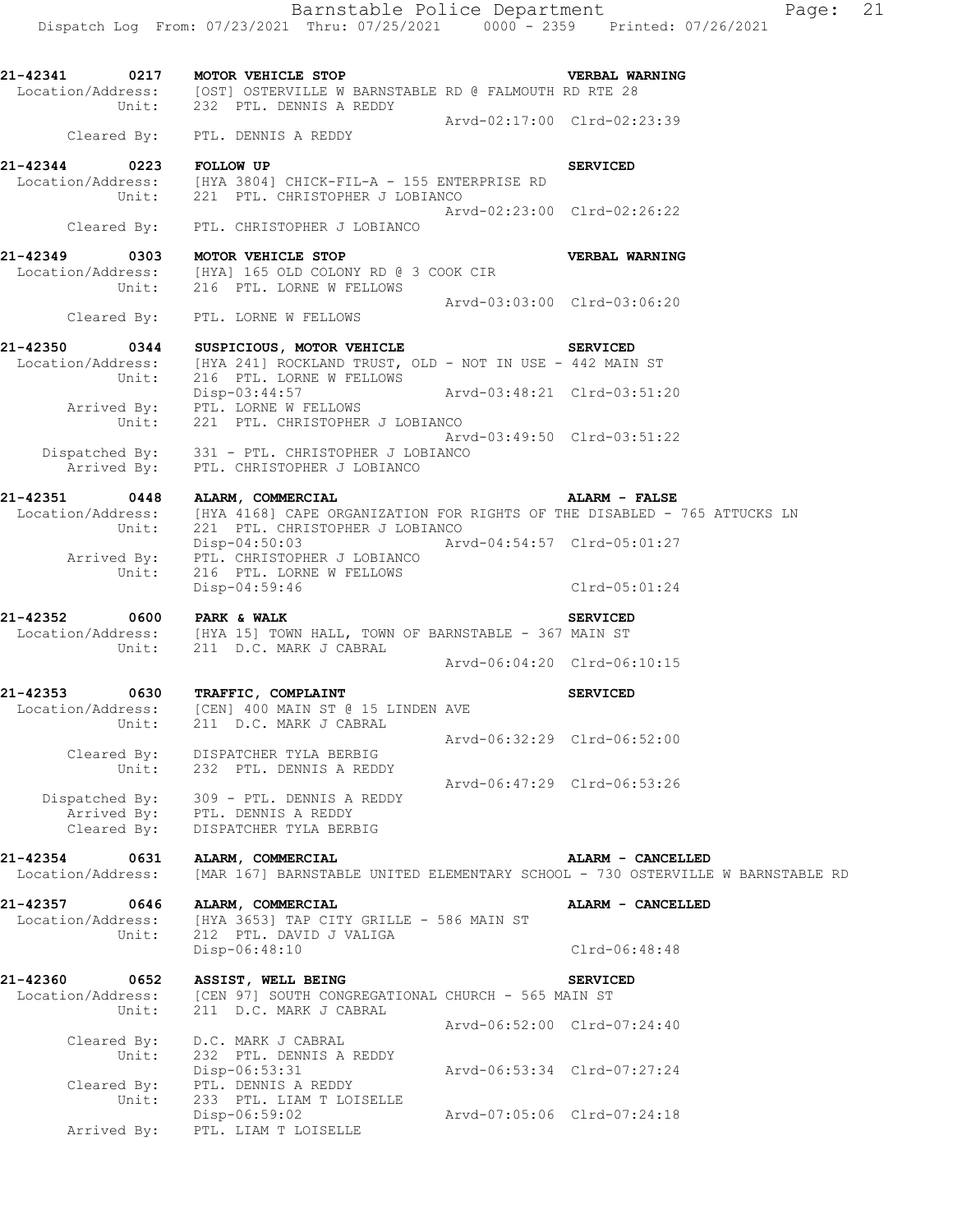**21-42341 0217 MOTOR VEHICLE STOP** — **VERBAL WARNING**
Location/Address: [OST] OSTERVILLE W BARNSTABLE RD @ FALMOUTH RD RTE 28
Unit: 232 PTL. DENNIS A REDDY
Arvd-02:17:00 Clrd-02:23:39
Cleared By: PTL. DENNIS A REDDY

**21-42344 0223 FOLLOW UP** — **SERVICED**
Location/Address: [HYA 3804] CHICK-FIL-A - 155 ENTERPRISE RD
Unit: 221 PTL. CHRISTOPHER J LOBIANCO
Arvd-02:23:00 Clrd-02:26:22
Cleared By: PTL. CHRISTOPHER J LOBIANCO

**21-42349 0303 MOTOR VEHICLE STOP** — **VERBAL WARNING**
Location/Address: [HYA] 165 OLD COLONY RD @ 3 COOK CIR
Unit: 216 PTL. LORNE W FELLOWS
Arvd-03:03:00 Clrd-03:06:20
Cleared By: PTL. LORNE W FELLOWS

**21-42350 0344 SUSPICIOUS, MOTOR VEHICLE** — **SERVICED**
Location/Address: [HYA 241] ROCKLAND TRUST, OLD - NOT IN USE - 442 MAIN ST
Unit: 216 PTL. LORNE W FELLOWS
Disp-03:44:57 Arvd-03:48:21 Clrd-03:51:20
Arrived By: PTL. LORNE W FELLOWS
Unit: 221 PTL. CHRISTOPHER J LOBIANCO
Arvd-03:49:50 Clrd-03:51:22
Dispatched By: 331 - PTL. CHRISTOPHER J LOBIANCO
Arrived By: PTL. CHRISTOPHER J LOBIANCO

**21-42351 0448 ALARM, COMMERCIAL** — **ALARM - FALSE**
Location/Address: [HYA 4168] CAPE ORGANIZATION FOR RIGHTS OF THE DISABLED - 765 ATTUCKS LN
Unit: 221 PTL. CHRISTOPHER J LOBIANCO
Disp-04:50:03 Arvd-04:54:57 Clrd-05:01:27
Arrived By: PTL. CHRISTOPHER J LOBIANCO
Unit: 216 PTL. LORNE W FELLOWS
Disp-04:59:46 Clrd-05:01:24

**21-42352 0600 PARK & WALK** — **SERVICED**
Location/Address: [HYA 15] TOWN HALL, TOWN OF BARNSTABLE - 367 MAIN ST
Unit: 211 D.C. MARK J CABRAL
Arvd-06:04:20 Clrd-06:10:15

**21-42353 0630 TRAFFIC, COMPLAINT** — **SERVICED**
Location/Address: [CEN] 400 MAIN ST @ 15 LINDEN AVE
Unit: 211 D.C. MARK J CABRAL
Arvd-06:32:29 Clrd-06:52:00
Cleared By: DISPATCHER TYLA BERBIG
Unit: 232 PTL. DENNIS A REDDY
Arvd-06:47:29 Clrd-06:53:26
Dispatched By: 309 - PTL. DENNIS A REDDY
Arrived By: PTL. DENNIS A REDDY
Cleared By: DISPATCHER TYLA BERBIG

**21-42354 0631 ALARM, COMMERCIAL** — **ALARM - CANCELLED**
Location/Address: [MAR 167] BARNSTABLE UNITED ELEMENTARY SCHOOL - 730 OSTERVILLE W BARNSTABLE RD

**21-42357 0646 ALARM, COMMERCIAL** — **ALARM - CANCELLED**
Location/Address: [HYA 3653] TAP CITY GRILLE - 586 MAIN ST
Unit: 212 PTL. DAVID J VALIGA
Disp-06:48:10 Clrd-06:48:48

**21-42360 0652 ASSIST, WELL BEING** — **SERVICED**
Location/Address: [CEN 97] SOUTH CONGREGATIONAL CHURCH - 565 MAIN ST
Unit: 211 D.C. MARK J CABRAL
Arvd-06:52:00 Clrd-07:24:40
Cleared By: D.C. MARK J CABRAL
Unit: 232 PTL. DENNIS A REDDY
Disp-06:53:31 Arvd-06:53:34 Clrd-07:27:24
Cleared By: PTL. DENNIS A REDDY
Unit: 233 PTL. LIAM T LOISELLE
Disp-06:59:02 Arvd-07:05:06 Clrd-07:24:18
Arrived By: PTL. LIAM T LOISELLE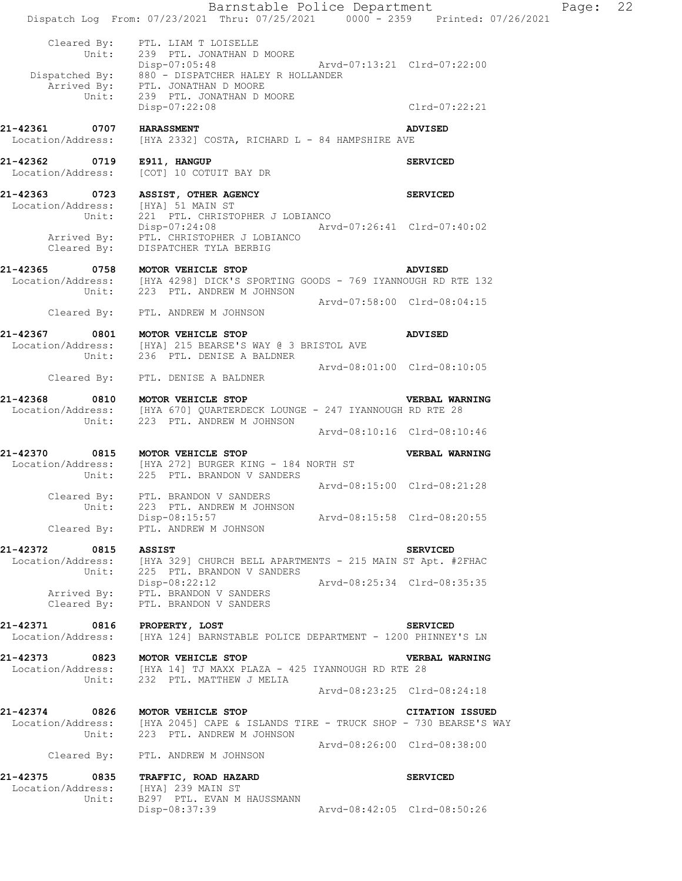Cleared By: PTL. LIAM T LOISELLE
Unit: 239 PTL. JONATHAN D MOORE
Disp-07:05:48 Arvd-07:13:21 Clrd-07:22:00
Dispatched By: 880 - DISPATCHER HALEY R HOLLANDER
Arrived By: PTL. JONATHAN D MOORE
Unit: 239 PTL. JONATHAN D MOORE
Disp-07:22:08 Clrd-07:22:21

**21-42361 0707 HARASSMENT** **ADVISED**
Location/Address: [HYA 2332] COSTA, RICHARD L - 84 HAMPSHIRE AVE

**21-42362 0719 E911, HANGUP** **SERVICED**
Location/Address: [COT] 10 COTUIT BAY DR

**21-42363 0723 ASSIST, OTHER AGENCY** **SERVICED**
Location/Address: [HYA] 51 MAIN ST
Unit: 221 PTL. CHRISTOPHER J LOBIANCO
Disp-07:24:08 Arvd-07:26:41 Clrd-07:40:02
Arrived By: PTL. CHRISTOPHER J LOBIANCO
Cleared By: DISPATCHER TYLA BERBIG

**21-42365 0758 MOTOR VEHICLE STOP** **ADVISED**
Location/Address: [HYA 4298] DICK'S SPORTING GOODS - 769 IYANNOUGH RD RTE 132
Unit: 223 PTL. ANDREW M JOHNSON
Arvd-07:58:00 Clrd-08:04:15
Cleared By: PTL. ANDREW M JOHNSON

**21-42367 0801 MOTOR VEHICLE STOP** **ADVISED**
Location/Address: [HYA] 215 BEARSE'S WAY @ 3 BRISTOL AVE
Unit: 236 PTL. DENISE A BALDNER
Arvd-08:01:00 Clrd-08:10:05
Cleared By: PTL. DENISE A BALDNER

**21-42368 0810 MOTOR VEHICLE STOP** **VERBAL WARNING**
Location/Address: [HYA 670] QUARTERDECK LOUNGE - 247 IYANNOUGH RD RTE 28
Unit: 223 PTL. ANDREW M JOHNSON
Arvd-08:10:16 Clrd-08:10:46

**21-42370 0815 MOTOR VEHICLE STOP** **VERBAL WARNING**
Location/Address: [HYA 272] BURGER KING - 184 NORTH ST
Unit: 225 PTL. BRANDON V SANDERS
Arvd-08:15:00 Clrd-08:21:28
Cleared By: PTL. BRANDON V SANDERS
Unit: 223 PTL. ANDREW M JOHNSON
Disp-08:15:57 Arvd-08:15:58 Clrd-08:20:55
Cleared By: PTL. ANDREW M JOHNSON

**21-42372 0815 ASSIST** **SERVICED**
Location/Address: [HYA 329] CHURCH BELL APARTMENTS - 215 MAIN ST Apt. #2FHAC
Unit: 225 PTL. BRANDON V SANDERS
Disp-08:22:12 Arvd-08:25:34 Clrd-08:35:35
Arrived By: PTL. BRANDON V SANDERS
Cleared By: PTL. BRANDON V SANDERS

**21-42371 0816 PROPERTY, LOST** **SERVICED**
Location/Address: [HYA 124] BARNSTABLE POLICE DEPARTMENT - 1200 PHINNEY'S LN

**21-42373 0823 MOTOR VEHICLE STOP** **VERBAL WARNING**
Location/Address: [HYA 14] TJ MAXX PLAZA - 425 IYANNOUGH RD RTE 28
Unit: 232 PTL. MATTHEW J MELIA
Arvd-08:23:25 Clrd-08:24:18

**21-42374 0826 MOTOR VEHICLE STOP** **CITATION ISSUED**
Location/Address: [HYA 2045] CAPE & ISLANDS TIRE - TRUCK SHOP - 730 BEARSE'S WAY
Unit: 223 PTL. ANDREW M JOHNSON
Arvd-08:26:00 Clrd-08:38:00
Cleared By: PTL. ANDREW M JOHNSON

**21-42375 0835 TRAFFIC, ROAD HAZARD** **SERVICED**
Location/Address: [HYA] 239 MAIN ST
Unit: B297 PTL. EVAN M HAUSSMANN
Disp-08:37:39 Arvd-08:42:05 Clrd-08:50:26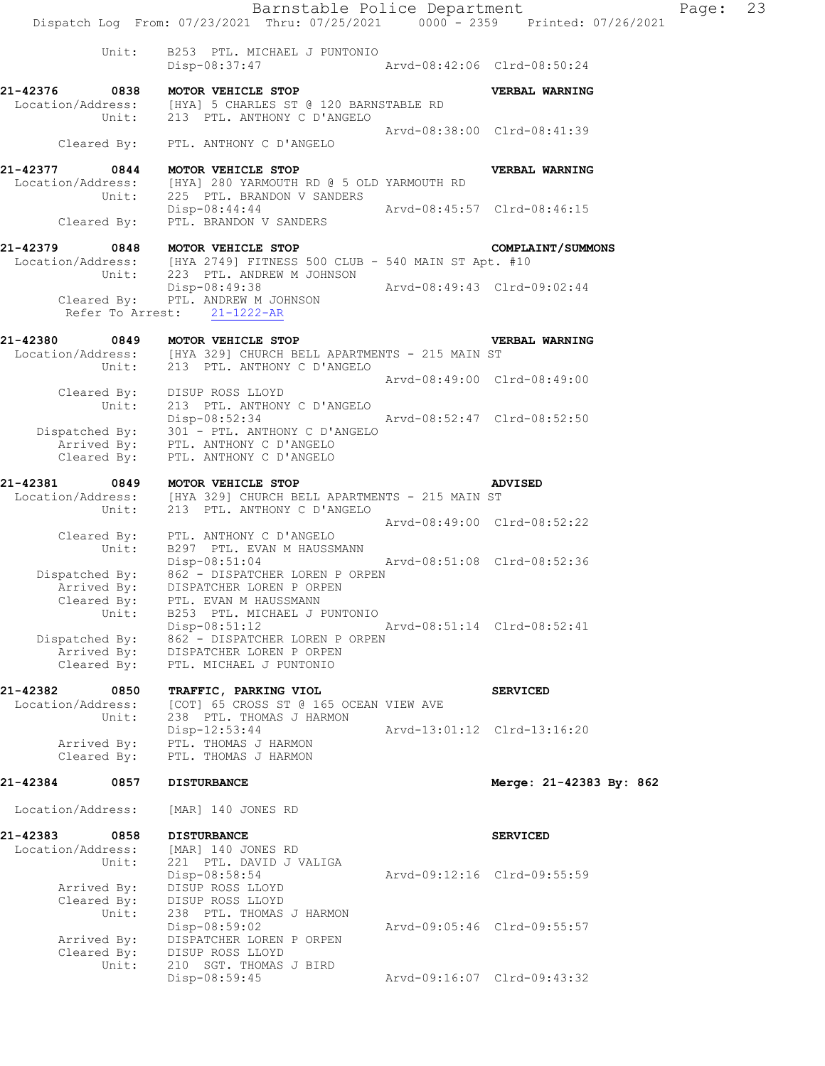```
          Unit:     B253  PTL. MICHAEL J PUNTONIO
                    Disp-08:37:47                 Arvd-08:42:06  Clrd-08:50:24

21-42376      0838  MOTOR VEHICLE STOP                          VERBAL WARNING
 Location/Address:  [HYA] 5 CHARLES ST @ 120 BARNSTABLE RD
            Unit:   213  PTL. ANTHONY C D'ANGELO
                                                  Arvd-08:38:00  Clrd-08:41:39
      Cleared By:   PTL. ANTHONY C D'ANGELO

21-42377      0844  MOTOR VEHICLE STOP                          VERBAL WARNING
 Location/Address:  [HYA] 280 YARMOUTH RD @ 5 OLD YARMOUTH RD
            Unit:   225  PTL. BRANDON V SANDERS
                    Disp-08:44:44                 Arvd-08:45:57  Clrd-08:46:15
      Cleared By:   PTL. BRANDON V SANDERS

21-42379      0848  MOTOR VEHICLE STOP                          COMPLAINT/SUMMONS
 Location/Address:  [HYA 2749] FITNESS 500 CLUB - 540 MAIN ST Apt. #10
            Unit:   223  PTL. ANDREW M JOHNSON
                    Disp-08:49:38                 Arvd-08:49:43  Clrd-09:02:44
      Cleared By:   PTL. ANDREW M JOHNSON
   Refer To Arrest:    21-1222-AR

21-42380      0849  MOTOR VEHICLE STOP                          VERBAL WARNING
 Location/Address:  [HYA 329] CHURCH BELL APARTMENTS - 215 MAIN ST
            Unit:   213  PTL. ANTHONY C D'ANGELO
                                                  Arvd-08:49:00  Clrd-08:49:00
      Cleared By:   DISUP ROSS LLOYD
            Unit:   213  PTL. ANTHONY C D'ANGELO
                    Disp-08:52:34                 Arvd-08:52:47  Clrd-08:52:50
   Dispatched By:   301 - PTL. ANTHONY C D'ANGELO
      Arrived By:   PTL. ANTHONY C D'ANGELO
      Cleared By:   PTL. ANTHONY C D'ANGELO

21-42381      0849  MOTOR VEHICLE STOP                          ADVISED
 Location/Address:  [HYA 329] CHURCH BELL APARTMENTS - 215 MAIN ST
            Unit:   213  PTL. ANTHONY C D'ANGELO
                                                  Arvd-08:49:00  Clrd-08:52:22
      Cleared By:   PTL. ANTHONY C D'ANGELO
            Unit:   B297  PTL. EVAN M HAUSSMANN
                    Disp-08:51:04                 Arvd-08:51:08  Clrd-08:52:36
   Dispatched By:   862 - DISPATCHER LOREN P ORPEN
      Arrived By:   DISPATCHER LOREN P ORPEN
      Cleared By:   PTL. EVAN M HAUSSMANN
            Unit:   B253  PTL. MICHAEL J PUNTONIO
                    Disp-08:51:12                 Arvd-08:51:14  Clrd-08:52:41
   Dispatched By:   862 - DISPATCHER LOREN P ORPEN
      Arrived By:   DISPATCHER LOREN P ORPEN
      Cleared By:   PTL. MICHAEL J PUNTONIO

21-42382      0850  TRAFFIC, PARKING VIOL                       SERVICED
 Location/Address:  [COT] 65 CROSS ST @ 165 OCEAN VIEW AVE
            Unit:   238  PTL. THOMAS J HARMON
                    Disp-12:53:44                 Arvd-13:01:12  Clrd-13:16:20
      Arrived By:   PTL. THOMAS J HARMON
      Cleared By:   PTL. THOMAS J HARMON

21-42384      0857  DISTURBANCE                                 Merge: 21-42383 By: 862

 Location/Address:  [MAR] 140 JONES RD

21-42383      0858  DISTURBANCE                                 SERVICED
 Location/Address:  [MAR] 140 JONES RD
            Unit:   221  PTL. DAVID J VALIGA
                    Disp-08:58:54                 Arvd-09:12:16  Clrd-09:55:59
      Arrived By:   DISUP ROSS LLOYD
      Cleared By:   DISUP ROSS LLOYD
            Unit:   238  PTL. THOMAS J HARMON
                    Disp-08:59:02                 Arvd-09:05:46  Clrd-09:55:57
      Arrived By:   DISPATCHER LOREN P ORPEN
      Cleared By:   DISUP ROSS LLOYD
            Unit:   210  SGT. THOMAS J BIRD
                    Disp-08:59:45                 Arvd-09:16:07  Clrd-09:43:32
```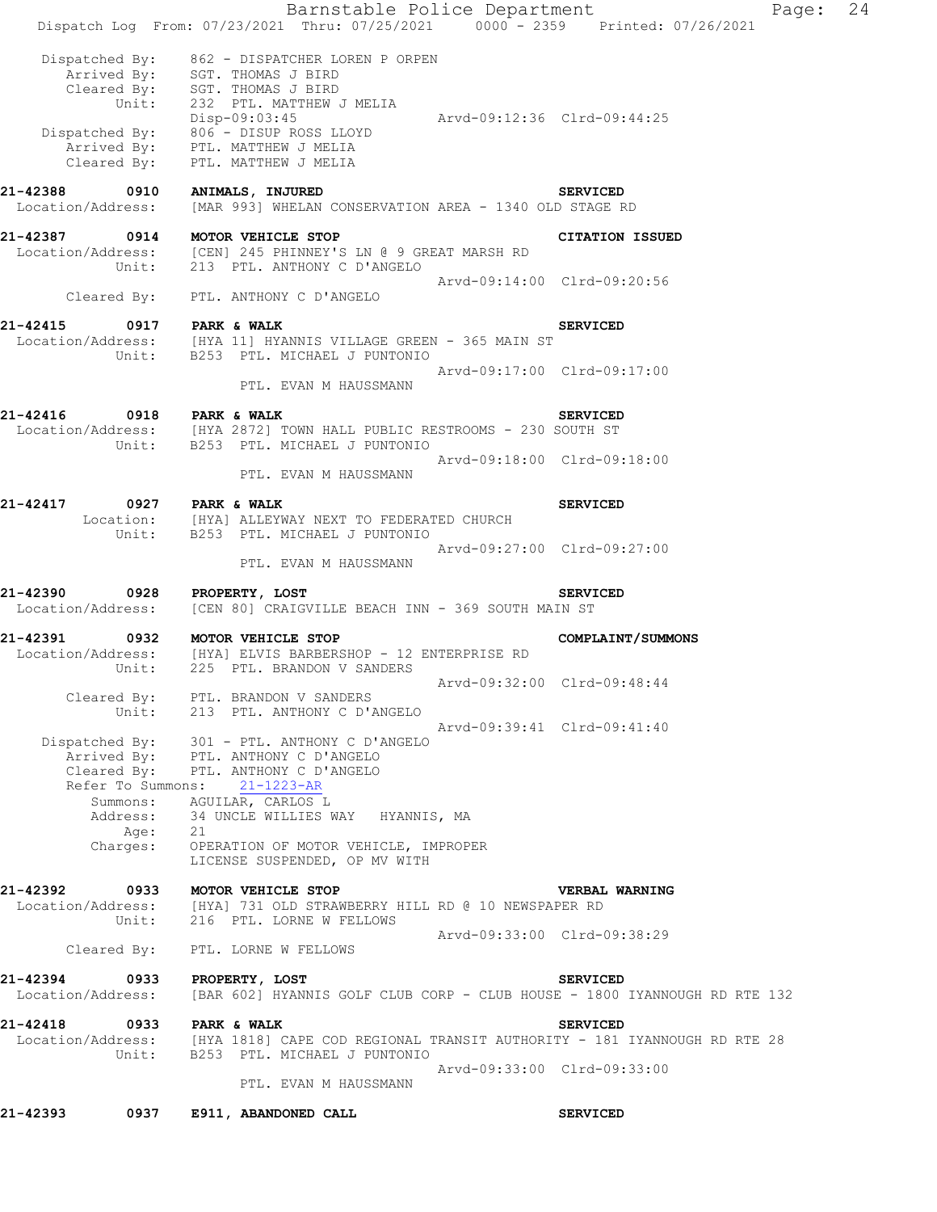```
    Dispatched By:    862 - DISPATCHER LOREN P ORPEN
       Arrived By:    SGT. THOMAS J BIRD
       Cleared By:    SGT. THOMAS J BIRD
             Unit:    232  PTL. MATTHEW J MELIA
                      Disp-09:03:45             Arvd-09:12:36  Clrd-09:44:25
    Dispatched By:    806 - DISUP ROSS LLOYD
       Arrived By:    PTL. MATTHEW J MELIA
       Cleared By:    PTL. MATTHEW J MELIA
```

**21-42388 0910 ANIMALS, INJURED** SERVICED
```
 Location/Address:    [MAR 993] WHELAN CONSERVATION AREA - 1340 OLD STAGE RD
```

**21-42387 0914 MOTOR VEHICLE STOP** CITATION ISSUED
```
 Location/Address:    [CEN] 245 PHINNEY'S LN @ 9 GREAT MARSH RD
             Unit:    213  PTL. ANTHONY C D'ANGELO
                                                Arvd-09:14:00  Clrd-09:20:56
       Cleared By:    PTL. ANTHONY C D'ANGELO
```

**21-42415 0917 PARK & WALK** SERVICED
```
 Location/Address:    [HYA 11] HYANNIS VILLAGE GREEN - 365 MAIN ST
             Unit:    B253  PTL. MICHAEL J PUNTONIO
                                                Arvd-09:17:00  Clrd-09:17:00
                            PTL. EVAN M HAUSSMANN
```

**21-42416 0918 PARK & WALK** SERVICED
```
 Location/Address:    [HYA 2872] TOWN HALL PUBLIC RESTROOMS - 230 SOUTH ST
             Unit:    B253  PTL. MICHAEL J PUNTONIO
                                                Arvd-09:18:00  Clrd-09:18:00
                            PTL. EVAN M HAUSSMANN
```

**21-42417 0927 PARK & WALK** SERVICED
```
         Location:    [HYA] ALLEYWAY NEXT TO FEDERATED CHURCH
             Unit:    B253  PTL. MICHAEL J PUNTONIO
                                                Arvd-09:27:00  Clrd-09:27:00
                            PTL. EVAN M HAUSSMANN
```

**21-42390 0928 PROPERTY, LOST** SERVICED
```
 Location/Address:    [CEN 80] CRAIGVILLE BEACH INN - 369 SOUTH MAIN ST
```

**21-42391 0932 MOTOR VEHICLE STOP** COMPLAINT/SUMMONS
```
 Location/Address:    [HYA] ELVIS BARBERSHOP - 12 ENTERPRISE RD
             Unit:    225  PTL. BRANDON V SANDERS
                                                Arvd-09:32:00  Clrd-09:48:44
       Cleared By:    PTL. BRANDON V SANDERS
             Unit:    213  PTL. ANTHONY C D'ANGELO
                                                Arvd-09:39:41  Clrd-09:41:40
    Dispatched By:    301 - PTL. ANTHONY C D'ANGELO
       Arrived By:    PTL. ANTHONY C D'ANGELO
       Cleared By:    PTL. ANTHONY C D'ANGELO
  Refer To Summons:   21-1223-AR
          Summons:    AGUILAR, CARLOS L
          Address:    34 UNCLE WILLIES WAY   HYANNIS, MA
              Age:    21
          Charges:    OPERATION OF MOTOR VEHICLE, IMPROPER
                      LICENSE SUSPENDED, OP MV WITH
```

**21-42392 0933 MOTOR VEHICLE STOP** VERBAL WARNING
```
 Location/Address:    [HYA] 731 OLD STRAWBERRY HILL RD @ 10 NEWSPAPER RD
             Unit:    216  PTL. LORNE W FELLOWS
                                                Arvd-09:33:00  Clrd-09:38:29
       Cleared By:    PTL. LORNE W FELLOWS
```

**21-42394 0933 PROPERTY, LOST** SERVICED
```
 Location/Address:    [BAR 602] HYANNIS GOLF CLUB CORP - CLUB HOUSE - 1800 IYANNOUGH RD RTE 132
```

**21-42418 0933 PARK & WALK** SERVICED
```
 Location/Address:    [HYA 1818] CAPE COD REGIONAL TRANSIT AUTHORITY - 181 IYANNOUGH RD RTE 28
             Unit:    B253  PTL. MICHAEL J PUNTONIO
                                                Arvd-09:33:00  Clrd-09:33:00
                            PTL. EVAN M HAUSSMANN
```

**21-42393 0937 E911, ABANDONED CALL** SERVICED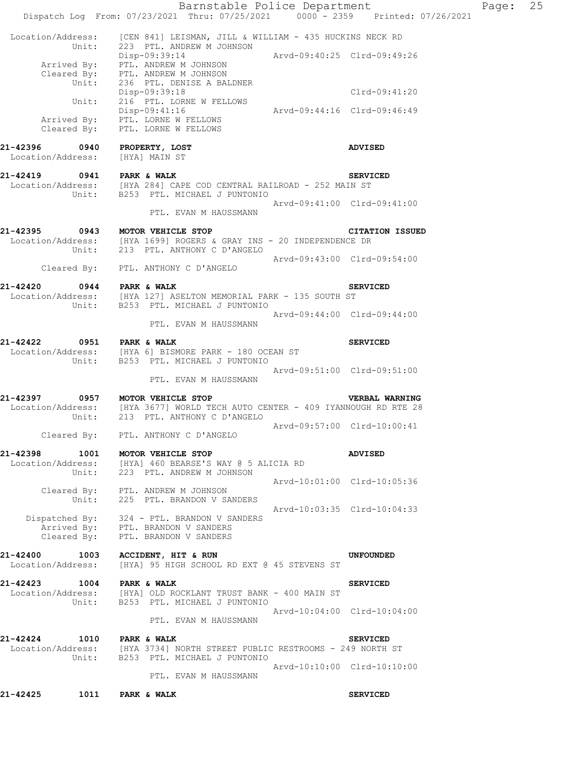Location/Address: [CEN 841] LEISMAN, JILL & WILLIAM - 435 HUCKINS NECK RD
Unit: 223 PTL. ANDREW M JOHNSON
Disp-09:39:14 Arvd-09:40:25 Clrd-09:49:26
Arrived By: PTL. ANDREW M JOHNSON
Cleared By: PTL. ANDREW M JOHNSON
Unit: 236 PTL. DENISE A BALDNER
Disp-09:39:18 Clrd-09:41:20
Unit: 216 PTL. LORNE W FELLOWS
Disp-09:41:16 Arvd-09:44:16 Clrd-09:46:49
Arrived By: PTL. LORNE W FELLOWS
Cleared By: PTL. LORNE W FELLOWS

**21-42396 0940 PROPERTY, LOST ADVISED**
Location/Address: [HYA] MAIN ST

**21-42419 0941 PARK & WALK SERVICED**
Location/Address: [HYA 284] CAPE COD CENTRAL RAILROAD - 252 MAIN ST
Unit: B253 PTL. MICHAEL J PUNTONIO
Arvd-09:41:00 Clrd-09:41:00
PTL. EVAN M HAUSSMANN

**21-42395 0943 MOTOR VEHICLE STOP CITATION ISSUED**
Location/Address: [HYA 1699] ROGERS & GRAY INS - 20 INDEPENDENCE DR
Unit: 213 PTL. ANTHONY C D'ANGELO
Arvd-09:43:00 Clrd-09:54:00
Cleared By: PTL. ANTHONY C D'ANGELO

**21-42420 0944 PARK & WALK SERVICED**
Location/Address: [HYA 127] ASELTON MEMORIAL PARK - 135 SOUTH ST
Unit: B253 PTL. MICHAEL J PUNTONIO
Arvd-09:44:00 Clrd-09:44:00
PTL. EVAN M HAUSSMANN

**21-42422 0951 PARK & WALK SERVICED**
Location/Address: [HYA 6] BISMORE PARK - 180 OCEAN ST
Unit: B253 PTL. MICHAEL J PUNTONIO
Arvd-09:51:00 Clrd-09:51:00
PTL. EVAN M HAUSSMANN

**21-42397 0957 MOTOR VEHICLE STOP VERBAL WARNING**
Location/Address: [HYA 3677] WORLD TECH AUTO CENTER - 409 IYANNOUGH RD RTE 28
Unit: 213 PTL. ANTHONY C D'ANGELO
Arvd-09:57:00 Clrd-10:00:41
Cleared By: PTL. ANTHONY C D'ANGELO

**21-42398 1001 MOTOR VEHICLE STOP ADVISED**
Location/Address: [HYA] 460 BEARSE'S WAY @ 5 ALICIA RD
Unit: 223 PTL. ANDREW M JOHNSON
Arvd-10:01:00 Clrd-10:05:36
Cleared By: PTL. ANDREW M JOHNSON
Unit: 225 PTL. BRANDON V SANDERS
Arvd-10:03:35 Clrd-10:04:33
Dispatched By: 324 - PTL. BRANDON V SANDERS
Arrived By: PTL. BRANDON V SANDERS
Cleared By: PTL. BRANDON V SANDERS

**21-42400 1003 ACCIDENT, HIT & RUN UNFOUNDED**
Location/Address: [HYA] 95 HIGH SCHOOL RD EXT @ 45 STEVENS ST

**21-42423 1004 PARK & WALK SERVICED**
Location/Address: [HYA] OLD ROCKLANT TRUST BANK - 400 MAIN ST
Unit: B253 PTL. MICHAEL J PUNTONIO
Arvd-10:04:00 Clrd-10:04:00
PTL. EVAN M HAUSSMANN

**21-42424 1010 PARK & WALK SERVICED**
Location/Address: [HYA 3734] NORTH STREET PUBLIC RESTROOMS - 249 NORTH ST
Unit: B253 PTL. MICHAEL J PUNTONIO
Arvd-10:10:00 Clrd-10:10:00
PTL. EVAN M HAUSSMANN

**21-42425 1011 PARK & WALK SERVICED**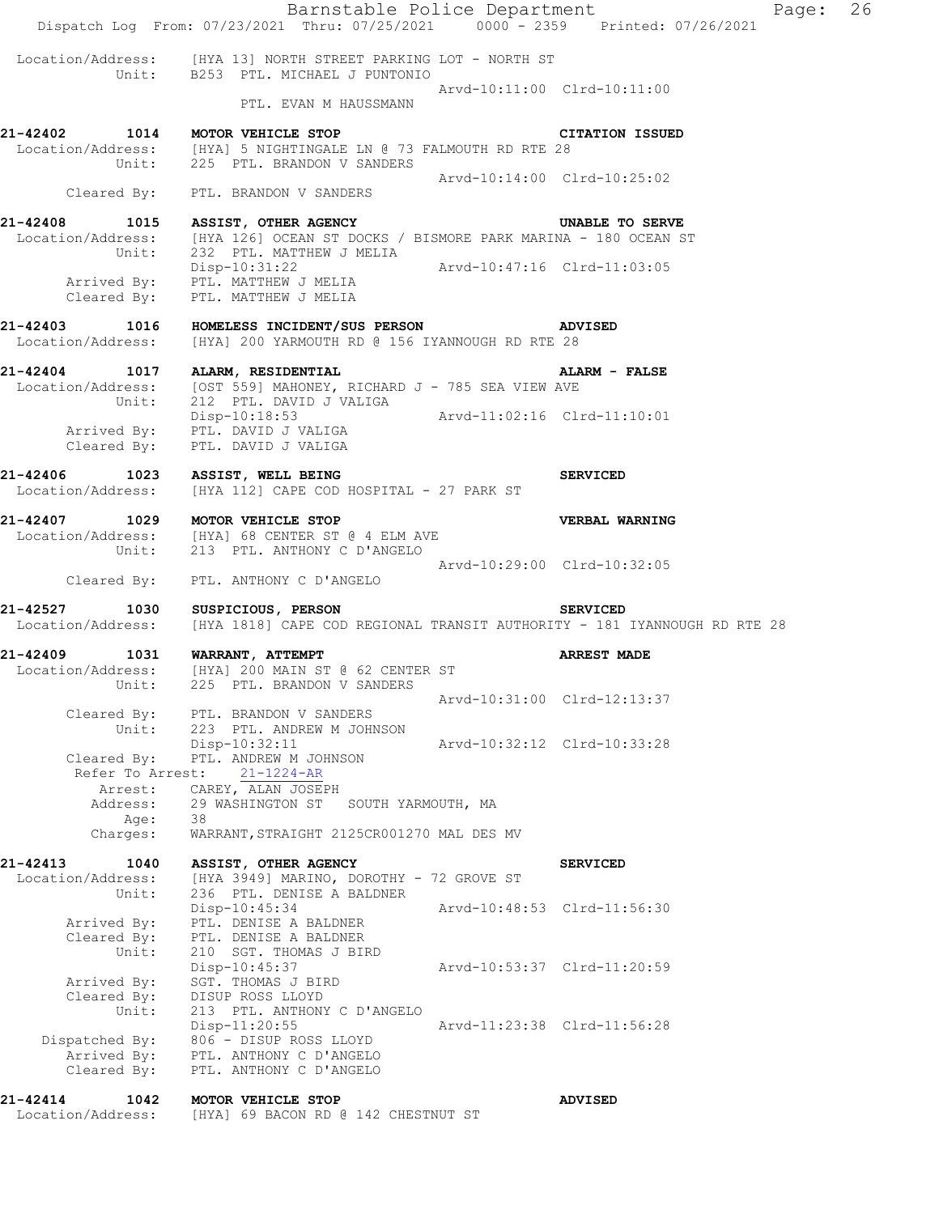Location/Address: [HYA 13] NORTH STREET PARKING LOT - NORTH ST
Unit: B253 PTL. MICHAEL J PUNTONIO
Arvd-10:11:00 Clrd-10:11:00
PTL. EVAN M HAUSSMANN

**21-42402 1014 MOTOR VEHICLE STOP — CITATION ISSUED**
Location/Address: [HYA] 5 NIGHTINGALE LN @ 73 FALMOUTH RD RTE 28
Unit: 225 PTL. BRANDON V SANDERS
Arvd-10:14:00 Clrd-10:25:02
Cleared By: PTL. BRANDON V SANDERS

**21-42408 1015 ASSIST, OTHER AGENCY — UNABLE TO SERVE**
Location/Address: [HYA 126] OCEAN ST DOCKS / BISMORE PARK MARINA - 180 OCEAN ST
Unit: 232 PTL. MATTHEW J MELIA
Disp-10:31:22 Arvd-10:47:16 Clrd-11:03:05
Arrived By: PTL. MATTHEW J MELIA
Cleared By: PTL. MATTHEW J MELIA

**21-42403 1016 HOMELESS INCIDENT/SUS PERSON — ADVISED**
Location/Address: [HYA] 200 YARMOUTH RD @ 156 IYANNOUGH RD RTE 28

**21-42404 1017 ALARM, RESIDENTIAL — ALARM - FALSE**
Location/Address: [OST 559] MAHONEY, RICHARD J - 785 SEA VIEW AVE
Unit: 212 PTL. DAVID J VALIGA
Disp-10:18:53 Arvd-11:02:16 Clrd-11:10:01
Arrived By: PTL. DAVID J VALIGA
Cleared By: PTL. DAVID J VALIGA

**21-42406 1023 ASSIST, WELL BEING — SERVICED**
Location/Address: [HYA 112] CAPE COD HOSPITAL - 27 PARK ST

**21-42407 1029 MOTOR VEHICLE STOP — VERBAL WARNING**
Location/Address: [HYA] 68 CENTER ST @ 4 ELM AVE
Unit: 213 PTL. ANTHONY C D'ANGELO
Arvd-10:29:00 Clrd-10:32:05
Cleared By: PTL. ANTHONY C D'ANGELO

**21-42527 1030 SUSPICIOUS, PERSON — SERVICED**
Location/Address: [HYA 1818] CAPE COD REGIONAL TRANSIT AUTHORITY - 181 IYANNOUGH RD RTE 28

**21-42409 1031 WARRANT, ATTEMPT — ARREST MADE**
Location/Address: [HYA] 200 MAIN ST @ 62 CENTER ST
Unit: 225 PTL. BRANDON V SANDERS
Arvd-10:31:00 Clrd-12:13:37
Cleared By: PTL. BRANDON V SANDERS
Unit: 223 PTL. ANDREW M JOHNSON
Disp-10:32:11 Arvd-10:32:12 Clrd-10:33:28
Cleared By: PTL. ANDREW M JOHNSON
Refer To Arrest: 21-1224-AR
Arrest: CAREY, ALAN JOSEPH
Address: 29 WASHINGTON ST SOUTH YARMOUTH, MA
Age: 38
Charges: WARRANT,STRAIGHT 2125CR001270 MAL DES MV

**21-42413 1040 ASSIST, OTHER AGENCY — SERVICED**
Location/Address: [HYA 3949] MARINO, DOROTHY - 72 GROVE ST
Unit: 236 PTL. DENISE A BALDNER
Disp-10:45:34 Arvd-10:48:53 Clrd-11:56:30
Arrived By: PTL. DENISE A BALDNER
Cleared By: PTL. DENISE A BALDNER
Unit: 210 SGT. THOMAS J BIRD
Disp-10:45:37 Arvd-10:53:37 Clrd-11:20:59
Arrived By: SGT. THOMAS J BIRD
Cleared By: DISUP ROSS LLOYD
Unit: 213 PTL. ANTHONY C D'ANGELO
Disp-11:20:55 Arvd-11:23:38 Clrd-11:56:28
Dispatched By: 806 - DISUP ROSS LLOYD
Arrived By: PTL. ANTHONY C D'ANGELO
Cleared By: PTL. ANTHONY C D'ANGELO

**21-42414 1042 MOTOR VEHICLE STOP — ADVISED**
Location/Address: [HYA] 69 BACON RD @ 142 CHESTNUT ST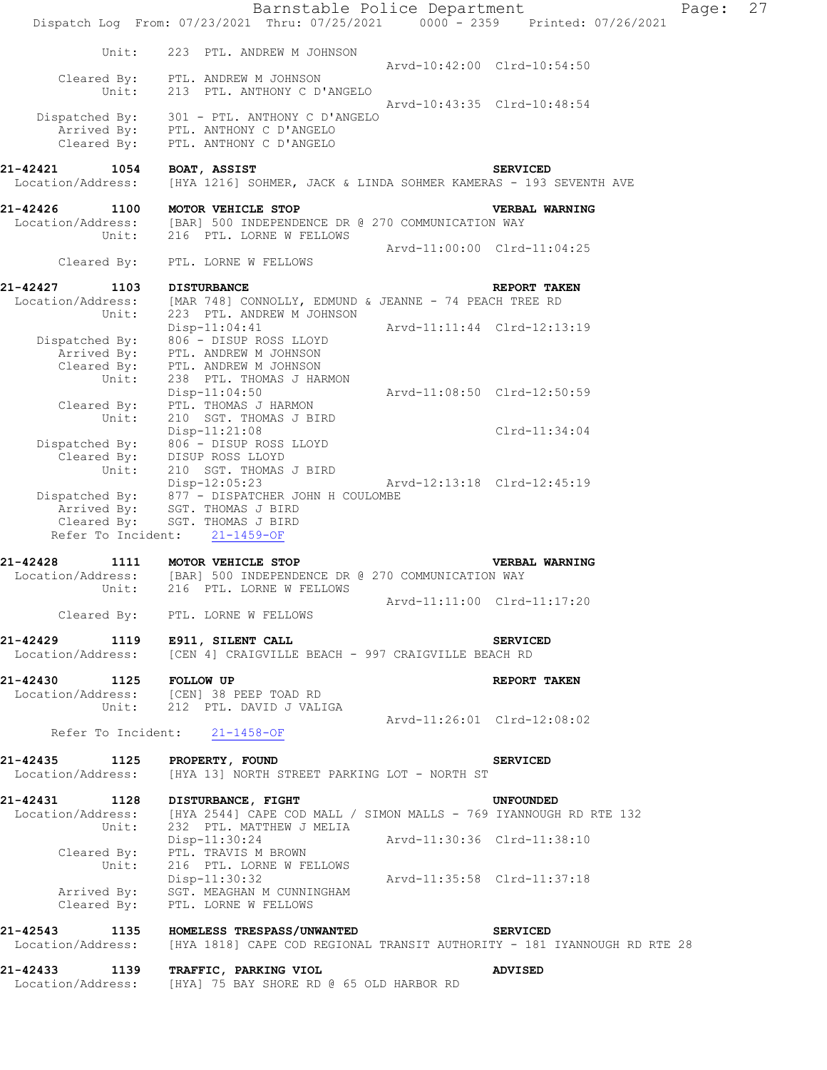```
Barnstable Police Department
Dispatch Log  From: 07/23/2021  Thru: 07/25/2021   0000 - 2359   Printed: 07/26/2021

           Unit:    223  PTL. ANDREW M JOHNSON
                                                   Arvd-10:42:00  Clrd-10:54:50
       Cleared By:  PTL. ANDREW M JOHNSON
           Unit:    213  PTL. ANTHONY C D'ANGELO
                                                   Arvd-10:43:35  Clrd-10:48:54
    Dispatched By:  301 - PTL. ANTHONY C D'ANGELO
       Arrived By:  PTL. ANTHONY C D'ANGELO
       Cleared By:  PTL. ANTHONY C D'ANGELO

21-42421      1054   BOAT, ASSIST                                   SERVICED
 Location/Address:   [HYA 1216] SOHMER, JACK & LINDA SOHMER KAMERAS - 193 SEVENTH AVE

21-42426      1100   MOTOR VEHICLE STOP                             VERBAL WARNING
 Location/Address:   [BAR] 500 INDEPENDENCE DR @ 270 COMMUNICATION WAY
           Unit:    216  PTL. LORNE W FELLOWS
                                                   Arvd-11:00:00  Clrd-11:04:25
       Cleared By:  PTL. LORNE W FELLOWS

21-42427      1103   DISTURBANCE                                    REPORT TAKEN
 Location/Address:   [MAR 748] CONNOLLY, EDMUND & JEANNE - 74 PEACH TREE RD
           Unit:    223  PTL. ANDREW M JOHNSON
                    Disp-11:04:41                  Arvd-11:11:44  Clrd-12:13:19
    Dispatched By:  806 - DISUP ROSS LLOYD
       Arrived By:  PTL. ANDREW M JOHNSON
       Cleared By:  PTL. ANDREW M JOHNSON
           Unit:    238  PTL. THOMAS J HARMON
                    Disp-11:04:50                  Arvd-11:08:50  Clrd-12:50:59
       Cleared By:  PTL. THOMAS J HARMON
           Unit:    210  SGT. THOMAS J BIRD
                    Disp-11:21:08                                 Clrd-11:34:04
    Dispatched By:  806 - DISUP ROSS LLOYD
       Cleared By:  DISUP ROSS LLOYD
           Unit:    210  SGT. THOMAS J BIRD
                    Disp-12:05:23                  Arvd-12:13:18  Clrd-12:45:19
    Dispatched By:  877 - DISPATCHER JOHN H COULOMBE
       Arrived By:  SGT. THOMAS J BIRD
       Cleared By:  SGT. THOMAS J BIRD
   Refer To Incident:   21-1459-OF

21-42428      1111   MOTOR VEHICLE STOP                             VERBAL WARNING
 Location/Address:   [BAR] 500 INDEPENDENCE DR @ 270 COMMUNICATION WAY
           Unit:    216  PTL. LORNE W FELLOWS
                                                   Arvd-11:11:00  Clrd-11:17:20
       Cleared By:  PTL. LORNE W FELLOWS

21-42429      1119   E911, SILENT CALL                              SERVICED
 Location/Address:   [CEN 4] CRAIGVILLE BEACH - 997 CRAIGVILLE BEACH RD

21-42430      1125   FOLLOW UP                                      REPORT TAKEN
 Location/Address:   [CEN] 38 PEEP TOAD RD
           Unit:    212  PTL. DAVID J VALIGA
                                                   Arvd-11:26:01  Clrd-12:08:02
   Refer To Incident:   21-1458-OF

21-42435      1125   PROPERTY, FOUND                                SERVICED
 Location/Address:   [HYA 13] NORTH STREET PARKING LOT - NORTH ST

21-42431      1128   DISTURBANCE, FIGHT                             UNFOUNDED
 Location/Address:   [HYA 2544] CAPE COD MALL / SIMON MALLS - 769 IYANNOUGH RD RTE 132
           Unit:    232  PTL. MATTHEW J MELIA
                    Disp-11:30:24                  Arvd-11:30:36  Clrd-11:38:10
       Cleared By:  PTL. TRAVIS M BROWN
           Unit:    216  PTL. LORNE W FELLOWS
                    Disp-11:30:32                  Arvd-11:35:58  Clrd-11:37:18
       Arrived By:  SGT. MEAGHAN M CUNNINGHAM
       Cleared By:  PTL. LORNE W FELLOWS

21-42543      1135   HOMELESS TRESPASS/UNWANTED                     SERVICED
 Location/Address:   [HYA 1818] CAPE COD REGIONAL TRANSIT AUTHORITY - 181 IYANNOUGH RD RTE 28

21-42433      1139   TRAFFIC, PARKING VIOL                          ADVISED
 Location/Address:   [HYA] 75 BAY SHORE RD @ 65 OLD HARBOR RD
```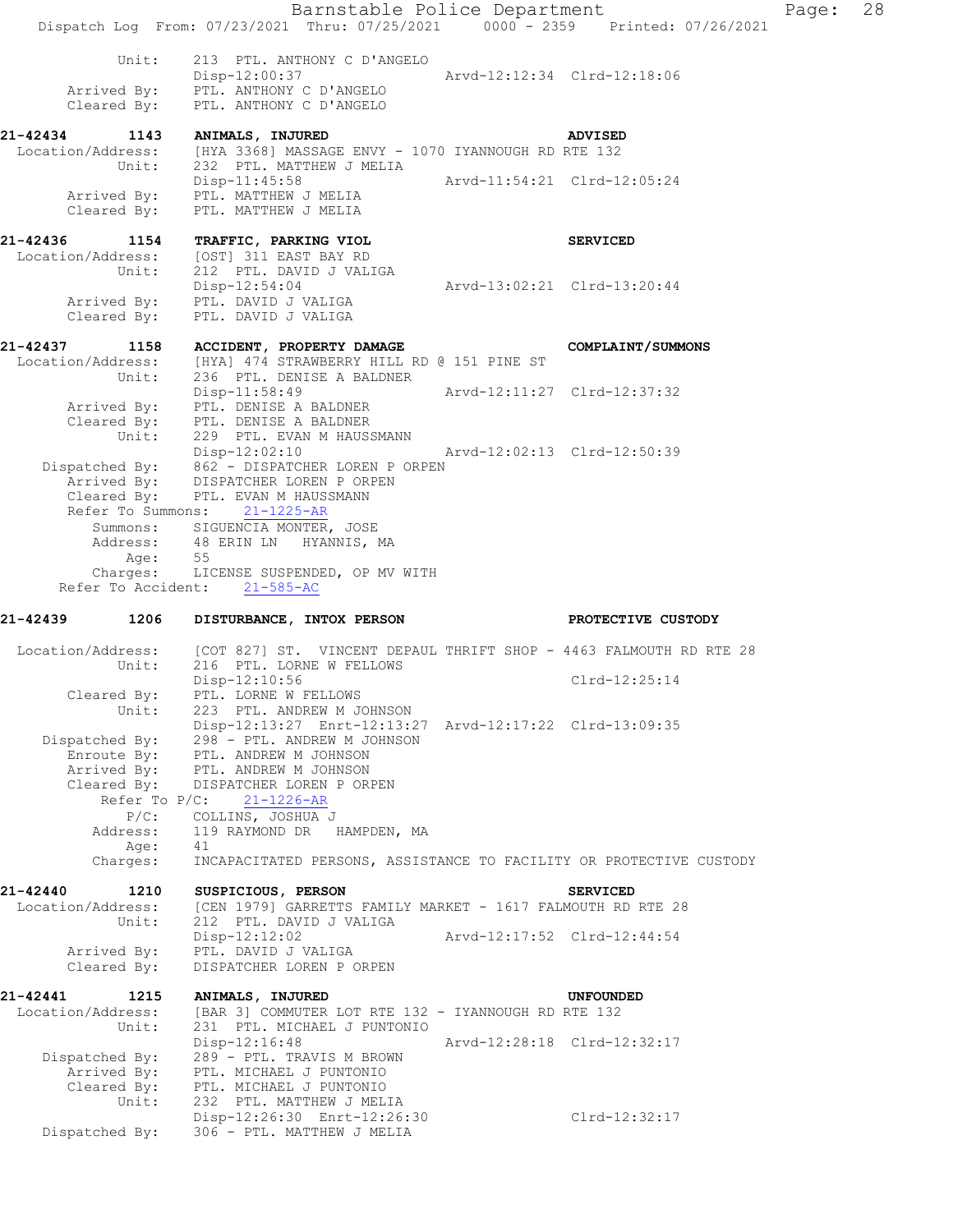```
         Unit:     213  PTL. ANTHONY C D'ANGELO
                   Disp-12:00:37                 Arvd-12:12:34  Clrd-12:18:06
      Arrived By:  PTL. ANTHONY C D'ANGELO
      Cleared By:  PTL. ANTHONY C D'ANGELO

21-42434      1143   ANIMALS, INJURED                              ADVISED
 Location/Address:   [HYA 3368] MASSAGE ENVY - 1070 IYANNOUGH RD RTE 132
           Unit:     232  PTL. MATTHEW J MELIA
                     Disp-11:45:58                 Arvd-11:54:21  Clrd-12:05:24
      Arrived By:    PTL. MATTHEW J MELIA
      Cleared By:    PTL. MATTHEW J MELIA

21-42436      1154   TRAFFIC, PARKING VIOL                         SERVICED
 Location/Address:   [OST] 311 EAST BAY RD
           Unit:     212  PTL. DAVID J VALIGA
                     Disp-12:54:04                 Arvd-13:02:21  Clrd-13:20:44
      Arrived By:    PTL. DAVID J VALIGA
      Cleared By:    PTL. DAVID J VALIGA

21-42437      1158   ACCIDENT, PROPERTY DAMAGE                     COMPLAINT/SUMMONS
 Location/Address:   [HYA] 474 STRAWBERRY HILL RD @ 151 PINE ST
           Unit:     236  PTL. DENISE A BALDNER
                     Disp-11:58:49                 Arvd-12:11:27  Clrd-12:37:32
      Arrived By:    PTL. DENISE A BALDNER
      Cleared By:    PTL. DENISE A BALDNER
           Unit:     229  PTL. EVAN M HAUSSMANN
                     Disp-12:02:10                 Arvd-12:02:13  Clrd-12:50:39
   Dispatched By:    862 - DISPATCHER LOREN P ORPEN
      Arrived By:    DISPATCHER LOREN P ORPEN
      Cleared By:    PTL. EVAN M HAUSSMANN
      Refer To Summons:    21-1225-AR
         Summons:    SIGUENCIA MONTER, JOSE
         Address:    48 ERIN LN   HYANNIS, MA
             Age:    55
         Charges:    LICENSE SUSPENDED, OP MV WITH
     Refer To Accident:    21-585-AC

21-42439      1206   DISTURBANCE, INTOX PERSON                     PROTECTIVE CUSTODY

 Location/Address:   [COT 827] ST.  VINCENT DEPAUL THRIFT SHOP - 4463 FALMOUTH RD RTE 28
           Unit:     216  PTL. LORNE W FELLOWS
                     Disp-12:10:56                                Clrd-12:25:14
      Cleared By:    PTL. LORNE W FELLOWS
           Unit:     223  PTL. ANDREW M JOHNSON
                     Disp-12:13:27  Enrt-12:13:27  Arvd-12:17:22  Clrd-13:09:35
   Dispatched By:    298 - PTL. ANDREW M JOHNSON
       Enroute By:   PTL. ANDREW M JOHNSON
      Arrived By:    PTL. ANDREW M JOHNSON
      Cleared By:    DISPATCHER LOREN P ORPEN
         Refer To P/C:    21-1226-AR
             P/C:    COLLINS, JOSHUA J
         Address:    119 RAYMOND DR   HAMPDEN, MA
             Age:    41
         Charges:    INCAPACITATED PERSONS, ASSISTANCE TO FACILITY OR PROTECTIVE CUSTODY

21-42440      1210   SUSPICIOUS, PERSON                            SERVICED
 Location/Address:   [CEN 1979] GARRETTS FAMILY MARKET - 1617 FALMOUTH RD RTE 28
           Unit:     212  PTL. DAVID J VALIGA
                     Disp-12:12:02                 Arvd-12:17:52  Clrd-12:44:54
      Arrived By:    PTL. DAVID J VALIGA
      Cleared By:    DISPATCHER LOREN P ORPEN

21-42441      1215   ANIMALS, INJURED                              UNFOUNDED
 Location/Address:   [BAR 3] COMMUTER LOT RTE 132 - IYANNOUGH RD RTE 132
           Unit:     231  PTL. MICHAEL J PUNTONIO
                     Disp-12:16:48                 Arvd-12:28:18  Clrd-12:32:17
   Dispatched By:    289 - PTL. TRAVIS M BROWN
      Arrived By:    PTL. MICHAEL J PUNTONIO
      Cleared By:    PTL. MICHAEL J PUNTONIO
           Unit:     232  PTL. MATTHEW J MELIA
                     Disp-12:26:30  Enrt-12:26:30                Clrd-12:32:17
   Dispatched By:    306 - PTL. MATTHEW J MELIA
```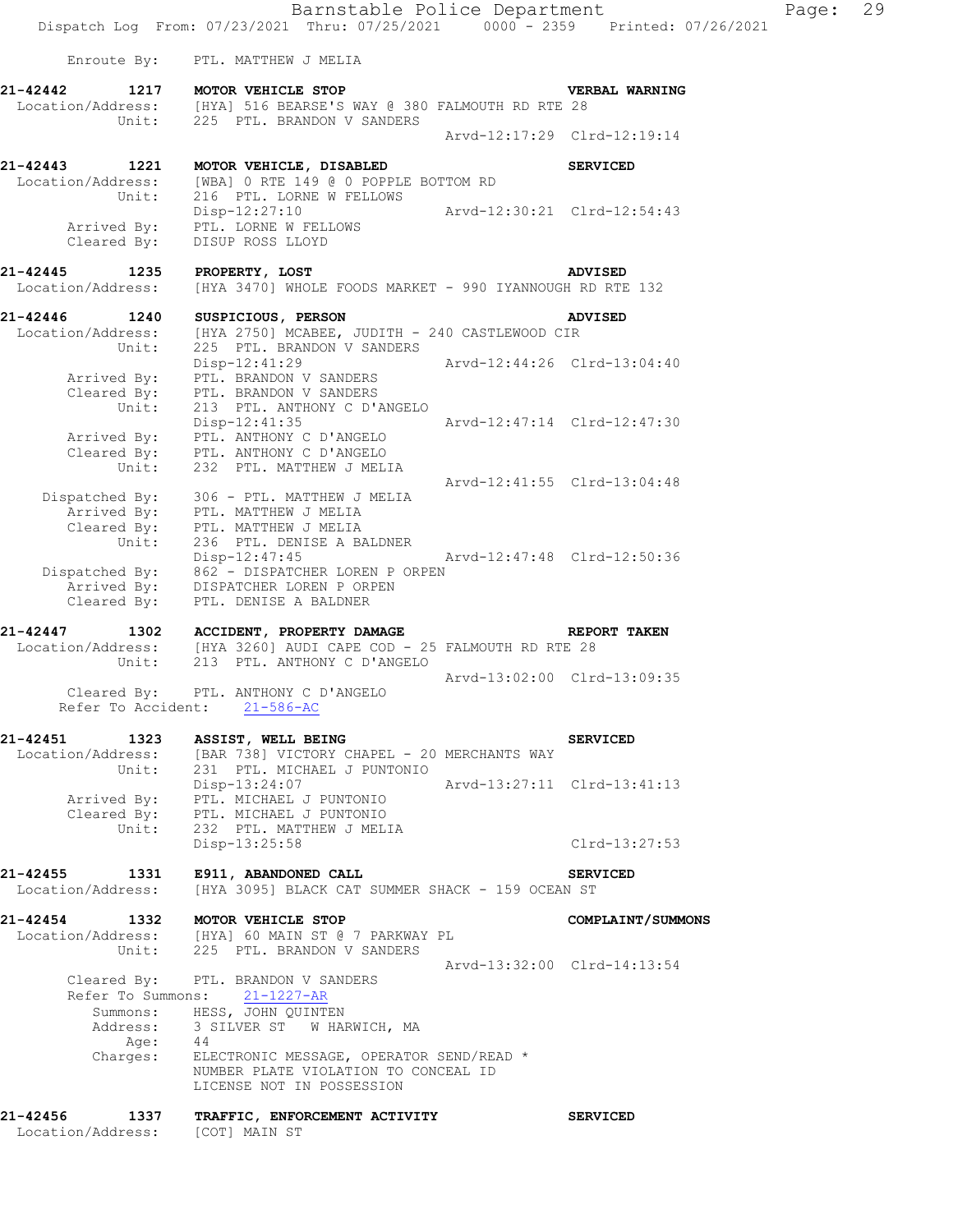Enroute By: PTL. MATTHEW J MELIA

**21-42442 1217 MOTOR VEHICLE STOP — VERBAL WARNING**
Location/Address: [HYA] 516 BEARSE'S WAY @ 380 FALMOUTH RD RTE 28
Unit: 225 PTL. BRANDON V SANDERS
Arvd-12:17:29 Clrd-12:19:14

**21-42443 1221 MOTOR VEHICLE, DISABLED — SERVICED**
Location/Address: [WBA] 0 RTE 149 @ 0 POPPLE BOTTOM RD
Unit: 216 PTL. LORNE W FELLOWS
Disp-12:27:10 Arvd-12:30:21 Clrd-12:54:43
Arrived By: PTL. LORNE W FELLOWS
Cleared By: DISUP ROSS LLOYD

**21-42445 1235 PROPERTY, LOST — ADVISED**
Location/Address: [HYA 3470] WHOLE FOODS MARKET - 990 IYANNOUGH RD RTE 132

**21-42446 1240 SUSPICIOUS, PERSON — ADVISED**
Location/Address: [HYA 2750] MCABEE, JUDITH - 240 CASTLEWOOD CIR
Unit: 225 PTL. BRANDON V SANDERS
Disp-12:41:29 Arvd-12:44:26 Clrd-13:04:40
Arrived By: PTL. BRANDON V SANDERS
Cleared By: PTL. BRANDON V SANDERS
Unit: 213 PTL. ANTHONY C D'ANGELO
Disp-12:41:35 Arvd-12:47:14 Clrd-12:47:30
Arrived By: PTL. ANTHONY C D'ANGELO
Cleared By: PTL. ANTHONY C D'ANGELO
Unit: 232 PTL. MATTHEW J MELIA
Arvd-12:41:55 Clrd-13:04:48
Dispatched By: 306 - PTL. MATTHEW J MELIA
Arrived By: PTL. MATTHEW J MELIA
Cleared By: PTL. MATTHEW J MELIA
Unit: 236 PTL. DENISE A BALDNER
Disp-12:47:45 Arvd-12:47:48 Clrd-12:50:36
Dispatched By: 862 - DISPATCHER LOREN P ORPEN
Arrived By: DISPATCHER LOREN P ORPEN
Cleared By: PTL. DENISE A BALDNER

**21-42447 1302 ACCIDENT, PROPERTY DAMAGE — REPORT TAKEN**
Location/Address: [HYA 3260] AUDI CAPE COD - 25 FALMOUTH RD RTE 28
Unit: 213 PTL. ANTHONY C D'ANGELO
Arvd-13:02:00 Clrd-13:09:35
Cleared By: PTL. ANTHONY C D'ANGELO
Refer To Accident: 21-586-AC

**21-42451 1323 ASSIST, WELL BEING — SERVICED**
Location/Address: [BAR 738] VICTORY CHAPEL - 20 MERCHANTS WAY
Unit: 231 PTL. MICHAEL J PUNTONIO
Disp-13:24:07 Arvd-13:27:11 Clrd-13:41:13
Arrived By: PTL. MICHAEL J PUNTONIO
Cleared By: PTL. MICHAEL J PUNTONIO
Unit: 232 PTL. MATTHEW J MELIA
Disp-13:25:58 Clrd-13:27:53

**21-42455 1331 E911, ABANDONED CALL — SERVICED**
Location/Address: [HYA 3095] BLACK CAT SUMMER SHACK - 159 OCEAN ST

**21-42454 1332 MOTOR VEHICLE STOP — COMPLAINT/SUMMONS**
Location/Address: [HYA] 60 MAIN ST @ 7 PARKWAY PL
Unit: 225 PTL. BRANDON V SANDERS
Arvd-13:32:00 Clrd-14:13:54
Cleared By: PTL. BRANDON V SANDERS
Refer To Summons: 21-1227-AR
Summons: HESS, JOHN QUINTEN
Address: 3 SILVER ST W HARWICH, MA
Age: 44
Charges: ELECTRONIC MESSAGE, OPERATOR SEND/READ *
NUMBER PLATE VIOLATION TO CONCEAL ID
LICENSE NOT IN POSSESSION

**21-42456 1337 TRAFFIC, ENFORCEMENT ACTIVITY — SERVICED**
Location/Address: [COT] MAIN ST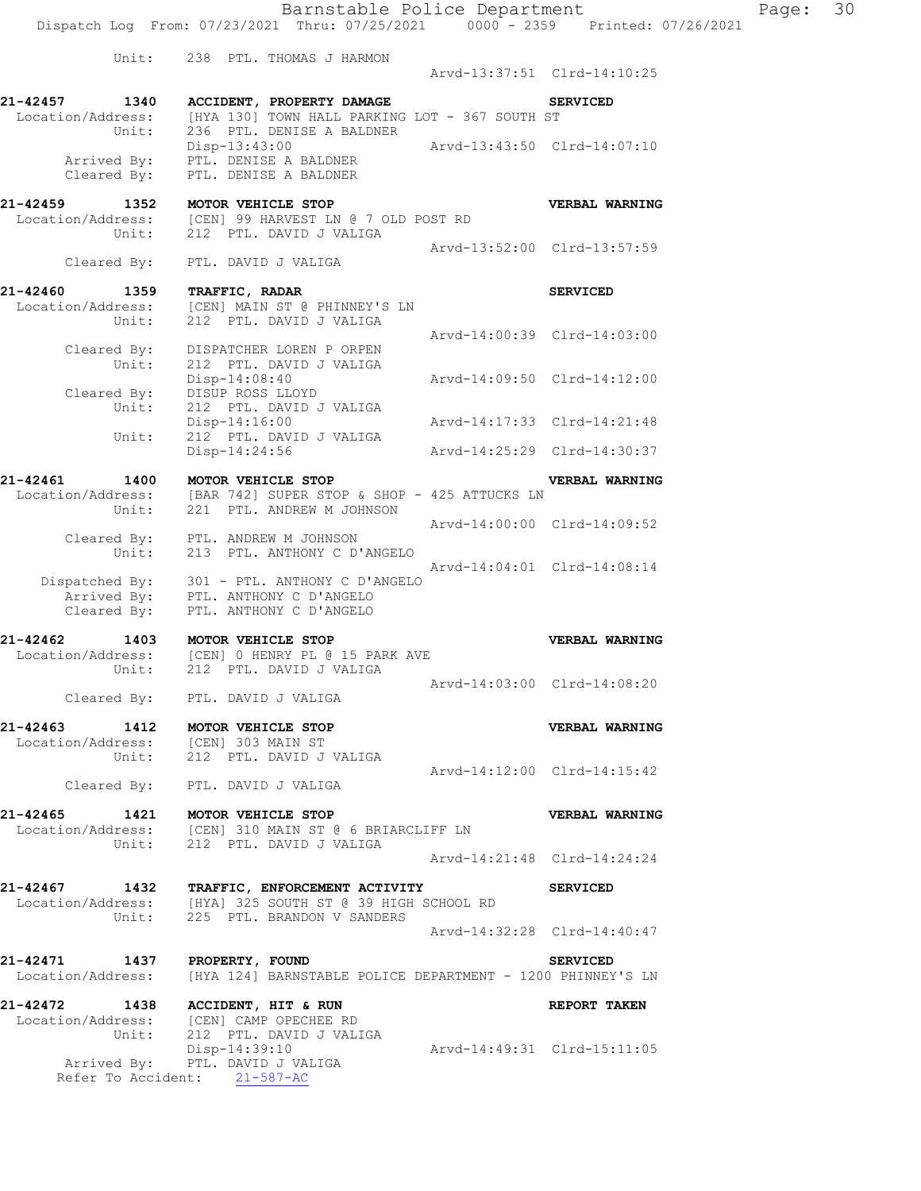```
            Unit:    238  PTL. THOMAS J HARMON
                                                      Arvd-13:37:51  Clrd-14:10:25

21-42457      1340    ACCIDENT, PROPERTY DAMAGE                         SERVICED
 Location/Address:    [HYA 130] TOWN HALL PARKING LOT - 367 SOUTH ST
            Unit:    236  PTL. DENISE A BALDNER
                     Disp-13:43:00                    Arvd-13:43:50  Clrd-14:07:10
      Arrived By:    PTL. DENISE A BALDNER
      Cleared By:    PTL. DENISE A BALDNER

21-42459      1352    MOTOR VEHICLE STOP                                VERBAL WARNING
 Location/Address:    [CEN] 99 HARVEST LN @ 7 OLD POST RD
            Unit:    212  PTL. DAVID J VALIGA
                                                      Arvd-13:52:00  Clrd-13:57:59
      Cleared By:    PTL. DAVID J VALIGA

21-42460      1359    TRAFFIC, RADAR                                    SERVICED
 Location/Address:    [CEN] MAIN ST @ PHINNEY'S LN
            Unit:    212  PTL. DAVID J VALIGA
                                                      Arvd-14:00:39  Clrd-14:03:00
      Cleared By:    DISPATCHER LOREN P ORPEN
            Unit:    212  PTL. DAVID J VALIGA
                     Disp-14:08:40                    Arvd-14:09:50  Clrd-14:12:00
      Cleared By:    DISUP ROSS LLOYD
            Unit:    212  PTL. DAVID J VALIGA
                     Disp-14:16:00                    Arvd-14:17:33  Clrd-14:21:48
            Unit:    212  PTL. DAVID J VALIGA
                     Disp-14:24:56                    Arvd-14:25:29  Clrd-14:30:37

21-42461      1400    MOTOR VEHICLE STOP                                VERBAL WARNING
 Location/Address:    [BAR 742] SUPER STOP & SHOP - 425 ATTUCKS LN
            Unit:    221  PTL. ANDREW M JOHNSON
                                                      Arvd-14:00:00  Clrd-14:09:52
      Cleared By:    PTL. ANDREW M JOHNSON
            Unit:    213  PTL. ANTHONY C D'ANGELO
                                                      Arvd-14:04:01  Clrd-14:08:14
   Dispatched By:    301 - PTL. ANTHONY C D'ANGELO
      Arrived By:    PTL. ANTHONY C D'ANGELO
      Cleared By:    PTL. ANTHONY C D'ANGELO

21-42462      1403    MOTOR VEHICLE STOP                                VERBAL WARNING
 Location/Address:    [CEN] 0 HENRY PL @ 15 PARK AVE
            Unit:    212  PTL. DAVID J VALIGA
                                                      Arvd-14:03:00  Clrd-14:08:20
      Cleared By:    PTL. DAVID J VALIGA

21-42463      1412    MOTOR VEHICLE STOP                                VERBAL WARNING
 Location/Address:    [CEN] 303 MAIN ST
            Unit:    212  PTL. DAVID J VALIGA
                                                      Arvd-14:12:00  Clrd-14:15:42
      Cleared By:    PTL. DAVID J VALIGA

21-42465      1421    MOTOR VEHICLE STOP                                VERBAL WARNING
 Location/Address:    [CEN] 310 MAIN ST @ 6 BRIARCLIFF LN
            Unit:    212  PTL. DAVID J VALIGA
                                                      Arvd-14:21:48  Clrd-14:24:24

21-42467      1432    TRAFFIC, ENFORCEMENT ACTIVITY                     SERVICED
 Location/Address:    [HYA] 325 SOUTH ST @ 39 HIGH SCHOOL RD
            Unit:    225  PTL. BRANDON V SANDERS
                                                      Arvd-14:32:28  Clrd-14:40:47

21-42471      1437    PROPERTY, FOUND                                   SERVICED
 Location/Address:    [HYA 124] BARNSTABLE POLICE DEPARTMENT - 1200 PHINNEY'S LN

21-42472      1438    ACCIDENT, HIT & RUN                               REPORT TAKEN
 Location/Address:    [CEN] CAMP OPECHEE RD
            Unit:    212  PTL. DAVID J VALIGA
                     Disp-14:39:10                    Arvd-14:49:31  Clrd-15:11:05
      Arrived By:    PTL. DAVID J VALIGA
 Refer To Accident:    21-587-AC
```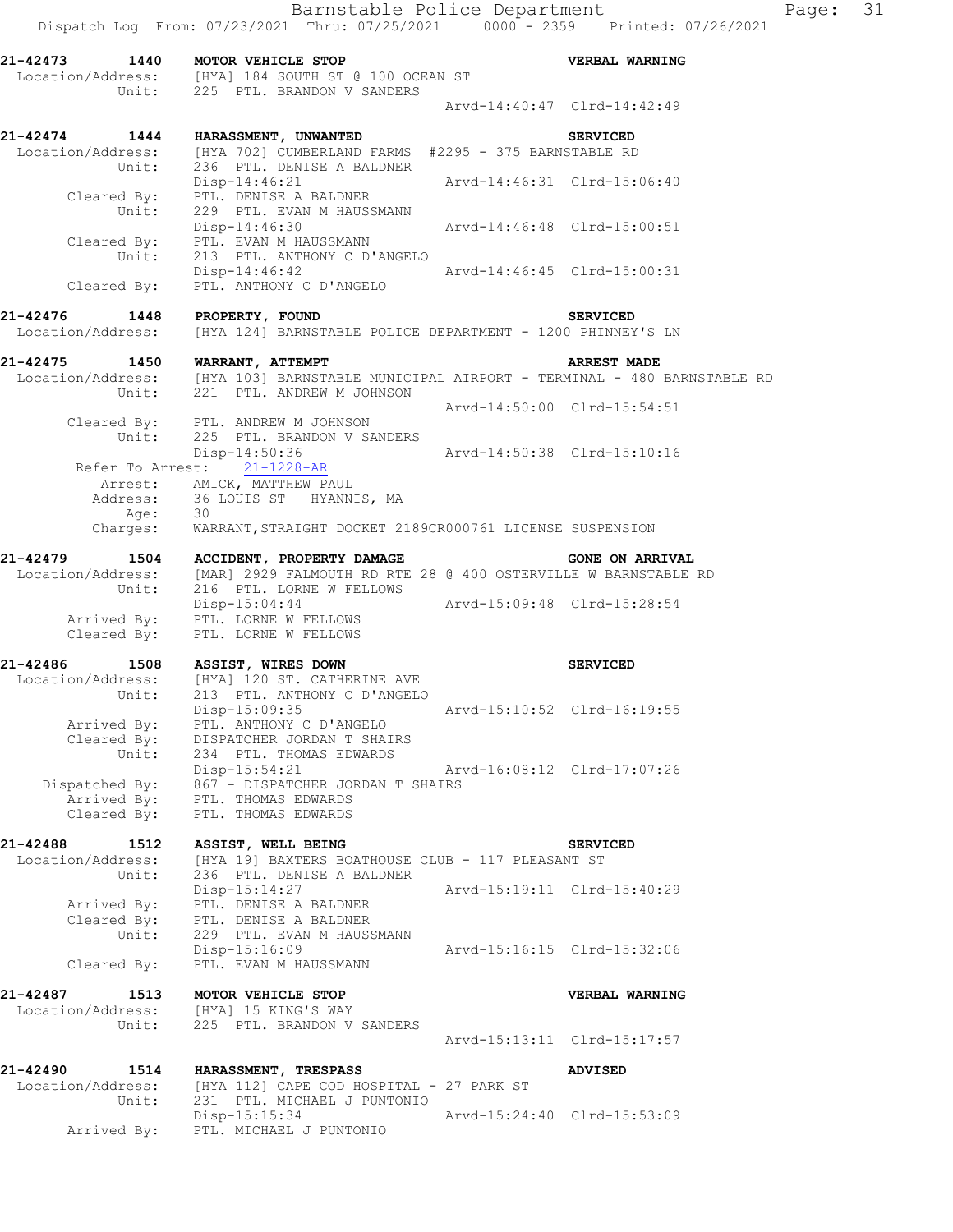**21-42473 1440 MOTOR VEHICLE STOP** — **VERBAL WARNING**

Location/Address: [HYA] 184 SOUTH ST @ 100 OCEAN ST
Unit: 225 PTL. BRANDON V SANDERS
Arvd-14:40:47 Clrd-14:42:49

**21-42474 1444 HARASSMENT, UNWANTED** — **SERVICED**

Location/Address: [HYA 702] CUMBERLAND FARMS #2295 - 375 BARNSTABLE RD
Unit: 236 PTL. DENISE A BALDNER
Disp-14:46:21 Arvd-14:46:31 Clrd-15:06:40
Cleared By: PTL. DENISE A BALDNER
Unit: 229 PTL. EVAN M HAUSSMANN
Disp-14:46:30 Arvd-14:46:48 Clrd-15:00:51
Cleared By: PTL. EVAN M HAUSSMANN
Unit: 213 PTL. ANTHONY C D'ANGELO
Disp-14:46:42 Arvd-14:46:45 Clrd-15:00:31
Cleared By: PTL. ANTHONY C D'ANGELO

**21-42476 1448 PROPERTY, FOUND** — **SERVICED**

Location/Address: [HYA 124] BARNSTABLE POLICE DEPARTMENT - 1200 PHINNEY'S LN

**21-42475 1450 WARRANT, ATTEMPT** — **ARREST MADE**

Location/Address: [HYA 103] BARNSTABLE MUNICIPAL AIRPORT - TERMINAL - 480 BARNSTABLE RD
Unit: 221 PTL. ANDREW M JOHNSON
Arvd-14:50:00 Clrd-15:54:51
Cleared By: PTL. ANDREW M JOHNSON
Unit: 225 PTL. BRANDON V SANDERS
Disp-14:50:36 Arvd-14:50:38 Clrd-15:10:16
Refer To Arrest: 21-1228-AR
Arrest: AMICK, MATTHEW PAUL
Address: 36 LOUIS ST HYANNIS, MA
Age: 30
Charges: WARRANT,STRAIGHT DOCKET 2189CR000761 LICENSE SUSPENSION

**21-42479 1504 ACCIDENT, PROPERTY DAMAGE** — **GONE ON ARRIVAL**

Location/Address: [MAR] 2929 FALMOUTH RD RTE 28 @ 400 OSTERVILLE W BARNSTABLE RD
Unit: 216 PTL. LORNE W FELLOWS
Disp-15:04:44 Arvd-15:09:48 Clrd-15:28:54
Arrived By: PTL. LORNE W FELLOWS
Cleared By: PTL. LORNE W FELLOWS

**21-42486 1508 ASSIST, WIRES DOWN** — **SERVICED**

Location/Address: [HYA] 120 ST. CATHERINE AVE
Unit: 213 PTL. ANTHONY C D'ANGELO
Disp-15:09:35 Arvd-15:10:52 Clrd-16:19:55
Arrived By: PTL. ANTHONY C D'ANGELO
Cleared By: DISPATCHER JORDAN T SHAIRS
Unit: 234 PTL. THOMAS EDWARDS
Disp-15:54:21 Arvd-16:08:12 Clrd-17:07:26
Dispatched By: 867 - DISPATCHER JORDAN T SHAIRS
Arrived By: PTL. THOMAS EDWARDS
Cleared By: PTL. THOMAS EDWARDS

**21-42488 1512 ASSIST, WELL BEING** — **SERVICED**

Location/Address: [HYA 19] BAXTERS BOATHOUSE CLUB - 117 PLEASANT ST
Unit: 236 PTL. DENISE A BALDNER
Disp-15:14:27 Arvd-15:19:11 Clrd-15:40:29
Arrived By: PTL. DENISE A BALDNER
Cleared By: PTL. DENISE A BALDNER
Unit: 229 PTL. EVAN M HAUSSMANN
Disp-15:16:09 Arvd-15:16:15 Clrd-15:32:06
Cleared By: PTL. EVAN M HAUSSMANN

**21-42487 1513 MOTOR VEHICLE STOP** — **VERBAL WARNING**

Location/Address: [HYA] 15 KING'S WAY
Unit: 225 PTL. BRANDON V SANDERS
Arvd-15:13:11 Clrd-15:17:57

**21-42490 1514 HARASSMENT, TRESPASS** — **ADVISED**

Location/Address: [HYA 112] CAPE COD HOSPITAL - 27 PARK ST
Unit: 231 PTL. MICHAEL J PUNTONIO
Disp-15:15:34 Arvd-15:24:40 Clrd-15:53:09
Arrived By: PTL. MICHAEL J PUNTONIO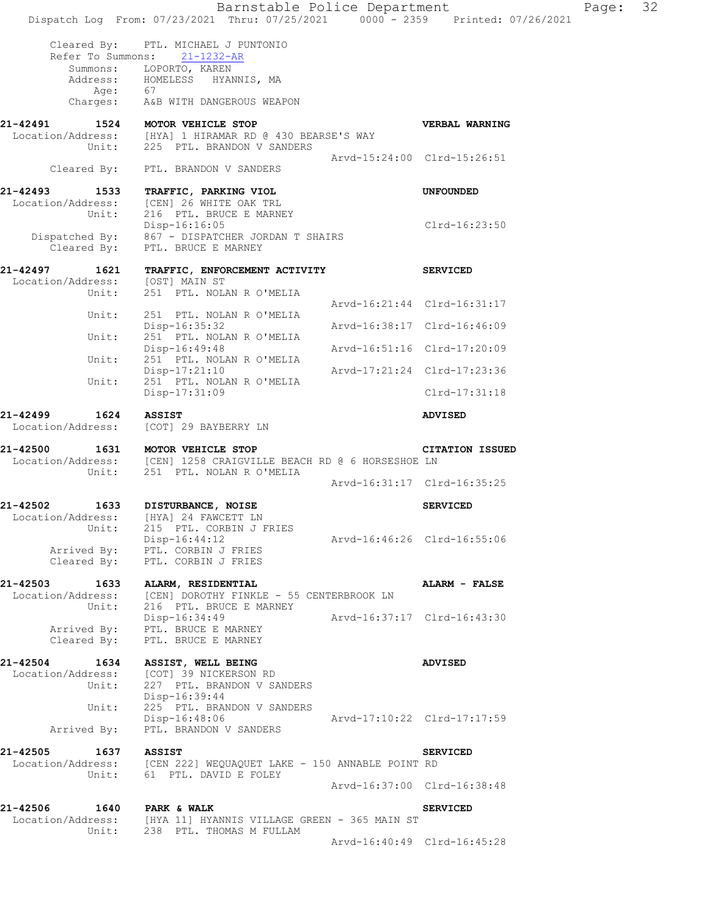```
        Cleared By:    PTL. MICHAEL J PUNTONIO
        Refer To Summons:    21-1232-AR
           Summons:    LOPORTO, KAREN
           Address:    HOMELESS   HYANNIS, MA
               Age:    67
           Charges:    A&B WITH DANGEROUS WEAPON

21-42491      1524    MOTOR VEHICLE STOP                              VERBAL WARNING
  Location/Address:    [HYA] 1 HIRAMAR RD @ 430 BEARSE'S WAY
             Unit:    225  PTL. BRANDON V SANDERS
                                            Arvd-15:24:00  Clrd-15:26:51
        Cleared By:    PTL. BRANDON V SANDERS

21-42493      1533    TRAFFIC, PARKING VIOL                           UNFOUNDED
  Location/Address:    [CEN] 26 WHITE OAK TRL
             Unit:    216  PTL. BRUCE E MARNEY
                      Disp-16:16:05                              Clrd-16:23:50
     Dispatched By:    867 - DISPATCHER JORDAN T SHAIRS
        Cleared By:    PTL. BRUCE E MARNEY

21-42497      1621    TRAFFIC, ENFORCEMENT ACTIVITY                   SERVICED
  Location/Address:    [OST] MAIN ST
             Unit:    251  PTL. NOLAN R O'MELIA
                                            Arvd-16:21:44  Clrd-16:31:17
             Unit:    251  PTL. NOLAN R O'MELIA
                      Disp-16:35:32         Arvd-16:38:17  Clrd-16:46:09
             Unit:    251  PTL. NOLAN R O'MELIA
                      Disp-16:49:48         Arvd-16:51:16  Clrd-17:20:09
             Unit:    251  PTL. NOLAN R O'MELIA
                      Disp-17:21:10         Arvd-17:21:24  Clrd-17:23:36
             Unit:    251  PTL. NOLAN R O'MELIA
                      Disp-17:31:09                        Clrd-17:31:18

21-42499      1624    ASSIST                                          ADVISED
  Location/Address:    [COT] 29 BAYBERRY LN

21-42500      1631    MOTOR VEHICLE STOP                              CITATION ISSUED
  Location/Address:    [CEN] 1258 CRAIGVILLE BEACH RD @ 6 HORSESHOE LN
             Unit:    251  PTL. NOLAN R O'MELIA
                                            Arvd-16:31:17  Clrd-16:35:25

21-42502      1633    DISTURBANCE, NOISE                              SERVICED
  Location/Address:    [HYA] 24 FAWCETT LN
             Unit:    215  PTL. CORBIN J FRIES
                      Disp-16:44:12         Arvd-16:46:26  Clrd-16:55:06
        Arrived By:    PTL. CORBIN J FRIES
        Cleared By:    PTL. CORBIN J FRIES

21-42503      1633    ALARM, RESIDENTIAL                              ALARM - FALSE
  Location/Address:    [CEN] DOROTHY FINKLE - 55 CENTERBROOK LN
             Unit:    216  PTL. BRUCE E MARNEY
                      Disp-16:34:49         Arvd-16:37:17  Clrd-16:43:30
        Arrived By:    PTL. BRUCE E MARNEY
        Cleared By:    PTL. BRUCE E MARNEY

21-42504      1634    ASSIST, WELL BEING                              ADVISED
  Location/Address:    [COT] 39 NICKERSON RD
             Unit:    227  PTL. BRANDON V SANDERS
                      Disp-16:39:44
             Unit:    225  PTL. BRANDON V SANDERS
                      Disp-16:48:06         Arvd-17:10:22  Clrd-17:17:59
        Arrived By:    PTL. BRANDON V SANDERS

21-42505      1637    ASSIST                                          SERVICED
  Location/Address:    [CEN 222] WEQUAQUET LAKE - 150 ANNABLE POINT RD
             Unit:    61  PTL. DAVID E FOLEY
                                            Arvd-16:37:00  Clrd-16:38:48

21-42506      1640    PARK & WALK                                     SERVICED
  Location/Address:    [HYA 11] HYANNIS VILLAGE GREEN - 365 MAIN ST
             Unit:    238  PTL. THOMAS M FULLAM
                                            Arvd-16:40:49  Clrd-16:45:28
```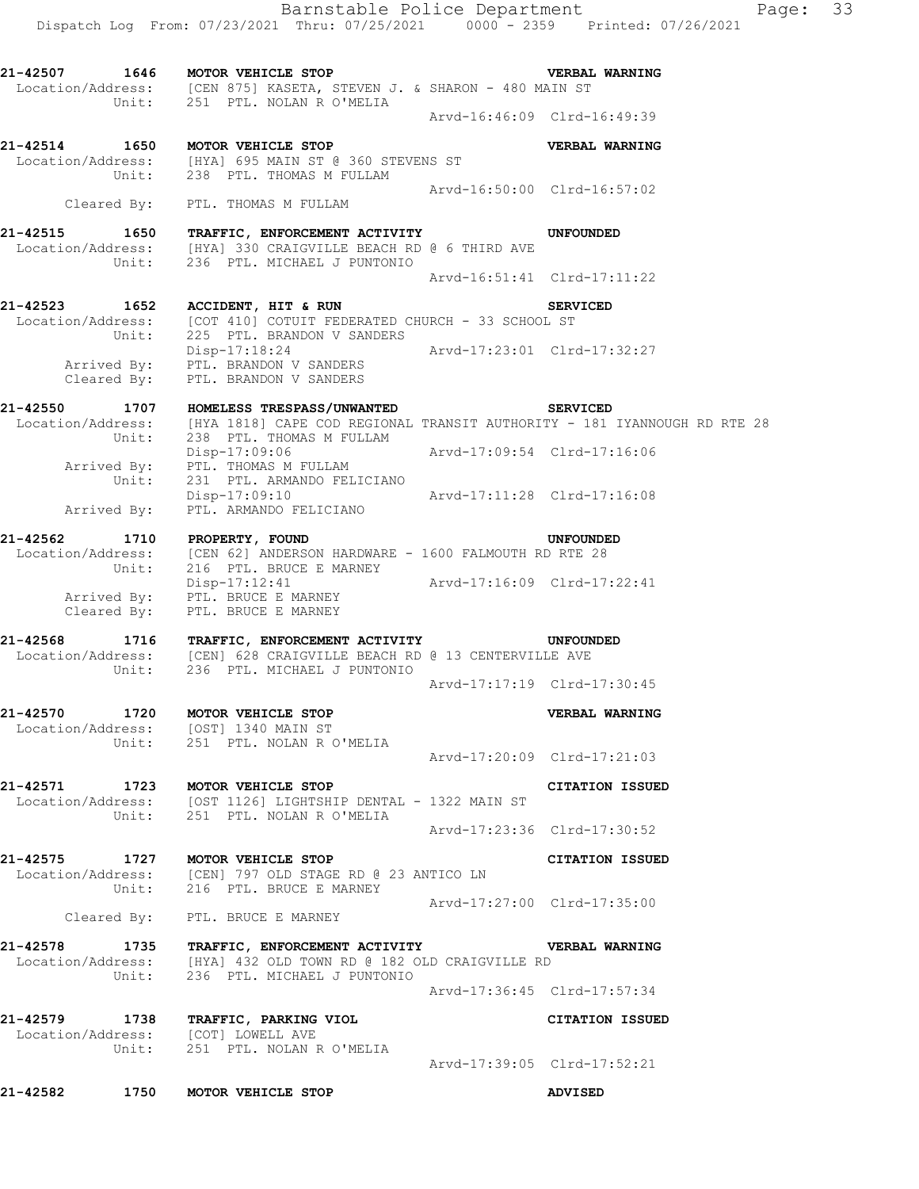**21-42507 1646 MOTOR VEHICLE STOP** — **VERBAL WARNING**
Location/Address: [CEN 875] KASETA, STEVEN J. & SHARON - 480 MAIN ST
Unit: 251 PTL. NOLAN R O'MELIA
Arvd-16:46:09 Clrd-16:49:39

**21-42514 1650 MOTOR VEHICLE STOP** — **VERBAL WARNING**
Location/Address: [HYA] 695 MAIN ST @ 360 STEVENS ST
Unit: 238 PTL. THOMAS M FULLAM
Arvd-16:50:00 Clrd-16:57:02
Cleared By: PTL. THOMAS M FULLAM

**21-42515 1650 TRAFFIC, ENFORCEMENT ACTIVITY** — **UNFOUNDED**
Location/Address: [HYA] 330 CRAIGVILLE BEACH RD @ 6 THIRD AVE
Unit: 236 PTL. MICHAEL J PUNTONIO
Arvd-16:51:41 Clrd-17:11:22

**21-42523 1652 ACCIDENT, HIT & RUN** — **SERVICED**
Location/Address: [COT 410] COTUIT FEDERATED CHURCH - 33 SCHOOL ST
Unit: 225 PTL. BRANDON V SANDERS
Disp-17:18:24 Arvd-17:23:01 Clrd-17:32:27
Arrived By: PTL. BRANDON V SANDERS
Cleared By: PTL. BRANDON V SANDERS

**21-42550 1707 HOMELESS TRESPASS/UNWANTED** — **SERVICED**
Location/Address: [HYA 1818] CAPE COD REGIONAL TRANSIT AUTHORITY - 181 IYANNOUGH RD RTE 28
Unit: 238 PTL. THOMAS M FULLAM
Disp-17:09:06 Arvd-17:09:54 Clrd-17:16:06
Arrived By: PTL. THOMAS M FULLAM
Unit: 231 PTL. ARMANDO FELICIANO
Disp-17:09:10 Arvd-17:11:28 Clrd-17:16:08
Arrived By: PTL. ARMANDO FELICIANO

**21-42562 1710 PROPERTY, FOUND** — **UNFOUNDED**
Location/Address: [CEN 62] ANDERSON HARDWARE - 1600 FALMOUTH RD RTE 28
Unit: 216 PTL. BRUCE E MARNEY
Disp-17:12:41 Arvd-17:16:09 Clrd-17:22:41
Arrived By: PTL. BRUCE E MARNEY
Cleared By: PTL. BRUCE E MARNEY

**21-42568 1716 TRAFFIC, ENFORCEMENT ACTIVITY** — **UNFOUNDED**
Location/Address: [CEN] 628 CRAIGVILLE BEACH RD @ 13 CENTERVILLE AVE
Unit: 236 PTL. MICHAEL J PUNTONIO
Arvd-17:17:19 Clrd-17:30:45

**21-42570 1720 MOTOR VEHICLE STOP** — **VERBAL WARNING**
Location/Address: [OST] 1340 MAIN ST
Unit: 251 PTL. NOLAN R O'MELIA
Arvd-17:20:09 Clrd-17:21:03

**21-42571 1723 MOTOR VEHICLE STOP** — **CITATION ISSUED**
Location/Address: [OST 1126] LIGHTSHIP DENTAL - 1322 MAIN ST
Unit: 251 PTL. NOLAN R O'MELIA
Arvd-17:23:36 Clrd-17:30:52

**21-42575 1727 MOTOR VEHICLE STOP** — **CITATION ISSUED**
Location/Address: [CEN] 797 OLD STAGE RD @ 23 ANTICO LN
Unit: 216 PTL. BRUCE E MARNEY
Arvd-17:27:00 Clrd-17:35:00
Cleared By: PTL. BRUCE E MARNEY

**21-42578 1735 TRAFFIC, ENFORCEMENT ACTIVITY** — **VERBAL WARNING**
Location/Address: [HYA] 432 OLD TOWN RD @ 182 OLD CRAIGVILLE RD
Unit: 236 PTL. MICHAEL J PUNTONIO
Arvd-17:36:45 Clrd-17:57:34

**21-42579 1738 TRAFFIC, PARKING VIOL** — **CITATION ISSUED**
Location/Address: [COT] LOWELL AVE
Unit: 251 PTL. NOLAN R O'MELIA
Arvd-17:39:05 Clrd-17:52:21

**21-42582 1750 MOTOR VEHICLE STOP** — **ADVISED**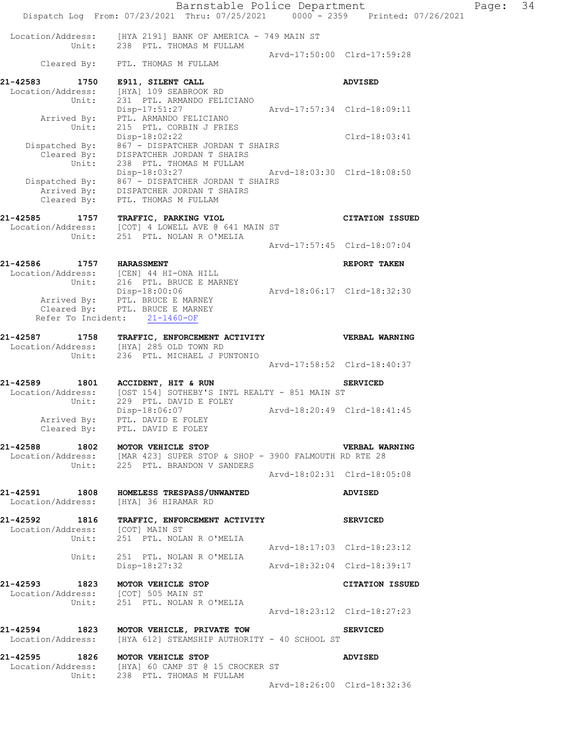Location/Address: [HYA 2191] BANK OF AMERICA - 749 MAIN ST
Unit: 238 PTL. THOMAS M FULLAM
Arvd-17:50:00 Clrd-17:59:28
Cleared By: PTL. THOMAS M FULLAM

**21-42583 1750 E911, SILENT CALL** **ADVISED**
Location/Address: [HYA] 109 SEABROOK RD
Unit: 231 PTL. ARMANDO FELICIANO
Disp-17:51:27 Arvd-17:57:34 Clrd-18:09:11
Arrived By: PTL. ARMANDO FELICIANO
Unit: 215 PTL. CORBIN J FRIES
Disp-18:02:22 Clrd-18:03:41
Dispatched By: 867 - DISPATCHER JORDAN T SHAIRS
Cleared By: DISPATCHER JORDAN T SHAIRS
Unit: 238 PTL. THOMAS M FULLAM
Disp-18:03:27 Arvd-18:03:30 Clrd-18:08:50
Dispatched By: 867 - DISPATCHER JORDAN T SHAIRS
Arrived By: DISPATCHER JORDAN T SHAIRS
Cleared By: PTL. THOMAS M FULLAM

**21-42585 1757 TRAFFIC, PARKING VIOL** **CITATION ISSUED**
Location/Address: [COT] 4 LOWELL AVE @ 641 MAIN ST
Unit: 251 PTL. NOLAN R O'MELIA
Arvd-17:57:45 Clrd-18:07:04

**21-42586 1757 HARASSMENT** **REPORT TAKEN**
Location/Address: [CEN] 44 HI-ONA HILL
Unit: 216 PTL. BRUCE E MARNEY
Disp-18:00:06 Arvd-18:06:17 Clrd-18:32:30
Arrived By: PTL. BRUCE E MARNEY
Cleared By: PTL. BRUCE E MARNEY
Refer To Incident: 21-1460-OF

**21-42587 1758 TRAFFIC, ENFORCEMENT ACTIVITY** **VERBAL WARNING**
Location/Address: [HYA] 285 OLD TOWN RD
Unit: 236 PTL. MICHAEL J PUNTONIO
Arvd-17:58:52 Clrd-18:40:37

**21-42589 1801 ACCIDENT, HIT & RUN** **SERVICED**
Location/Address: [OST 154] SOTHEBY'S INTL REALTY - 851 MAIN ST
Unit: 229 PTL. DAVID E FOLEY
Disp-18:06:07 Arvd-18:20:49 Clrd-18:41:45
Arrived By: PTL. DAVID E FOLEY
Cleared By: PTL. DAVID E FOLEY

**21-42588 1802 MOTOR VEHICLE STOP** **VERBAL WARNING**
Location/Address: [MAR 423] SUPER STOP & SHOP - 3900 FALMOUTH RD RTE 28
Unit: 225 PTL. BRANDON V SANDERS
Arvd-18:02:31 Clrd-18:05:08

**21-42591 1808 HOMELESS TRESPASS/UNWANTED** **ADVISED**
Location/Address: [HYA] 36 HIRAMAR RD

**21-42592 1816 TRAFFIC, ENFORCEMENT ACTIVITY** **SERVICED**
Location/Address: [COT] MAIN ST
Unit: 251 PTL. NOLAN R O'MELIA
Arvd-18:17:03 Clrd-18:23:12
Unit: 251 PTL. NOLAN R O'MELIA
Disp-18:27:32 Arvd-18:32:04 Clrd-18:39:17

**21-42593 1823 MOTOR VEHICLE STOP** **CITATION ISSUED**
Location/Address: [COT] 505 MAIN ST
Unit: 251 PTL. NOLAN R O'MELIA
Arvd-18:23:12 Clrd-18:27:23

**21-42594 1823 MOTOR VEHICLE, PRIVATE TOW** **SERVICED**
Location/Address: [HYA 612] STEAMSHIP AUTHORITY - 40 SCHOOL ST

**21-42595 1826 MOTOR VEHICLE STOP** **ADVISED**
Location/Address: [HYA] 60 CAMP ST @ 15 CROCKER ST
Unit: 238 PTL. THOMAS M FULLAM
Arvd-18:26:00 Clrd-18:32:36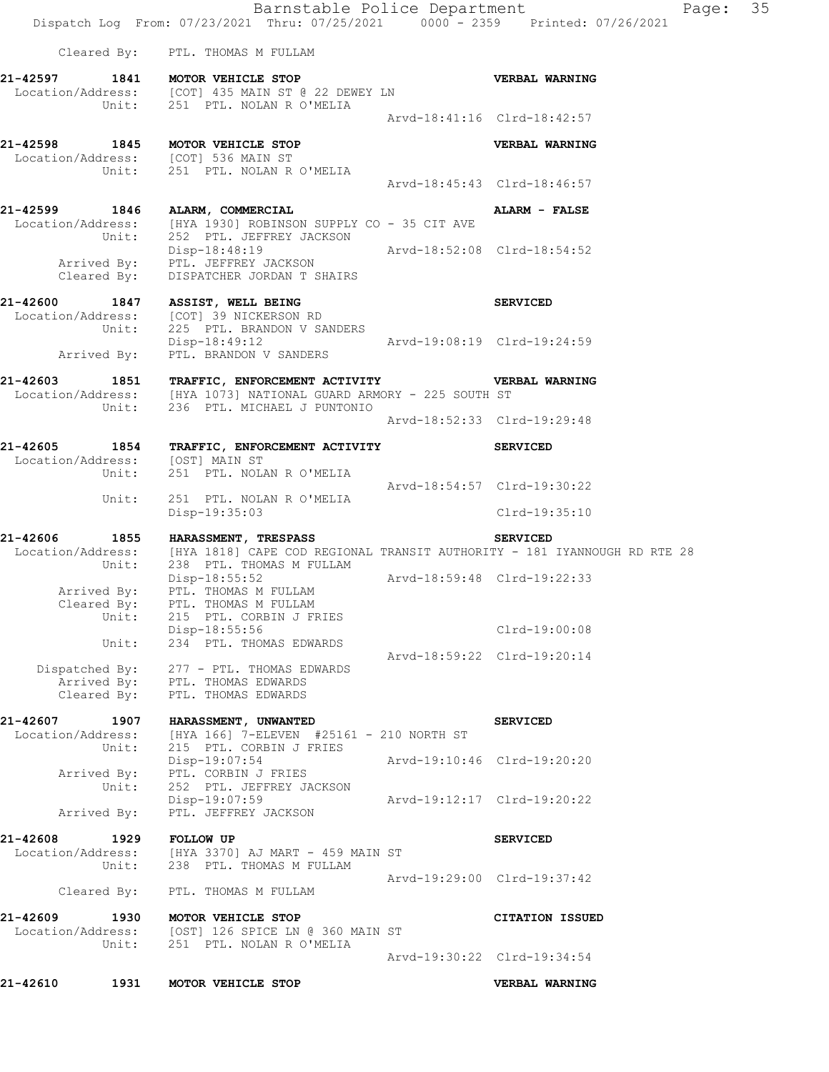Cleared By: PTL. THOMAS M FULLAM

**21-42597 1841 MOTOR VEHICLE STOP** — **VERBAL WARNING**
Location/Address: [COT] 435 MAIN ST @ 22 DEWEY LN
Unit: 251 PTL. NOLAN R O'MELIA
Arvd-18:41:16 Clrd-18:42:57

**21-42598 1845 MOTOR VEHICLE STOP** — **VERBAL WARNING**
Location/Address: [COT] 536 MAIN ST
Unit: 251 PTL. NOLAN R O'MELIA
Arvd-18:45:43 Clrd-18:46:57

**21-42599 1846 ALARM, COMMERCIAL** — **ALARM - FALSE**
Location/Address: [HYA 1930] ROBINSON SUPPLY CO - 35 CIT AVE
Unit: 252 PTL. JEFFREY JACKSON
Disp-18:48:19 Arvd-18:52:08 Clrd-18:54:52
Arrived By: PTL. JEFFREY JACKSON
Cleared By: DISPATCHER JORDAN T SHAIRS

**21-42600 1847 ASSIST, WELL BEING** — **SERVICED**
Location/Address: [COT] 39 NICKERSON RD
Unit: 225 PTL. BRANDON V SANDERS
Disp-18:49:12 Arvd-19:08:19 Clrd-19:24:59
Arrived By: PTL. BRANDON V SANDERS

**21-42603 1851 TRAFFIC, ENFORCEMENT ACTIVITY** — **VERBAL WARNING**
Location/Address: [HYA 1073] NATIONAL GUARD ARMORY - 225 SOUTH ST
Unit: 236 PTL. MICHAEL J PUNTONIO
Arvd-18:52:33 Clrd-19:29:48

**21-42605 1854 TRAFFIC, ENFORCEMENT ACTIVITY** — **SERVICED**
Location/Address: [OST] MAIN ST
Unit: 251 PTL. NOLAN R O'MELIA
Arvd-18:54:57 Clrd-19:30:22
Unit: 251 PTL. NOLAN R O'MELIA
Disp-19:35:03 Clrd-19:35:10

**21-42606 1855 HARASSMENT, TRESPASS** — **SERVICED**
Location/Address: [HYA 1818] CAPE COD REGIONAL TRANSIT AUTHORITY - 181 IYANNOUGH RD RTE 28
Unit: 238 PTL. THOMAS M FULLAM
Disp-18:55:52 Arvd-18:59:48 Clrd-19:22:33
Arrived By: PTL. THOMAS M FULLAM
Cleared By: PTL. THOMAS M FULLAM
Unit: 215 PTL. CORBIN J FRIES
Disp-18:55:56 Clrd-19:00:08
Unit: 234 PTL. THOMAS EDWARDS
Arvd-18:59:22 Clrd-19:20:14
Dispatched By: 277 - PTL. THOMAS EDWARDS
Arrived By: PTL. THOMAS EDWARDS
Cleared By: PTL. THOMAS EDWARDS

**21-42607 1907 HARASSMENT, UNWANTED** — **SERVICED**
Location/Address: [HYA 166] 7-ELEVEN #25161 - 210 NORTH ST
Unit: 215 PTL. CORBIN J FRIES
Disp-19:07:54 Arvd-19:10:46 Clrd-19:20:20
Arrived By: PTL. CORBIN J FRIES
Unit: 252 PTL. JEFFREY JACKSON
Disp-19:07:59 Arvd-19:12:17 Clrd-19:20:22
Arrived By: PTL. JEFFREY JACKSON

**21-42608 1929 FOLLOW UP** — **SERVICED**
Location/Address: [HYA 3370] AJ MART - 459 MAIN ST
Unit: 238 PTL. THOMAS M FULLAM
Arvd-19:29:00 Clrd-19:37:42
Cleared By: PTL. THOMAS M FULLAM

**21-42609 1930 MOTOR VEHICLE STOP** — **CITATION ISSUED**
Location/Address: [OST] 126 SPICE LN @ 360 MAIN ST
Unit: 251 PTL. NOLAN R O'MELIA
Arvd-19:30:22 Clrd-19:34:54

**21-42610 1931 MOTOR VEHICLE STOP** — **VERBAL WARNING**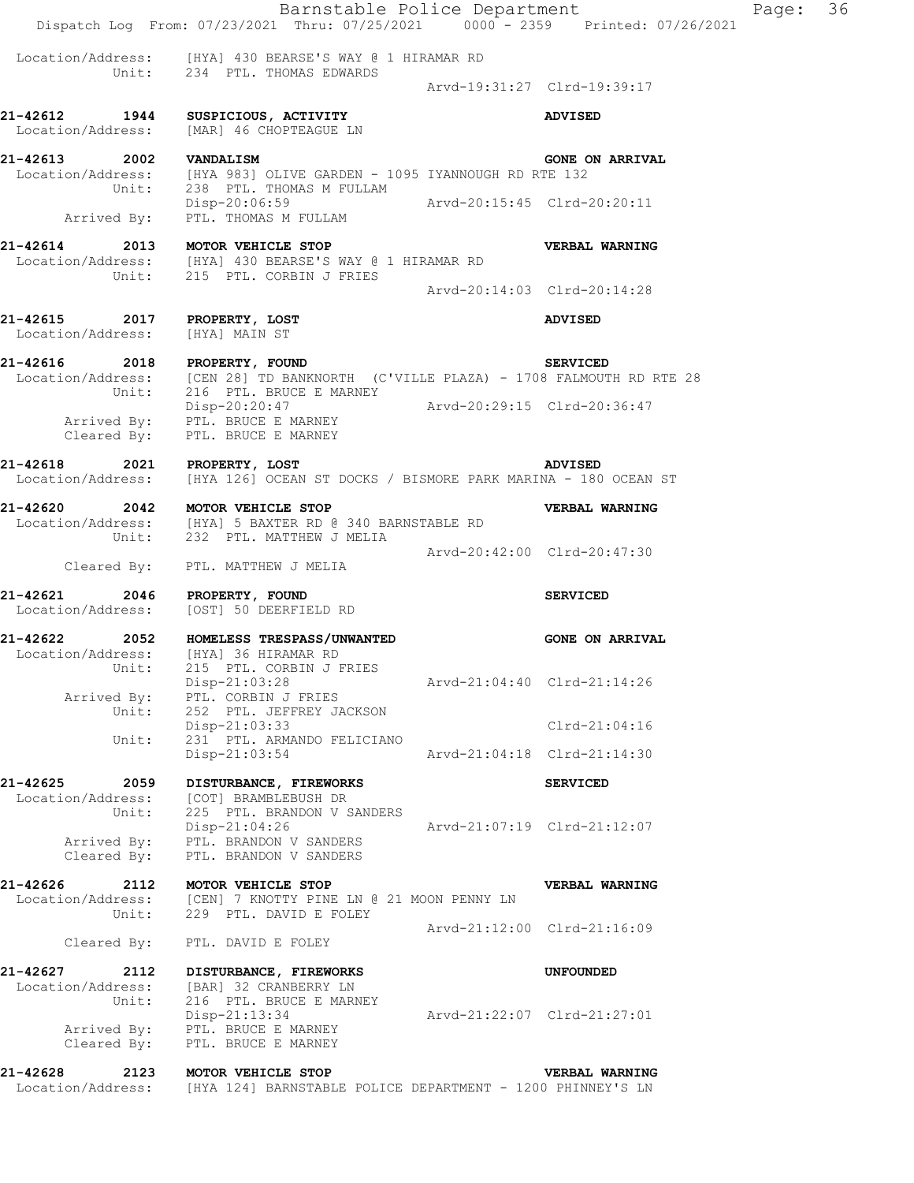Location/Address: [HYA] 430 BEARSE'S WAY @ 1 HIRAMAR RD
Unit: 234 PTL. THOMAS EDWARDS
Arvd-19:31:27 Clrd-19:39:17

**21-42612 1944 SUSPICIOUS, ACTIVITY** **ADVISED**
Location/Address: [MAR] 46 CHOPTEAGUE LN

**21-42613 2002 VANDALISM** **GONE ON ARRIVAL**
Location/Address: [HYA 983] OLIVE GARDEN - 1095 IYANNOUGH RD RTE 132
Unit: 238 PTL. THOMAS M FULLAM
Disp-20:06:59 Arvd-20:15:45 Clrd-20:20:11
Arrived By: PTL. THOMAS M FULLAM

**21-42614 2013 MOTOR VEHICLE STOP** **VERBAL WARNING**
Location/Address: [HYA] 430 BEARSE'S WAY @ 1 HIRAMAR RD
Unit: 215 PTL. CORBIN J FRIES
Arvd-20:14:03 Clrd-20:14:28

**21-42615 2017 PROPERTY, LOST** **ADVISED**
Location/Address: [HYA] MAIN ST

**21-42616 2018 PROPERTY, FOUND** **SERVICED**
Location/Address: [CEN 28] TD BANKNORTH (C'VILLE PLAZA) - 1708 FALMOUTH RD RTE 28
Unit: 216 PTL. BRUCE E MARNEY
Disp-20:20:47 Arvd-20:29:15 Clrd-20:36:47
Arrived By: PTL. BRUCE E MARNEY
Cleared By: PTL. BRUCE E MARNEY

**21-42618 2021 PROPERTY, LOST** **ADVISED**
Location/Address: [HYA 126] OCEAN ST DOCKS / BISMORE PARK MARINA - 180 OCEAN ST

**21-42620 2042 MOTOR VEHICLE STOP** **VERBAL WARNING**
Location/Address: [HYA] 5 BAXTER RD @ 340 BARNSTABLE RD
Unit: 232 PTL. MATTHEW J MELIA
Arvd-20:42:00 Clrd-20:47:30
Cleared By: PTL. MATTHEW J MELIA

**21-42621 2046 PROPERTY, FOUND** **SERVICED**
Location/Address: [OST] 50 DEERFIELD RD

**21-42622 2052 HOMELESS TRESPASS/UNWANTED** **GONE ON ARRIVAL**
Location/Address: [HYA] 36 HIRAMAR RD
Unit: 215 PTL. CORBIN J FRIES
Disp-21:03:28 Arvd-21:04:40 Clrd-21:14:26
Arrived By: PTL. CORBIN J FRIES
Unit: 252 PTL. JEFFREY JACKSON
Disp-21:03:33 Clrd-21:04:16
Unit: 231 PTL. ARMANDO FELICIANO
Disp-21:03:54 Arvd-21:04:18 Clrd-21:14:30

**21-42625 2059 DISTURBANCE, FIREWORKS** **SERVICED**
Location/Address: [COT] BRAMBLEBUSH DR
Unit: 225 PTL. BRANDON V SANDERS
Disp-21:04:26 Arvd-21:07:19 Clrd-21:12:07
Arrived By: PTL. BRANDON V SANDERS
Cleared By: PTL. BRANDON V SANDERS

**21-42626 2112 MOTOR VEHICLE STOP** **VERBAL WARNING**
Location/Address: [CEN] 7 KNOTTY PINE LN @ 21 MOON PENNY LN
Unit: 229 PTL. DAVID E FOLEY
Arvd-21:12:00 Clrd-21:16:09
Cleared By: PTL. DAVID E FOLEY

**21-42627 2112 DISTURBANCE, FIREWORKS** **UNFOUNDED**
Location/Address: [BAR] 32 CRANBERRY LN
Unit: 216 PTL. BRUCE E MARNEY
Disp-21:13:34 Arvd-21:22:07 Clrd-21:27:01
Arrived By: PTL. BRUCE E MARNEY
Cleared By: PTL. BRUCE E MARNEY

**21-42628 2123 MOTOR VEHICLE STOP** **VERBAL WARNING**
Location/Address: [HYA 124] BARNSTABLE POLICE DEPARTMENT - 1200 PHINNEY'S LN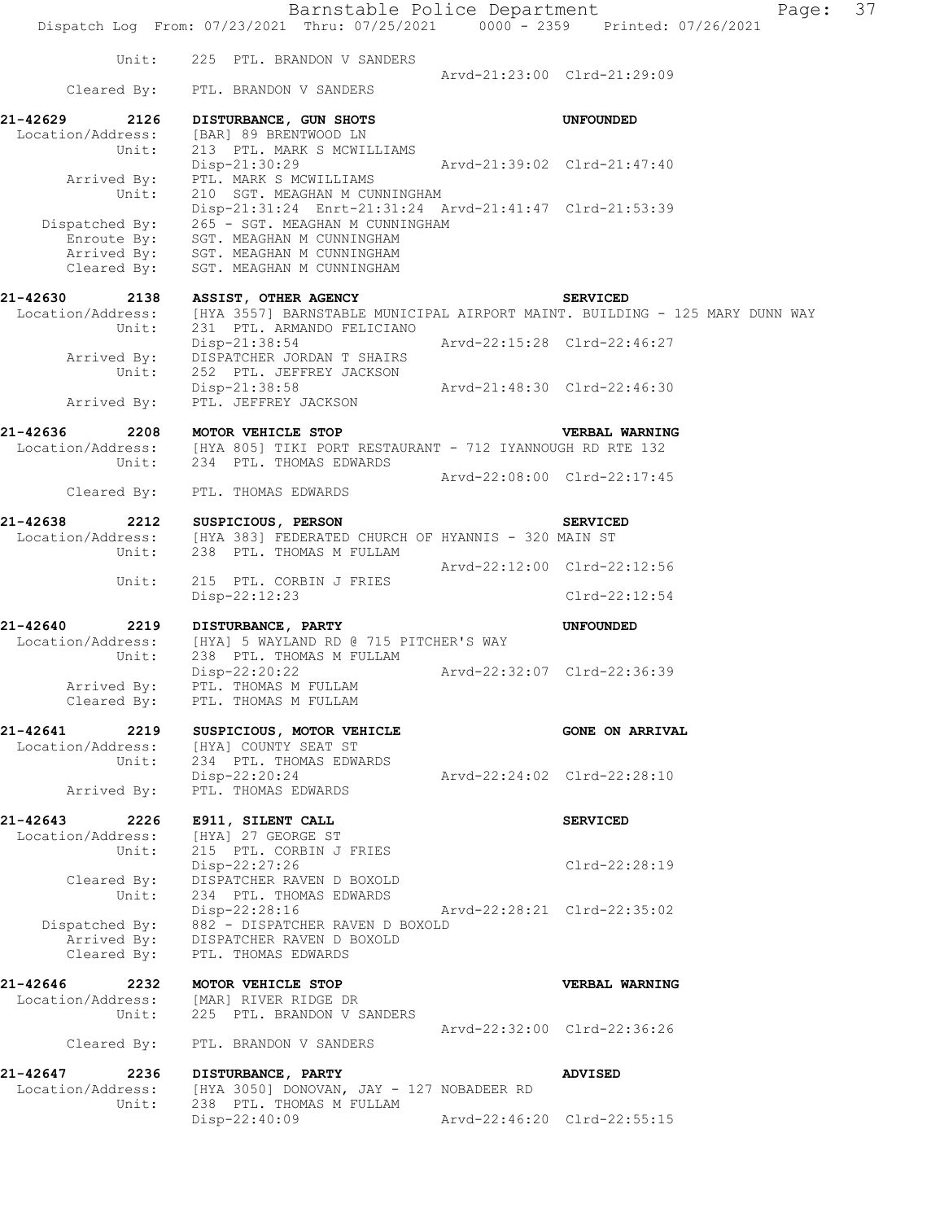```
          Unit:    225  PTL. BRANDON V SANDERS
                                                  Arvd-21:23:00  Clrd-21:29:09
     Cleared By:   PTL. BRANDON V SANDERS

21-42629      2126   DISTURBANCE, GUN SHOTS                         UNFOUNDED
 Location/Address:   [BAR] 89 BRENTWOOD LN
            Unit:    213  PTL. MARK S MCWILLIAMS
                     Disp-21:30:29                Arvd-21:39:02  Clrd-21:47:40
      Arrived By:    PTL. MARK S MCWILLIAMS
            Unit:    210  SGT. MEAGHAN M CUNNINGHAM
                     Disp-21:31:24  Enrt-21:31:24  Arvd-21:41:47  Clrd-21:53:39
   Dispatched By:    265 - SGT. MEAGHAN M CUNNINGHAM
      Enroute By:    SGT. MEAGHAN M CUNNINGHAM
      Arrived By:    SGT. MEAGHAN M CUNNINGHAM
      Cleared By:    SGT. MEAGHAN M CUNNINGHAM

21-42630      2138   ASSIST, OTHER AGENCY                           SERVICED
 Location/Address:   [HYA 3557] BARNSTABLE MUNICIPAL AIRPORT MAINT. BUILDING - 125 MARY DUNN WAY
            Unit:    231  PTL. ARMANDO FELICIANO
                     Disp-21:38:54                Arvd-22:15:28  Clrd-22:46:27
      Arrived By:    DISPATCHER JORDAN T SHAIRS
            Unit:    252  PTL. JEFFREY JACKSON
                     Disp-21:38:58                Arvd-21:48:30  Clrd-22:46:30
      Arrived By:    PTL. JEFFREY JACKSON

21-42636      2208   MOTOR VEHICLE STOP                             VERBAL WARNING
 Location/Address:   [HYA 805] TIKI PORT RESTAURANT - 712 IYANNOUGH RD RTE 132
            Unit:    234  PTL. THOMAS EDWARDS
                                                  Arvd-22:08:00  Clrd-22:17:45
      Cleared By:    PTL. THOMAS EDWARDS

21-42638      2212   SUSPICIOUS, PERSON                             SERVICED
 Location/Address:   [HYA 383] FEDERATED CHURCH OF HYANNIS - 320 MAIN ST
            Unit:    238  PTL. THOMAS M FULLAM
                                                  Arvd-22:12:00  Clrd-22:12:56
            Unit:    215  PTL. CORBIN J FRIES
                     Disp-22:12:23                               Clrd-22:12:54

21-42640      2219   DISTURBANCE, PARTY                             UNFOUNDED
 Location/Address:   [HYA] 5 WAYLAND RD @ 715 PITCHER'S WAY
            Unit:    238  PTL. THOMAS M FULLAM
                     Disp-22:20:22                Arvd-22:32:07  Clrd-22:36:39
      Arrived By:    PTL. THOMAS M FULLAM
      Cleared By:    PTL. THOMAS M FULLAM

21-42641      2219   SUSPICIOUS, MOTOR VEHICLE                      GONE ON ARRIVAL
 Location/Address:   [HYA] COUNTY SEAT ST
            Unit:    234  PTL. THOMAS EDWARDS
                     Disp-22:20:24                Arvd-22:24:02  Clrd-22:28:10
      Arrived By:    PTL. THOMAS EDWARDS

21-42643      2226   E911, SILENT CALL                              SERVICED
 Location/Address:   [HYA] 27 GEORGE ST
            Unit:    215  PTL. CORBIN J FRIES
                     Disp-22:27:26                               Clrd-22:28:19
      Cleared By:    DISPATCHER RAVEN D BOXOLD
            Unit:    234  PTL. THOMAS EDWARDS
                     Disp-22:28:16                Arvd-22:28:21  Clrd-22:35:02
   Dispatched By:    882 - DISPATCHER RAVEN D BOXOLD
      Arrived By:    DISPATCHER RAVEN D BOXOLD
      Cleared By:    PTL. THOMAS EDWARDS

21-42646      2232   MOTOR VEHICLE STOP                             VERBAL WARNING
 Location/Address:   [MAR] RIVER RIDGE DR
            Unit:    225  PTL. BRANDON V SANDERS
                                                  Arvd-22:32:00  Clrd-22:36:26
      Cleared By:    PTL. BRANDON V SANDERS

21-42647      2236   DISTURBANCE, PARTY                             ADVISED
 Location/Address:   [HYA 3050] DONOVAN, JAY - 127 NOBADEER RD
            Unit:    238  PTL. THOMAS M FULLAM
                     Disp-22:40:09                Arvd-22:46:20  Clrd-22:55:15
```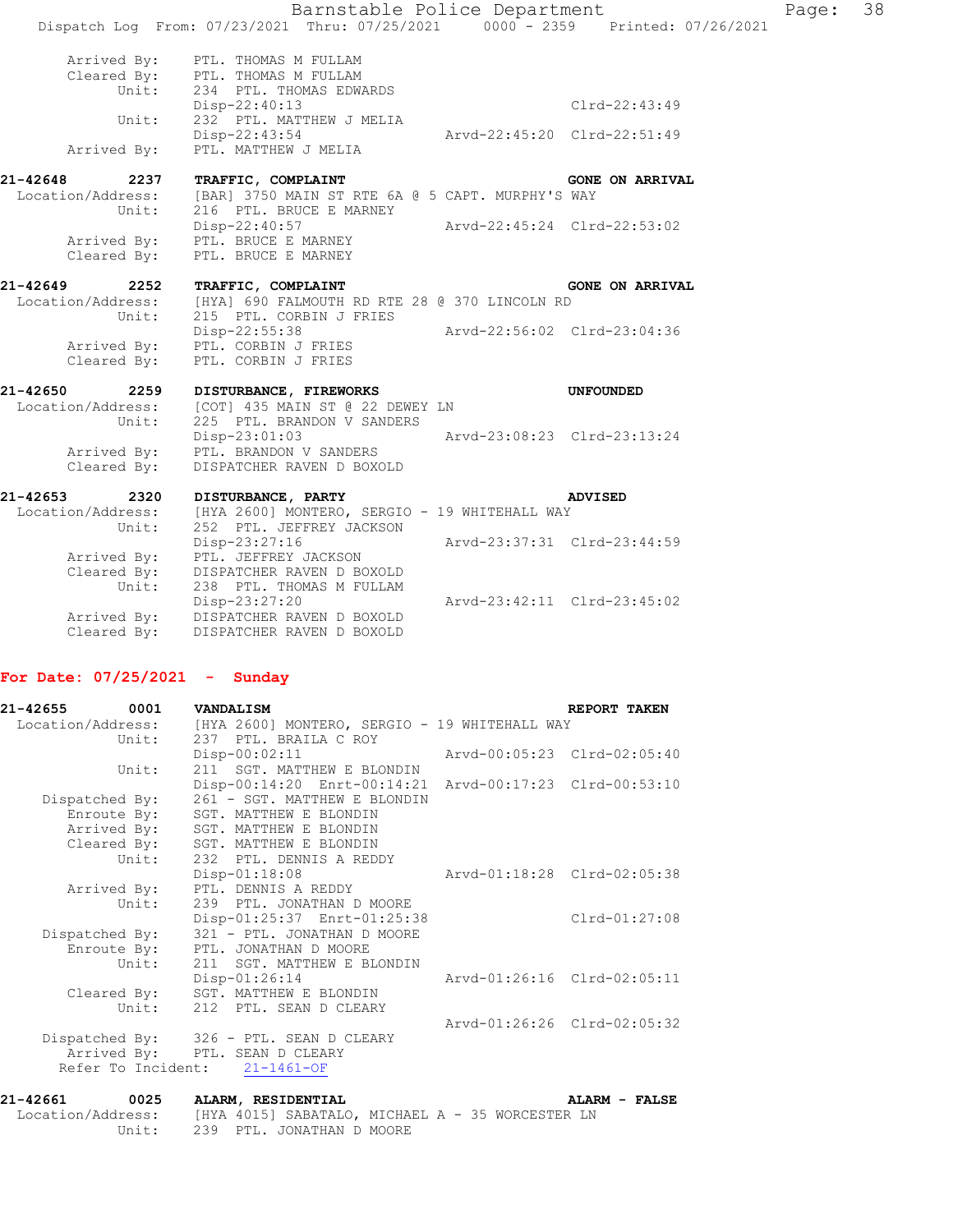```
    Arrived By:    PTL. THOMAS M FULLAM
    Cleared By:    PTL. THOMAS M FULLAM
          Unit:    234  PTL. THOMAS EDWARDS
                   Disp-22:40:13                              Clrd-22:43:49
          Unit:    232  PTL. MATTHEW J MELIA
                   Disp-22:43:54              Arvd-22:45:20  Clrd-22:51:49
    Arrived By:    PTL. MATTHEW J MELIA

21-42648       2237    TRAFFIC, COMPLAINT                            GONE ON ARRIVAL
 Location/Address:     [BAR] 3750 MAIN ST RTE 6A @ 5 CAPT. MURPHY'S WAY
          Unit:        216  PTL. BRUCE E MARNEY
                       Disp-22:40:57              Arvd-22:45:24  Clrd-22:53:02
    Arrived By:        PTL. BRUCE E MARNEY
    Cleared By:        PTL. BRUCE E MARNEY

21-42649       2252    TRAFFIC, COMPLAINT                            GONE ON ARRIVAL
 Location/Address:     [HYA] 690 FALMOUTH RD RTE 28 @ 370 LINCOLN RD
          Unit:        215  PTL. CORBIN J FRIES
                       Disp-22:55:38              Arvd-22:56:02  Clrd-23:04:36
    Arrived By:        PTL. CORBIN J FRIES
    Cleared By:        PTL. CORBIN J FRIES

21-42650       2259    DISTURBANCE, FIREWORKS                        UNFOUNDED
 Location/Address:     [COT] 435 MAIN ST @ 22 DEWEY LN
          Unit:        225  PTL. BRANDON V SANDERS
                       Disp-23:01:03              Arvd-23:08:23  Clrd-23:13:24
    Arrived By:        PTL. BRANDON V SANDERS
    Cleared By:        DISPATCHER RAVEN D BOXOLD

21-42653       2320    DISTURBANCE, PARTY                            ADVISED
 Location/Address:     [HYA 2600] MONTERO, SERGIO - 19 WHITEHALL WAY
          Unit:        252  PTL. JEFFREY JACKSON
                       Disp-23:27:16              Arvd-23:37:31  Clrd-23:44:59
    Arrived By:        PTL. JEFFREY JACKSON
    Cleared By:        DISPATCHER RAVEN D BOXOLD
          Unit:        238  PTL. THOMAS M FULLAM
                       Disp-23:27:20              Arvd-23:42:11  Clrd-23:45:02
    Arrived By:        DISPATCHER RAVEN D BOXOLD
    Cleared By:        DISPATCHER RAVEN D BOXOLD
```

**For Date: 07/25/2021 - Sunday**

```
21-42655       0001    VANDALISM                                     REPORT TAKEN
 Location/Address:     [HYA 2600] MONTERO, SERGIO - 19 WHITEHALL WAY
          Unit:        237  PTL. BRAILA C ROY
                       Disp-00:02:11              Arvd-00:05:23  Clrd-02:05:40
          Unit:        211  SGT. MATTHEW E BLONDIN
                       Disp-00:14:20  Enrt-00:14:21  Arvd-00:17:23  Clrd-00:53:10
 Dispatched By:        261 - SGT. MATTHEW E BLONDIN
    Enroute By:        SGT. MATTHEW E BLONDIN
    Arrived By:        SGT. MATTHEW E BLONDIN
    Cleared By:        SGT. MATTHEW E BLONDIN
          Unit:        232  PTL. DENNIS A REDDY
                       Disp-01:18:08              Arvd-01:18:28  Clrd-02:05:38
    Arrived By:        PTL. DENNIS A REDDY
          Unit:        239  PTL. JONATHAN D MOORE
                       Disp-01:25:37  Enrt-01:25:38              Clrd-01:27:08
 Dispatched By:        321 - PTL. JONATHAN D MOORE
    Enroute By:        PTL. JONATHAN D MOORE
          Unit:        211  SGT. MATTHEW E BLONDIN
                       Disp-01:26:14              Arvd-01:26:16  Clrd-02:05:11
    Cleared By:        SGT. MATTHEW E BLONDIN
          Unit:        212  PTL. SEAN D CLEARY
                                                  Arvd-01:26:26  Clrd-02:05:32
 Dispatched By:        326 - PTL. SEAN D CLEARY
    Arrived By:        PTL. SEAN D CLEARY
  Refer To Incident:   21-1461-OF

21-42661       0025    ALARM, RESIDENTIAL                            ALARM - FALSE
 Location/Address:     [HYA 4015] SABATALO, MICHAEL A - 35 WORCESTER LN
          Unit:        239  PTL. JONATHAN D MOORE
```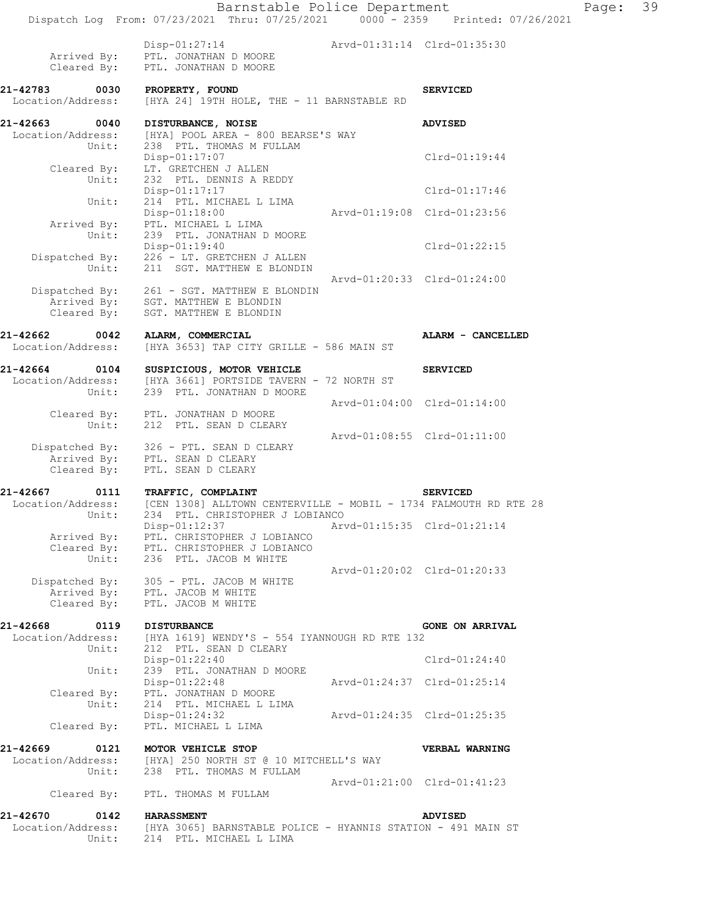```
            Disp-01:27:14                       Arvd-01:31:14  Clrd-01:35:30
     Arrived By:  PTL. JONATHAN D MOORE
     Cleared By:  PTL. JONATHAN D MOORE

21-42783      0030  PROPERTY, FOUND                               SERVICED
  Location/Address:  [HYA 24] 19TH HOLE, THE - 11 BARNSTABLE RD

21-42663      0040  DISTURBANCE, NOISE                            ADVISED
  Location/Address:  [HYA] POOL AREA - 800 BEARSE'S WAY
             Unit:   238  PTL. THOMAS M FULLAM
                     Disp-01:17:07                                Clrd-01:19:44
       Cleared By:   LT. GRETCHEN J ALLEN
             Unit:   232  PTL. DENNIS A REDDY
                     Disp-01:17:17                                Clrd-01:17:46
             Unit:   214  PTL. MICHAEL L LIMA
                     Disp-01:18:00              Arvd-01:19:08  Clrd-01:23:56
       Arrived By:   PTL. MICHAEL L LIMA
             Unit:   239  PTL. JONATHAN D MOORE
                     Disp-01:19:40                                Clrd-01:22:15
    Dispatched By:   226 - LT. GRETCHEN J ALLEN
             Unit:   211  SGT. MATTHEW E BLONDIN
                                                Arvd-01:20:33  Clrd-01:24:00
    Dispatched By:   261 - SGT. MATTHEW E BLONDIN
       Arrived By:   SGT. MATTHEW E BLONDIN
       Cleared By:   SGT. MATTHEW E BLONDIN

21-42662      0042  ALARM, COMMERCIAL                             ALARM - CANCELLED
  Location/Address:  [HYA 3653] TAP CITY GRILLE - 586 MAIN ST

21-42664      0104  SUSPICIOUS, MOTOR VEHICLE                     SERVICED
  Location/Address:  [HYA 3661] PORTSIDE TAVERN - 72 NORTH ST
             Unit:   239  PTL. JONATHAN D MOORE
                                                Arvd-01:04:00  Clrd-01:14:00
       Cleared By:   PTL. JONATHAN D MOORE
             Unit:   212  PTL. SEAN D CLEARY
                                                Arvd-01:08:55  Clrd-01:11:00
    Dispatched By:   326 - PTL. SEAN D CLEARY
       Arrived By:   PTL. SEAN D CLEARY
       Cleared By:   PTL. SEAN D CLEARY

21-42667      0111  TRAFFIC, COMPLAINT                            SERVICED
  Location/Address:  [CEN 1308] ALLTOWN CENTERVILLE - MOBIL - 1734 FALMOUTH RD RTE 28
             Unit:   234  PTL. CHRISTOPHER J LOBIANCO
                     Disp-01:12:37              Arvd-01:15:35  Clrd-01:21:14
       Arrived By:   PTL. CHRISTOPHER J LOBIANCO
       Cleared By:   PTL. CHRISTOPHER J LOBIANCO
             Unit:   236  PTL. JACOB M WHITE
                                                Arvd-01:20:02  Clrd-01:20:33
    Dispatched By:   305 - PTL. JACOB M WHITE
       Arrived By:   PTL. JACOB M WHITE
       Cleared By:   PTL. JACOB M WHITE

21-42668      0119  DISTURBANCE                                   GONE ON ARRIVAL
  Location/Address:  [HYA 1619] WENDY'S - 554 IYANNOUGH RD RTE 132
             Unit:   212  PTL. SEAN D CLEARY
                     Disp-01:22:40                                Clrd-01:24:40
             Unit:   239  PTL. JONATHAN D MOORE
                     Disp-01:22:48              Arvd-01:24:37  Clrd-01:25:14
       Cleared By:   PTL. JONATHAN D MOORE
             Unit:   214  PTL. MICHAEL L LIMA
                     Disp-01:24:32              Arvd-01:24:35  Clrd-01:25:35
       Cleared By:   PTL. MICHAEL L LIMA

21-42669      0121  MOTOR VEHICLE STOP                            VERBAL WARNING
  Location/Address:  [HYA] 250 NORTH ST @ 10 MITCHELL'S WAY
             Unit:   238  PTL. THOMAS M FULLAM
                                                Arvd-01:21:00  Clrd-01:41:23
       Cleared By:   PTL. THOMAS M FULLAM

21-42670      0142  HARASSMENT                                    ADVISED
  Location/Address:  [HYA 3065] BARNSTABLE POLICE - HYANNIS STATION - 491 MAIN ST
             Unit:   214  PTL. MICHAEL L LIMA
```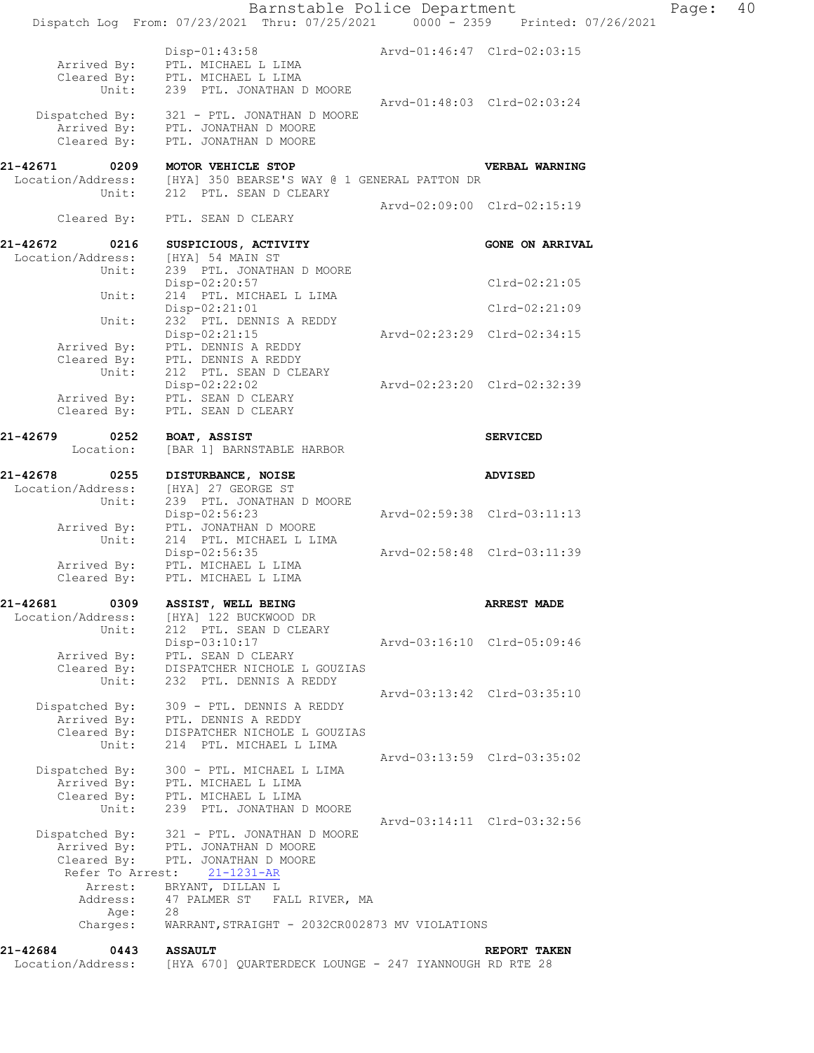```
                Disp-01:43:58                   Arvd-01:46:47  Clrd-02:03:15
     Arrived By:   PTL. MICHAEL L LIMA
     Cleared By:   PTL. MICHAEL L LIMA
           Unit:   239  PTL. JONATHAN D MOORE
                                                Arvd-01:48:03  Clrd-02:03:24
  Dispatched By:   321 - PTL. JONATHAN D MOORE
     Arrived By:   PTL. JONATHAN D MOORE
     Cleared By:   PTL. JONATHAN D MOORE
```

**21-42671 0209 MOTOR VEHICLE STOP — VERBAL WARNING**

```
Location/Address:  [HYA] 350 BEARSE'S WAY @ 1 GENERAL PATTON DR
           Unit:   212  PTL. SEAN D CLEARY
                                                Arvd-02:09:00  Clrd-02:15:19
     Cleared By:   PTL. SEAN D CLEARY
```

**21-42672 0216 SUSPICIOUS, ACTIVITY — GONE ON ARRIVAL**

```
Location/Address:  [HYA] 54 MAIN ST
           Unit:   239  PTL. JONATHAN D MOORE
                   Disp-02:20:57                               Clrd-02:21:05
           Unit:   214  PTL. MICHAEL L LIMA
                   Disp-02:21:01                               Clrd-02:21:09
           Unit:   232  PTL. DENNIS A REDDY
                   Disp-02:21:15                Arvd-02:23:29  Clrd-02:34:15
     Arrived By:   PTL. DENNIS A REDDY
     Cleared By:   PTL. DENNIS A REDDY
           Unit:   212  PTL. SEAN D CLEARY
                   Disp-02:22:02                Arvd-02:23:20  Clrd-02:32:39
     Arrived By:   PTL. SEAN D CLEARY
     Cleared By:   PTL. SEAN D CLEARY
```

**21-42679 0252 BOAT, ASSIST — SERVICED**

```
       Location:   [BAR 1] BARNSTABLE HARBOR
```

**21-42678 0255 DISTURBANCE, NOISE — ADVISED**

```
Location/Address:  [HYA] 27 GEORGE ST
           Unit:   239  PTL. JONATHAN D MOORE
                   Disp-02:56:23                Arvd-02:59:38  Clrd-03:11:13
     Arrived By:   PTL. JONATHAN D MOORE
           Unit:   214  PTL. MICHAEL L LIMA
                   Disp-02:56:35                Arvd-02:58:48  Clrd-03:11:39
     Arrived By:   PTL. MICHAEL L LIMA
     Cleared By:   PTL. MICHAEL L LIMA
```

**21-42681 0309 ASSIST, WELL BEING — ARREST MADE**

```
Location/Address:  [HYA] 122 BUCKWOOD DR
           Unit:   212  PTL. SEAN D CLEARY
                   Disp-03:10:17                Arvd-03:16:10  Clrd-05:09:46
     Arrived By:   PTL. SEAN D CLEARY
     Cleared By:   DISPATCHER NICHOLE L GOUZIAS
           Unit:   232  PTL. DENNIS A REDDY
                                                Arvd-03:13:42  Clrd-03:35:10
  Dispatched By:   309 - PTL. DENNIS A REDDY
     Arrived By:   PTL. DENNIS A REDDY
     Cleared By:   DISPATCHER NICHOLE L GOUZIAS
           Unit:   214  PTL. MICHAEL L LIMA
                                                Arvd-03:13:59  Clrd-03:35:02
  Dispatched By:   300 - PTL. MICHAEL L LIMA
     Arrived By:   PTL. MICHAEL L LIMA
     Cleared By:   PTL. MICHAEL L LIMA
           Unit:   239  PTL. JONATHAN D MOORE
                                                Arvd-03:14:11  Clrd-03:32:56
  Dispatched By:   321 - PTL. JONATHAN D MOORE
     Arrived By:   PTL. JONATHAN D MOORE
     Cleared By:   PTL. JONATHAN D MOORE
  Refer To Arrest:   21-1231-AR
         Arrest:   BRYANT, DILLAN L
        Address:   47 PALMER ST   FALL RIVER, MA
            Age:   28
        Charges:   WARRANT,STRAIGHT - 2032CR002873 MV VIOLATIONS
```

**21-42684 0443 ASSAULT — REPORT TAKEN**

```
Location/Address:  [HYA 670] QUARTERDECK LOUNGE - 247 IYANNOUGH RD RTE 28
```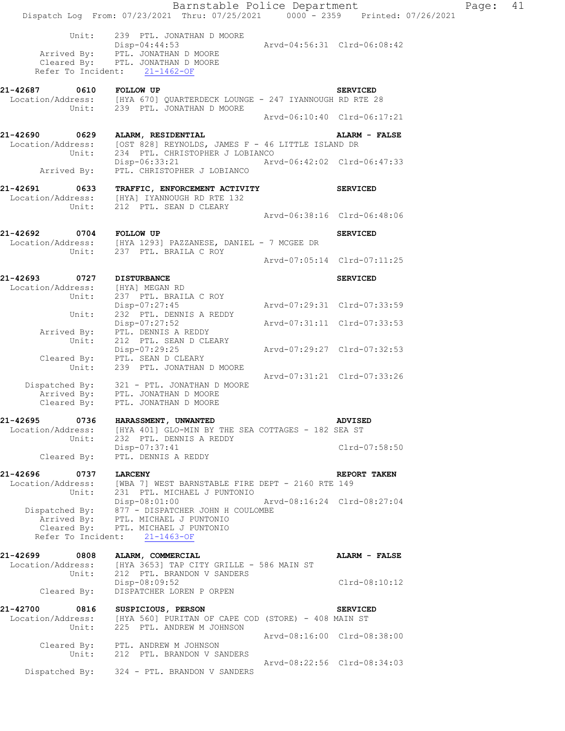```
          Unit:    239  PTL. JONATHAN D MOORE
                   Disp-04:44:53                 Arvd-04:56:31  Clrd-06:08:42
    Arrived By:    PTL. JONATHAN D MOORE
    Cleared By:    PTL. JONATHAN D MOORE
  Refer To Incident:    21-1462-OF

21-42687      0610    FOLLOW UP                                    SERVICED
 Location/Address:    [HYA 670] QUARTERDECK LOUNGE - 247 IYANNOUGH RD RTE 28
          Unit:    239  PTL. JONATHAN D MOORE
                                                 Arvd-06:10:40  Clrd-06:17:21

21-42690      0629    ALARM, RESIDENTIAL                           ALARM - FALSE
 Location/Address:    [OST 828] REYNOLDS, JAMES F - 46 LITTLE ISLAND DR
          Unit:    234  PTL. CHRISTOPHER J LOBIANCO
                   Disp-06:33:21                 Arvd-06:42:02  Clrd-06:47:33
    Arrived By:    PTL. CHRISTOPHER J LOBIANCO

21-42691      0633    TRAFFIC, ENFORCEMENT ACTIVITY                SERVICED
 Location/Address:    [HYA] IYANNOUGH RD RTE 132
          Unit:    212  PTL. SEAN D CLEARY
                                                 Arvd-06:38:16  Clrd-06:48:06

21-42692      0704    FOLLOW UP                                    SERVICED
 Location/Address:    [HYA 1293] PAZZANESE, DANIEL - 7 MCGEE DR
          Unit:    237  PTL. BRAILA C ROY
                                                 Arvd-07:05:14  Clrd-07:11:25

21-42693      0727    DISTURBANCE                                  SERVICED
 Location/Address:    [HYA] MEGAN RD
          Unit:    237  PTL. BRAILA C ROY
                   Disp-07:27:45                 Arvd-07:29:31  Clrd-07:33:59
          Unit:    232  PTL. DENNIS A REDDY
                   Disp-07:27:52                 Arvd-07:31:11  Clrd-07:33:53
    Arrived By:    PTL. DENNIS A REDDY
          Unit:    212  PTL. SEAN D CLEARY
                   Disp-07:29:25                 Arvd-07:29:27  Clrd-07:32:53
    Cleared By:    PTL. SEAN D CLEARY
          Unit:    239  PTL. JONATHAN D MOORE
                                                 Arvd-07:31:21  Clrd-07:33:26
 Dispatched By:    321 - PTL. JONATHAN D MOORE
    Arrived By:    PTL. JONATHAN D MOORE
    Cleared By:    PTL. JONATHAN D MOORE

21-42695      0736    HARASSMENT, UNWANTED                         ADVISED
 Location/Address:    [HYA 401] GLO-MIN BY THE SEA COTTAGES - 182 SEA ST
          Unit:    232  PTL. DENNIS A REDDY
                   Disp-07:37:41                                Clrd-07:58:50
    Cleared By:    PTL. DENNIS A REDDY

21-42696      0737    LARCENY                                      REPORT TAKEN
 Location/Address:    [WBA 7] WEST BARNSTABLE FIRE DEPT - 2160 RTE 149
          Unit:    231  PTL. MICHAEL J PUNTONIO
                   Disp-08:01:00                 Arvd-08:16:24  Clrd-08:27:04
 Dispatched By:    877 - DISPATCHER JOHN H COULOMBE
    Arrived By:    PTL. MICHAEL J PUNTONIO
    Cleared By:    PTL. MICHAEL J PUNTONIO
  Refer To Incident:    21-1463-OF

21-42699      0808    ALARM, COMMERCIAL                            ALARM - FALSE
 Location/Address:    [HYA 3653] TAP CITY GRILLE - 586 MAIN ST
          Unit:    212  PTL. BRANDON V SANDERS
                   Disp-08:09:52                                Clrd-08:10:12
    Cleared By:    DISPATCHER LOREN P ORPEN

21-42700      0816    SUSPICIOUS, PERSON                           SERVICED
 Location/Address:    [HYA 560] PURITAN OF CAPE COD (STORE) - 408 MAIN ST
          Unit:    225  PTL. ANDREW M JOHNSON
                                                 Arvd-08:16:00  Clrd-08:38:00
    Cleared By:    PTL. ANDREW M JOHNSON
          Unit:    212  PTL. BRANDON V SANDERS
                                                 Arvd-08:22:56  Clrd-08:34:03
 Dispatched By:    324 - PTL. BRANDON V SANDERS
```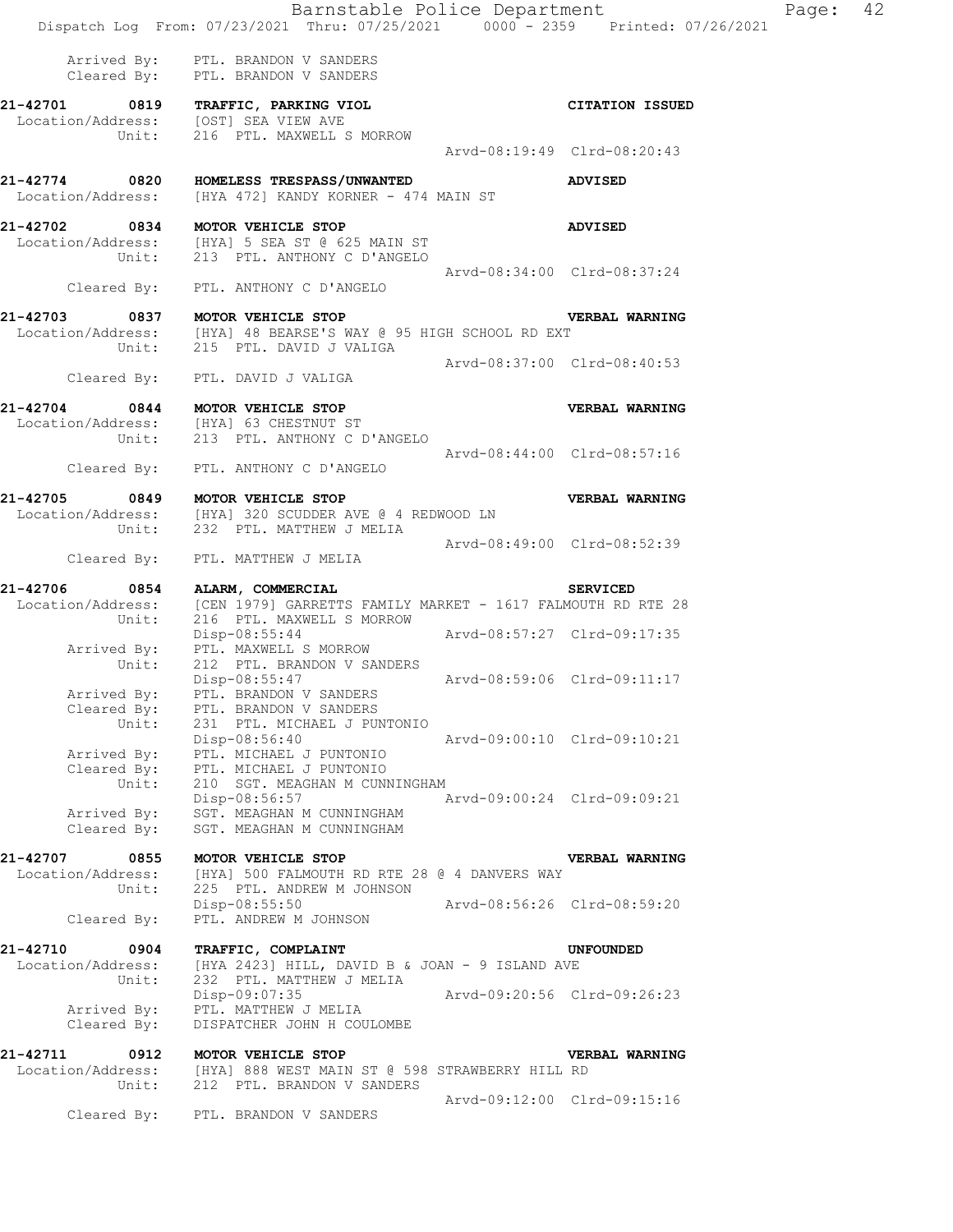```
        Arrived By:   PTL. BRANDON V SANDERS
        Cleared By:   PTL. BRANDON V SANDERS

21-42701      0819   TRAFFIC, PARKING VIOL                           CITATION ISSUED
 Location/Address:   [OST] SEA VIEW AVE
             Unit:   216  PTL. MAXWELL S MORROW
                                                  Arvd-08:19:49  Clrd-08:20:43

21-42774      0820   HOMELESS TRESPASS/UNWANTED                      ADVISED
 Location/Address:   [HYA 472] KANDY KORNER - 474 MAIN ST

21-42702      0834   MOTOR VEHICLE STOP                              ADVISED
 Location/Address:   [HYA] 5 SEA ST @ 625 MAIN ST
             Unit:   213  PTL. ANTHONY C D'ANGELO
                                                  Arvd-08:34:00  Clrd-08:37:24
       Cleared By:   PTL. ANTHONY C D'ANGELO

21-42703      0837   MOTOR VEHICLE STOP                              VERBAL WARNING
 Location/Address:   [HYA] 48 BEARSE'S WAY @ 95 HIGH SCHOOL RD EXT
             Unit:   215  PTL. DAVID J VALIGA
                                                  Arvd-08:37:00  Clrd-08:40:53
       Cleared By:   PTL. DAVID J VALIGA

21-42704      0844   MOTOR VEHICLE STOP                              VERBAL WARNING
 Location/Address:   [HYA] 63 CHESTNUT ST
             Unit:   213  PTL. ANTHONY C D'ANGELO
                                                  Arvd-08:44:00  Clrd-08:57:16
       Cleared By:   PTL. ANTHONY C D'ANGELO

21-42705      0849   MOTOR VEHICLE STOP                              VERBAL WARNING
 Location/Address:   [HYA] 320 SCUDDER AVE @ 4 REDWOOD LN
             Unit:   232  PTL. MATTHEW J MELIA
                                                  Arvd-08:49:00  Clrd-08:52:39
       Cleared By:   PTL. MATTHEW J MELIA

21-42706      0854   ALARM, COMMERCIAL                               SERVICED
 Location/Address:   [CEN 1979] GARRETTS FAMILY MARKET - 1617 FALMOUTH RD RTE 28
             Unit:   216  PTL. MAXWELL S MORROW
                     Disp-08:55:44                Arvd-08:57:27  Clrd-09:17:35
       Arrived By:   PTL. MAXWELL S MORROW
             Unit:   212  PTL. BRANDON V SANDERS
                     Disp-08:55:47                Arvd-08:59:06  Clrd-09:11:17
       Arrived By:   PTL. BRANDON V SANDERS
       Cleared By:   PTL. BRANDON V SANDERS
             Unit:   231  PTL. MICHAEL J PUNTONIO
                     Disp-08:56:40                Arvd-09:00:10  Clrd-09:10:21
       Arrived By:   PTL. MICHAEL J PUNTONIO
       Cleared By:   PTL. MICHAEL J PUNTONIO
             Unit:   210  SGT. MEAGHAN M CUNNINGHAM
                     Disp-08:56:57                Arvd-09:00:24  Clrd-09:09:21
       Arrived By:   SGT. MEAGHAN M CUNNINGHAM
       Cleared By:   SGT. MEAGHAN M CUNNINGHAM

21-42707      0855   MOTOR VEHICLE STOP                              VERBAL WARNING
 Location/Address:   [HYA] 500 FALMOUTH RD RTE 28 @ 4 DANVERS WAY
             Unit:   225  PTL. ANDREW M JOHNSON
                     Disp-08:55:50                Arvd-08:56:26  Clrd-08:59:20
       Cleared By:   PTL. ANDREW M JOHNSON

21-42710      0904   TRAFFIC, COMPLAINT                              UNFOUNDED
 Location/Address:   [HYA 2423] HILL, DAVID B & JOAN - 9 ISLAND AVE
             Unit:   232  PTL. MATTHEW J MELIA
                     Disp-09:07:35                Arvd-09:20:56  Clrd-09:26:23
       Arrived By:   PTL. MATTHEW J MELIA
       Cleared By:   DISPATCHER JOHN H COULOMBE

21-42711      0912   MOTOR VEHICLE STOP                              VERBAL WARNING
 Location/Address:   [HYA] 888 WEST MAIN ST @ 598 STRAWBERRY HILL RD
             Unit:   212  PTL. BRANDON V SANDERS
                                                  Arvd-09:12:00  Clrd-09:15:16
       Cleared By:   PTL. BRANDON V SANDERS
```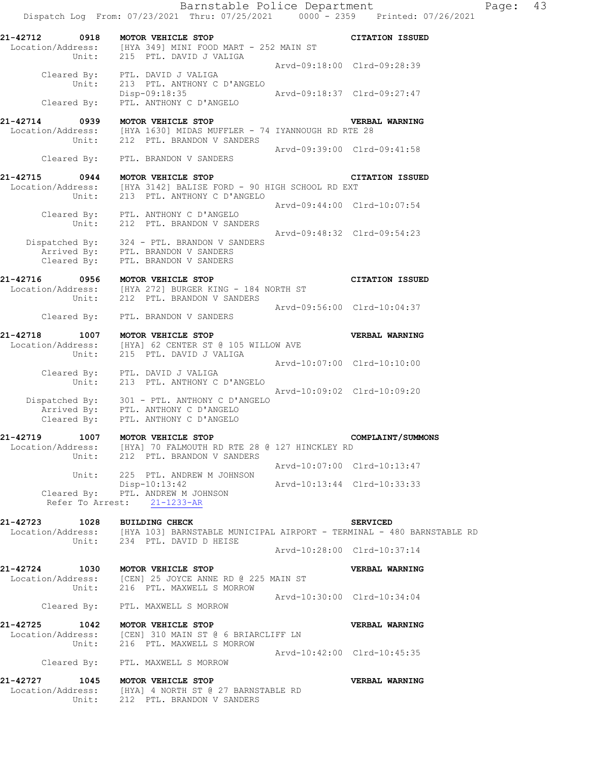Barnstable Police Department
Dispatch Log From: 07/23/2021 Thru: 07/25/2021 0000 - 2359 Printed: 07/26/2021

```
21-42712      0918   MOTOR VEHICLE STOP                              CITATION ISSUED
 Location/Address:   [HYA 349] MINI FOOD MART - 252 MAIN ST
            Unit:    215  PTL. DAVID J VALIGA
                                                 Arvd-09:18:00  Clrd-09:28:39
       Cleared By:   PTL. DAVID J VALIGA
            Unit:    213  PTL. ANTHONY C D'ANGELO
                     Disp-09:18:35               Arvd-09:18:37  Clrd-09:27:47
       Cleared By:   PTL. ANTHONY C D'ANGELO

21-42714      0939   MOTOR VEHICLE STOP                              VERBAL WARNING
 Location/Address:   [HYA 1630] MIDAS MUFFLER - 74 IYANNOUGH RD RTE 28
            Unit:    212  PTL. BRANDON V SANDERS
                                                 Arvd-09:39:00  Clrd-09:41:58
       Cleared By:   PTL. BRANDON V SANDERS

21-42715      0944   MOTOR VEHICLE STOP                              CITATION ISSUED
 Location/Address:   [HYA 3142] BALISE FORD - 90 HIGH SCHOOL RD EXT
            Unit:    213  PTL. ANTHONY C D'ANGELO
                                                 Arvd-09:44:00  Clrd-10:07:54
       Cleared By:   PTL. ANTHONY C D'ANGELO
            Unit:    212  PTL. BRANDON V SANDERS
                                                 Arvd-09:48:32  Clrd-09:54:23
    Dispatched By:   324 - PTL. BRANDON V SANDERS
       Arrived By:   PTL. BRANDON V SANDERS
       Cleared By:   PTL. BRANDON V SANDERS

21-42716      0956   MOTOR VEHICLE STOP                              CITATION ISSUED
 Location/Address:   [HYA 272] BURGER KING - 184 NORTH ST
            Unit:    212  PTL. BRANDON V SANDERS
                                                 Arvd-09:56:00  Clrd-10:04:37
       Cleared By:   PTL. BRANDON V SANDERS

21-42718      1007   MOTOR VEHICLE STOP                              VERBAL WARNING
 Location/Address:   [HYA] 62 CENTER ST @ 105 WILLOW AVE
            Unit:    215  PTL. DAVID J VALIGA
                                                 Arvd-10:07:00  Clrd-10:10:00
       Cleared By:   PTL. DAVID J VALIGA
            Unit:    213  PTL. ANTHONY C D'ANGELO
                                                 Arvd-10:09:02  Clrd-10:09:20
    Dispatched By:   301 - PTL. ANTHONY C D'ANGELO
       Arrived By:   PTL. ANTHONY C D'ANGELO
       Cleared By:   PTL. ANTHONY C D'ANGELO

21-42719      1007   MOTOR VEHICLE STOP                              COMPLAINT/SUMMONS
 Location/Address:   [HYA] 70 FALMOUTH RD RTE 28 @ 127 HINCKLEY RD
            Unit:    212  PTL. BRANDON V SANDERS
                                                 Arvd-10:07:00  Clrd-10:13:47
            Unit:    225  PTL. ANDREW M JOHNSON
                     Disp-10:13:42               Arvd-10:13:44  Clrd-10:33:33
       Cleared By:   PTL. ANDREW M JOHNSON
    Refer To Arrest:   21-1233-AR

21-42723      1028   BUILDING CHECK                                  SERVICED
 Location/Address:   [HYA 103] BARNSTABLE MUNICIPAL AIRPORT - TERMINAL - 480 BARNSTABLE RD
            Unit:    234  PTL. DAVID D HEISE
                                                 Arvd-10:28:00  Clrd-10:37:14

21-42724      1030   MOTOR VEHICLE STOP                              VERBAL WARNING
 Location/Address:   [CEN] 25 JOYCE ANNE RD @ 225 MAIN ST
            Unit:    216  PTL. MAXWELL S MORROW
                                                 Arvd-10:30:00  Clrd-10:34:04
       Cleared By:   PTL. MAXWELL S MORROW

21-42725      1042   MOTOR VEHICLE STOP                              VERBAL WARNING
 Location/Address:   [CEN] 310 MAIN ST @ 6 BRIARCLIFF LN
            Unit:    216  PTL. MAXWELL S MORROW
                                                 Arvd-10:42:00  Clrd-10:45:35
       Cleared By:   PTL. MAXWELL S MORROW

21-42727      1045   MOTOR VEHICLE STOP                              VERBAL WARNING
 Location/Address:   [HYA] 4 NORTH ST @ 27 BARNSTABLE RD
            Unit:    212  PTL. BRANDON V SANDERS
```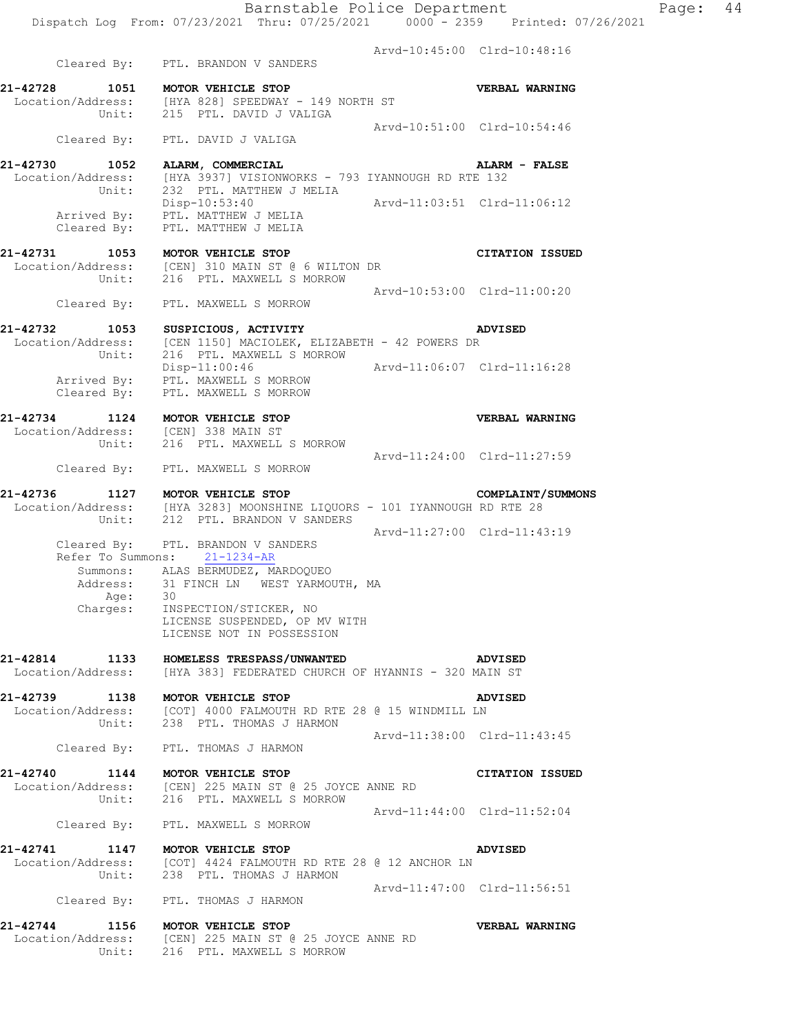Arvd-10:45:00 Clrd-10:48:16

Cleared By: PTL. BRANDON V SANDERS

**21-42728 1051 MOTOR VEHICLE STOP** **VERBAL WARNING**
Location/Address: [HYA 828] SPEEDWAY - 149 NORTH ST
Unit: 215 PTL. DAVID J VALIGA
Arvd-10:51:00 Clrd-10:54:46
Cleared By: PTL. DAVID J VALIGA

**21-42730 1052 ALARM, COMMERCIAL** **ALARM - FALSE**
Location/Address: [HYA 3937] VISIONWORKS - 793 IYANNOUGH RD RTE 132
Unit: 232 PTL. MATTHEW J MELIA
Disp-10:53:40 Arvd-11:03:51 Clrd-11:06:12
Arrived By: PTL. MATTHEW J MELIA
Cleared By: PTL. MATTHEW J MELIA

**21-42731 1053 MOTOR VEHICLE STOP** **CITATION ISSUED**
Location/Address: [CEN] 310 MAIN ST @ 6 WILTON DR
Unit: 216 PTL. MAXWELL S MORROW
Arvd-10:53:00 Clrd-11:00:20
Cleared By: PTL. MAXWELL S MORROW

**21-42732 1053 SUSPICIOUS, ACTIVITY** **ADVISED**
Location/Address: [CEN 1150] MACIOLEK, ELIZABETH - 42 POWERS DR
Unit: 216 PTL. MAXWELL S MORROW
Disp-11:00:46 Arvd-11:06:07 Clrd-11:16:28
Arrived By: PTL. MAXWELL S MORROW
Cleared By: PTL. MAXWELL S MORROW

**21-42734 1124 MOTOR VEHICLE STOP** **VERBAL WARNING**
Location/Address: [CEN] 338 MAIN ST
Unit: 216 PTL. MAXWELL S MORROW
Arvd-11:24:00 Clrd-11:27:59
Cleared By: PTL. MAXWELL S MORROW

**21-42736 1127 MOTOR VEHICLE STOP** **COMPLAINT/SUMMONS**
Location/Address: [HYA 3283] MOONSHINE LIQUORS - 101 IYANNOUGH RD RTE 28
Unit: 212 PTL. BRANDON V SANDERS
Arvd-11:27:00 Clrd-11:43:19
Cleared By: PTL. BRANDON V SANDERS
Refer To Summons: 21-1234-AR
Summons: ALAS BERMUDEZ, MARDOQUEO
Address: 31 FINCH LN WEST YARMOUTH, MA
Age: 30
Charges: INSPECTION/STICKER, NO
LICENSE SUSPENDED, OP MV WITH
LICENSE NOT IN POSSESSION

**21-42814 1133 HOMELESS TRESPASS/UNWANTED** **ADVISED**
Location/Address: [HYA 383] FEDERATED CHURCH OF HYANNIS - 320 MAIN ST

**21-42739 1138 MOTOR VEHICLE STOP** **ADVISED**
Location/Address: [COT] 4000 FALMOUTH RD RTE 28 @ 15 WINDMILL LN
Unit: 238 PTL. THOMAS J HARMON
Arvd-11:38:00 Clrd-11:43:45
Cleared By: PTL. THOMAS J HARMON

**21-42740 1144 MOTOR VEHICLE STOP** **CITATION ISSUED**
Location/Address: [CEN] 225 MAIN ST @ 25 JOYCE ANNE RD
Unit: 216 PTL. MAXWELL S MORROW
Arvd-11:44:00 Clrd-11:52:04
Cleared By: PTL. MAXWELL S MORROW

**21-42741 1147 MOTOR VEHICLE STOP** **ADVISED**
Location/Address: [COT] 4424 FALMOUTH RD RTE 28 @ 12 ANCHOR LN
Unit: 238 PTL. THOMAS J HARMON
Arvd-11:47:00 Clrd-11:56:51
Cleared By: PTL. THOMAS J HARMON

**21-42744 1156 MOTOR VEHICLE STOP** **VERBAL WARNING**
Location/Address: [CEN] 225 MAIN ST @ 25 JOYCE ANNE RD
Unit: 216 PTL. MAXWELL S MORROW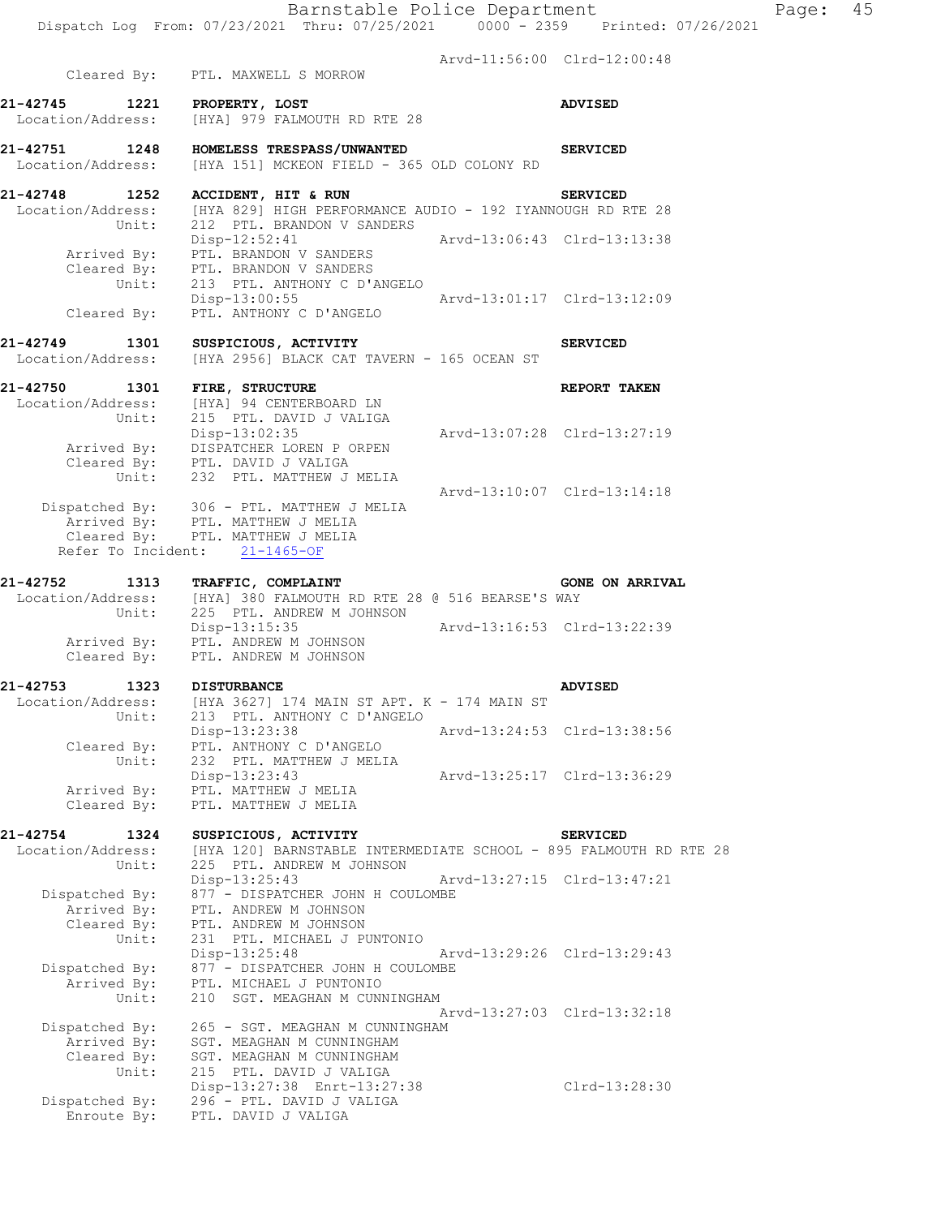Arvd-11:56:00 Clrd-12:00:48
Cleared By: PTL. MAXWELL S MORROW

**21-42745 1221 PROPERTY, LOST** **ADVISED**
Location/Address: [HYA] 979 FALMOUTH RD RTE 28

**21-42751 1248 HOMELESS TRESPASS/UNWANTED** **SERVICED**
Location/Address: [HYA 151] MCKEON FIELD - 365 OLD COLONY RD

**21-42748 1252 ACCIDENT, HIT & RUN** **SERVICED**
Location/Address: [HYA 829] HIGH PERFORMANCE AUDIO - 192 IYANNOUGH RD RTE 28
Unit: 212 PTL. BRANDON V SANDERS
Disp-12:52:41 Arvd-13:06:43 Clrd-13:13:38
Arrived By: PTL. BRANDON V SANDERS
Cleared By: PTL. BRANDON V SANDERS
Unit: 213 PTL. ANTHONY C D'ANGELO
Disp-13:00:55 Arvd-13:01:17 Clrd-13:12:09
Cleared By: PTL. ANTHONY C D'ANGELO

**21-42749 1301 SUSPICIOUS, ACTIVITY** **SERVICED**
Location/Address: [HYA 2956] BLACK CAT TAVERN - 165 OCEAN ST

**21-42750 1301 FIRE, STRUCTURE** **REPORT TAKEN**
Location/Address: [HYA] 94 CENTERBOARD LN
Unit: 215 PTL. DAVID J VALIGA
Disp-13:02:35 Arvd-13:07:28 Clrd-13:27:19
Arrived By: DISPATCHER LOREN P ORPEN
Cleared By: PTL. DAVID J VALIGA
Unit: 232 PTL. MATTHEW J MELIA
Arvd-13:10:07 Clrd-13:14:18
Dispatched By: 306 - PTL. MATTHEW J MELIA
Arrived By: PTL. MATTHEW J MELIA
Cleared By: PTL. MATTHEW J MELIA
Refer To Incident: 21-1465-OF

**21-42752 1313 TRAFFIC, COMPLAINT** **GONE ON ARRIVAL**
Location/Address: [HYA] 380 FALMOUTH RD RTE 28 @ 516 BEARSE'S WAY
Unit: 225 PTL. ANDREW M JOHNSON
Disp-13:15:35 Arvd-13:16:53 Clrd-13:22:39
Arrived By: PTL. ANDREW M JOHNSON
Cleared By: PTL. ANDREW M JOHNSON

**21-42753 1323 DISTURBANCE** **ADVISED**
Location/Address: [HYA 3627] 174 MAIN ST APT. K - 174 MAIN ST
Unit: 213 PTL. ANTHONY C D'ANGELO
Disp-13:23:38 Arvd-13:24:53 Clrd-13:38:56
Cleared By: PTL. ANTHONY C D'ANGELO
Unit: 232 PTL. MATTHEW J MELIA
Disp-13:23:43 Arvd-13:25:17 Clrd-13:36:29
Arrived By: PTL. MATTHEW J MELIA
Cleared By: PTL. MATTHEW J MELIA

**21-42754 1324 SUSPICIOUS, ACTIVITY** **SERVICED**
Location/Address: [HYA 120] BARNSTABLE INTERMEDIATE SCHOOL - 895 FALMOUTH RD RTE 28
Unit: 225 PTL. ANDREW M JOHNSON
Disp-13:25:43 Arvd-13:27:15 Clrd-13:47:21
Dispatched By: 877 - DISPATCHER JOHN H COULOMBE
Arrived By: PTL. ANDREW M JOHNSON
Cleared By: PTL. ANDREW M JOHNSON
Unit: 231 PTL. MICHAEL J PUNTONIO
Disp-13:25:48 Arvd-13:29:26 Clrd-13:29:43
Dispatched By: 877 - DISPATCHER JOHN H COULOMBE
Arrived By: PTL. MICHAEL J PUNTONIO
Unit: 210 SGT. MEAGHAN M CUNNINGHAM
Arvd-13:27:03 Clrd-13:32:18
Dispatched By: 265 - SGT. MEAGHAN M CUNNINGHAM
Arrived By: SGT. MEAGHAN M CUNNINGHAM
Cleared By: SGT. MEAGHAN M CUNNINGHAM
Unit: 215 PTL. DAVID J VALIGA
Disp-13:27:38 Enrt-13:27:38 Clrd-13:28:30
Dispatched By: 296 - PTL. DAVID J VALIGA
Enroute By: PTL. DAVID J VALIGA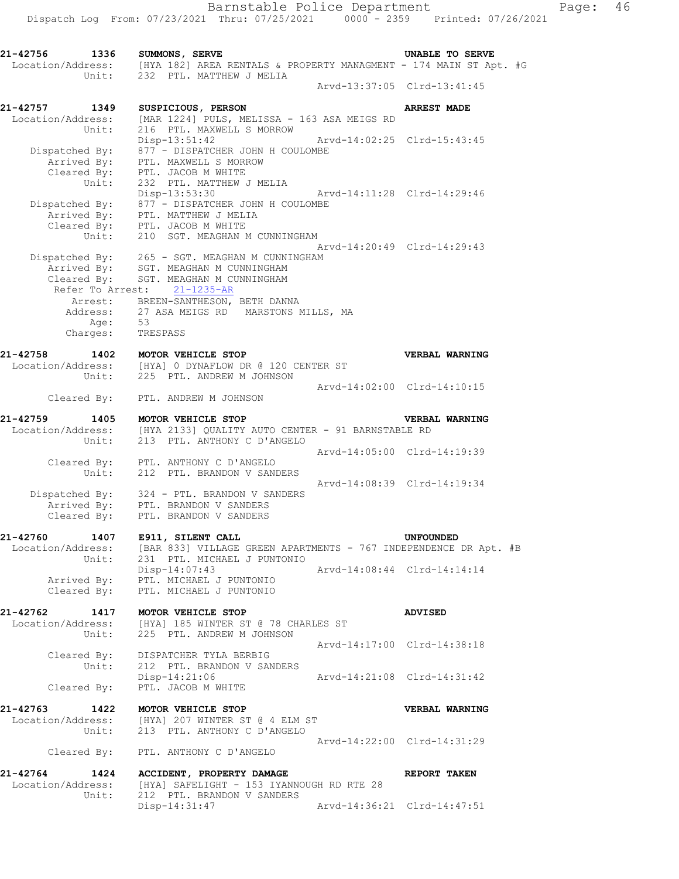```
21-42756    1336    SUMMONS, SERVE                                    UNABLE TO SERVE
 Location/Address:    [HYA 182] AREA RENTALS & PROPERTY MANAGMENT - 174 MAIN ST Apt. #G
            Unit:     232  PTL. MATTHEW J MELIA
                                                     Arvd-13:37:05  Clrd-13:41:45

21-42757    1349    SUSPICIOUS, PERSON                                ARREST MADE
 Location/Address:    [MAR 1224] PULS, MELISSA - 163 ASA MEIGS RD
            Unit:     216  PTL. MAXWELL S MORROW
                      Disp-13:51:42                  Arvd-14:02:25  Clrd-15:43:45
    Dispatched By:    877 - DISPATCHER JOHN H COULOMBE
       Arrived By:    PTL. MAXWELL S MORROW
       Cleared By:    PTL. JACOB M WHITE
            Unit:     232  PTL. MATTHEW J MELIA
                      Disp-13:53:30                  Arvd-14:11:28  Clrd-14:29:46
    Dispatched By:    877 - DISPATCHER JOHN H COULOMBE
       Arrived By:    PTL. MATTHEW J MELIA
       Cleared By:    PTL. JACOB M WHITE
            Unit:     210  SGT. MEAGHAN M CUNNINGHAM
                                                     Arvd-14:20:49  Clrd-14:29:43
    Dispatched By:    265 - SGT. MEAGHAN M CUNNINGHAM
       Arrived By:    SGT. MEAGHAN M CUNNINGHAM
       Cleared By:    SGT. MEAGHAN M CUNNINGHAM
     Refer To Arrest:    21-1235-AR
          Arrest:     BREEN-SANTHESON, BETH DANNA
         Address:     27 ASA MEIGS RD   MARSTONS MILLS, MA
             Age:     53
         Charges:     TRESPASS

21-42758    1402    MOTOR VEHICLE STOP                                VERBAL WARNING
 Location/Address:    [HYA] 0 DYNAFLOW DR @ 120 CENTER ST
            Unit:     225  PTL. ANDREW M JOHNSON
                                                     Arvd-14:02:00  Clrd-14:10:15
       Cleared By:    PTL. ANDREW M JOHNSON

21-42759    1405    MOTOR VEHICLE STOP                                VERBAL WARNING
 Location/Address:    [HYA 2133] QUALITY AUTO CENTER - 91 BARNSTABLE RD
            Unit:     213  PTL. ANTHONY C D'ANGELO
                                                     Arvd-14:05:00  Clrd-14:19:39
       Cleared By:    PTL. ANTHONY C D'ANGELO
            Unit:     212  PTL. BRANDON V SANDERS
                                                     Arvd-14:08:39  Clrd-14:19:34
    Dispatched By:    324 - PTL. BRANDON V SANDERS
       Arrived By:    PTL. BRANDON V SANDERS
       Cleared By:    PTL. BRANDON V SANDERS

21-42760    1407    E911, SILENT CALL                                 UNFOUNDED
 Location/Address:    [BAR 833] VILLAGE GREEN APARTMENTS - 767 INDEPENDENCE DR Apt. #B
            Unit:     231  PTL. MICHAEL J PUNTONIO
                      Disp-14:07:43                  Arvd-14:08:44  Clrd-14:14:14
       Arrived By:    PTL. MICHAEL J PUNTONIO
       Cleared By:    PTL. MICHAEL J PUNTONIO

21-42762    1417    MOTOR VEHICLE STOP                                ADVISED
 Location/Address:    [HYA] 185 WINTER ST @ 78 CHARLES ST
            Unit:     225  PTL. ANDREW M JOHNSON
                                                     Arvd-14:17:00  Clrd-14:38:18
       Cleared By:    DISPATCHER TYLA BERBIG
            Unit:     212  PTL. BRANDON V SANDERS
                      Disp-14:21:06                  Arvd-14:21:08  Clrd-14:31:42
       Cleared By:    PTL. JACOB M WHITE

21-42763    1422    MOTOR VEHICLE STOP                                VERBAL WARNING
 Location/Address:    [HYA] 207 WINTER ST @ 4 ELM ST
            Unit:     213  PTL. ANTHONY C D'ANGELO
                                                     Arvd-14:22:00  Clrd-14:31:29
       Cleared By:    PTL. ANTHONY C D'ANGELO

21-42764    1424    ACCIDENT, PROPERTY DAMAGE                         REPORT TAKEN
 Location/Address:    [HYA] SAFELIGHT - 153 IYANNOUGH RD RTE 28
            Unit:     212  PTL. BRANDON V SANDERS
                      Disp-14:31:47                  Arvd-14:36:21  Clrd-14:47:51
```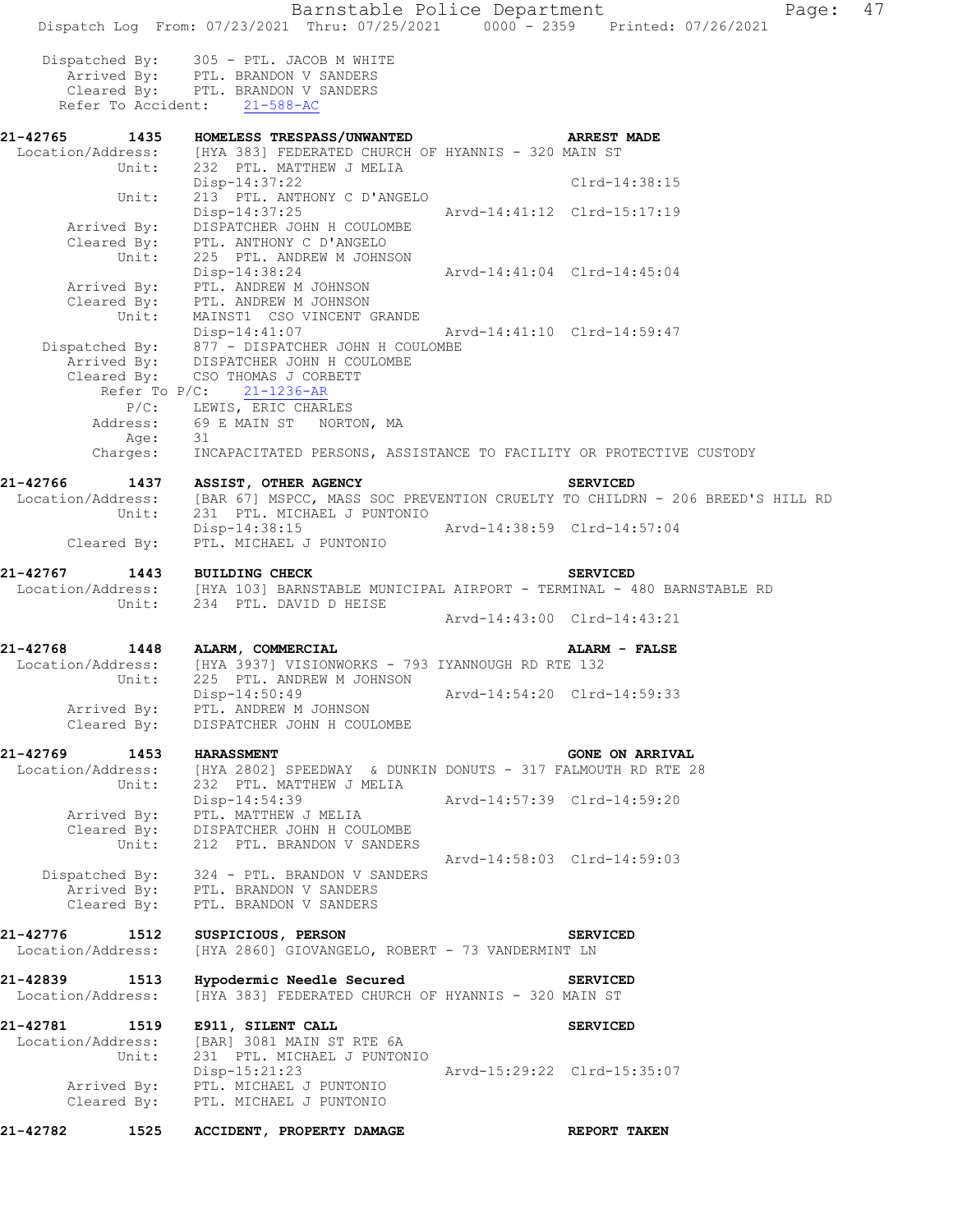```
    Dispatched By:    305 - PTL. JACOB M WHITE
      Arrived By:     PTL. BRANDON V SANDERS
      Cleared By:     PTL. BRANDON V SANDERS
   Refer To Accident:   21-588-AC

21-42765       1435    HOMELESS TRESPASS/UNWANTED                        ARREST MADE
  Location/Address:    [HYA 383] FEDERATED CHURCH OF HYANNIS - 320 MAIN ST
             Unit:     232  PTL. MATTHEW J MELIA
                       Disp-14:37:22                                  Clrd-14:38:15
             Unit:     213  PTL. ANTHONY C D'ANGELO
                       Disp-14:37:25                    Arvd-14:41:12  Clrd-15:17:19
       Arrived By:     DISPATCHER JOHN H COULOMBE
       Cleared By:     PTL. ANTHONY C D'ANGELO
             Unit:     225  PTL. ANDREW M JOHNSON
                       Disp-14:38:24                    Arvd-14:41:04  Clrd-14:45:04
       Arrived By:     PTL. ANDREW M JOHNSON
       Cleared By:     PTL. ANDREW M JOHNSON
             Unit:     MAINST1  CSO VINCENT GRANDE
                       Disp-14:41:07                    Arvd-14:41:10  Clrd-14:59:47
    Dispatched By:     877 - DISPATCHER JOHN H COULOMBE
       Arrived By:     DISPATCHER JOHN H COULOMBE
       Cleared By:     CSO THOMAS J CORBETT
         Refer To P/C:    21-1236-AR
              P/C:     LEWIS, ERIC CHARLES
          Address:     69 E MAIN ST   NORTON, MA
              Age:     31
          Charges:     INCAPACITATED PERSONS, ASSISTANCE TO FACILITY OR PROTECTIVE CUSTODY

21-42766       1437    ASSIST, OTHER AGENCY                              SERVICED
  Location/Address:    [BAR 67] MSPCC, MASS SOC PREVENTION CRUELTY TO CHILDRN - 206 BREED'S HILL RD
             Unit:     231  PTL. MICHAEL J PUNTONIO
                       Disp-14:38:15                    Arvd-14:38:59  Clrd-14:57:04
       Cleared By:     PTL. MICHAEL J PUNTONIO

21-42767       1443    BUILDING CHECK                                    SERVICED
  Location/Address:    [HYA 103] BARNSTABLE MUNICIPAL AIRPORT - TERMINAL - 480 BARNSTABLE RD
             Unit:     234  PTL. DAVID D HEISE
                                                        Arvd-14:43:00  Clrd-14:43:21

21-42768       1448    ALARM, COMMERCIAL                                 ALARM - FALSE
  Location/Address:    [HYA 3937] VISIONWORKS - 793 IYANNOUGH RD RTE 132
             Unit:     225  PTL. ANDREW M JOHNSON
                       Disp-14:50:49                    Arvd-14:54:20  Clrd-14:59:33
       Arrived By:     PTL. ANDREW M JOHNSON
       Cleared By:     DISPATCHER JOHN H COULOMBE

21-42769       1453    HARASSMENT                                        GONE ON ARRIVAL
  Location/Address:    [HYA 2802] SPEEDWAY  & DUNKIN DONUTS - 317 FALMOUTH RD RTE 28
             Unit:     232  PTL. MATTHEW J MELIA
                       Disp-14:54:39                    Arvd-14:57:39  Clrd-14:59:20
       Arrived By:     PTL. MATTHEW J MELIA
       Cleared By:     DISPATCHER JOHN H COULOMBE
             Unit:     212  PTL. BRANDON V SANDERS
                                                        Arvd-14:58:03  Clrd-14:59:03
    Dispatched By:     324 - PTL. BRANDON V SANDERS
       Arrived By:     PTL. BRANDON V SANDERS
       Cleared By:     PTL. BRANDON V SANDERS

21-42776       1512    SUSPICIOUS, PERSON                                SERVICED
  Location/Address:    [HYA 2860] GIOVANGELO, ROBERT - 73 VANDERMINT LN

21-42839       1513    Hypodermic Needle Secured                         SERVICED
  Location/Address:    [HYA 383] FEDERATED CHURCH OF HYANNIS - 320 MAIN ST

21-42781       1519    E911, SILENT CALL                                 SERVICED
  Location/Address:    [BAR] 3081 MAIN ST RTE 6A
             Unit:     231  PTL. MICHAEL J PUNTONIO
                       Disp-15:21:23                    Arvd-15:29:22  Clrd-15:35:07
       Arrived By:     PTL. MICHAEL J PUNTONIO
       Cleared By:     PTL. MICHAEL J PUNTONIO

21-42782       1525    ACCIDENT, PROPERTY DAMAGE                         REPORT TAKEN
```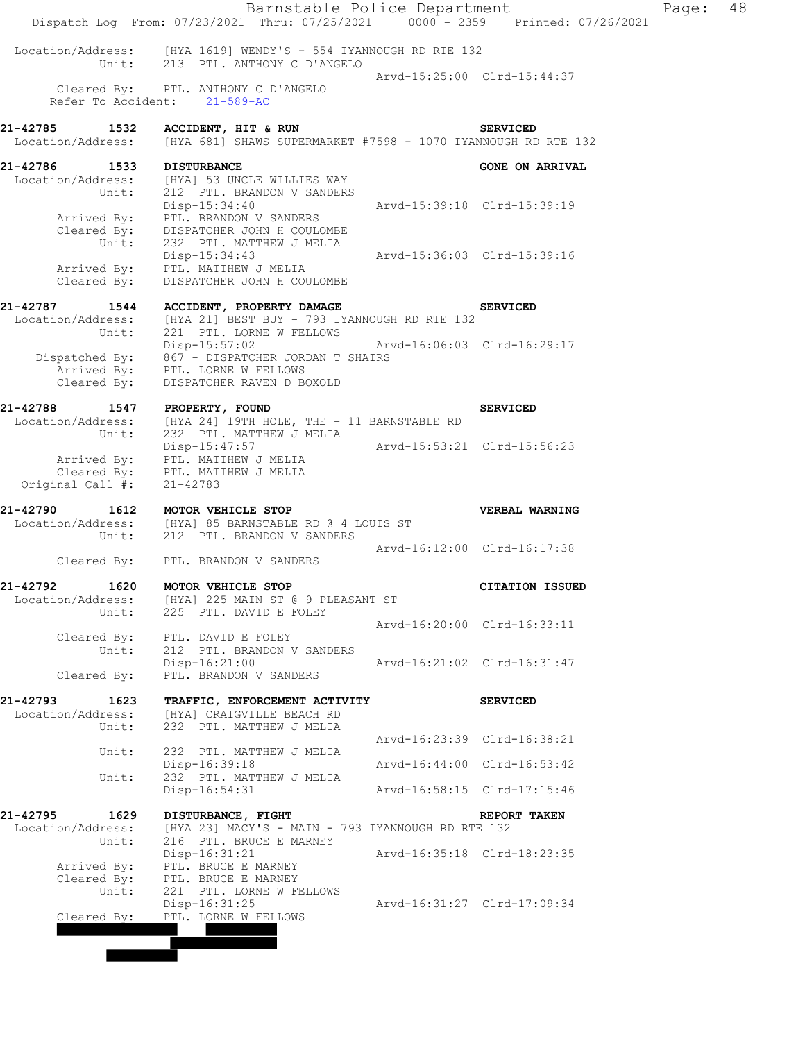```
Location/Address:    [HYA 1619] WENDY'S - 554 IYANNOUGH RD RTE 132
           Unit:     213  PTL. ANTHONY C D'ANGELO
                                                  Arvd-15:25:00  Clrd-15:44:37
      Cleared By:    PTL. ANTHONY C D'ANGELO
   Refer To Accident:    21-589-AC

21-42785        1532    ACCIDENT, HIT & RUN                              SERVICED
 Location/Address:    [HYA 681] SHAWS SUPERMARKET #7598 - 1070 IYANNOUGH RD RTE 132

21-42786        1533    DISTURBANCE                                      GONE ON ARRIVAL
 Location/Address:    [HYA] 53 UNCLE WILLIES WAY
           Unit:     212  PTL. BRANDON V SANDERS
                     Disp-15:34:40                Arvd-15:39:18  Clrd-15:39:19
      Arrived By:    PTL. BRANDON V SANDERS
      Cleared By:    DISPATCHER JOHN H COULOMBE
           Unit:     232  PTL. MATTHEW J MELIA
                     Disp-15:34:43                Arvd-15:36:03  Clrd-15:39:16
      Arrived By:    PTL. MATTHEW J MELIA
      Cleared By:    DISPATCHER JOHN H COULOMBE

21-42787        1544    ACCIDENT, PROPERTY DAMAGE                        SERVICED
 Location/Address:    [HYA 21] BEST BUY - 793 IYANNOUGH RD RTE 132
           Unit:     221  PTL. LORNE W FELLOWS
                     Disp-15:57:02                Arvd-16:06:03  Clrd-16:29:17
   Dispatched By:    867 - DISPATCHER JORDAN T SHAIRS
      Arrived By:    PTL. LORNE W FELLOWS
      Cleared By:    DISPATCHER RAVEN D BOXOLD

21-42788        1547    PROPERTY, FOUND                                  SERVICED
 Location/Address:    [HYA 24] 19TH HOLE, THE - 11 BARNSTABLE RD
           Unit:     232  PTL. MATTHEW J MELIA
                     Disp-15:47:57                Arvd-15:53:21  Clrd-15:56:23
      Arrived By:    PTL. MATTHEW J MELIA
      Cleared By:    PTL. MATTHEW J MELIA
  Original Call #:   21-42783

21-42790        1612    MOTOR VEHICLE STOP                               VERBAL WARNING
 Location/Address:    [HYA] 85 BARNSTABLE RD @ 4 LOUIS ST
           Unit:     212  PTL. BRANDON V SANDERS
                                                  Arvd-16:12:00  Clrd-16:17:38
      Cleared By:    PTL. BRANDON V SANDERS

21-42792        1620    MOTOR VEHICLE STOP                               CITATION ISSUED
 Location/Address:    [HYA] 225 MAIN ST @ 9 PLEASANT ST
           Unit:     225  PTL. DAVID E FOLEY
                                                  Arvd-16:20:00  Clrd-16:33:11
      Cleared By:    PTL. DAVID E FOLEY
           Unit:     212  PTL. BRANDON V SANDERS
                     Disp-16:21:00                Arvd-16:21:02  Clrd-16:31:47
      Cleared By:    PTL. BRANDON V SANDERS

21-42793        1623    TRAFFIC, ENFORCEMENT ACTIVITY                    SERVICED
 Location/Address:    [HYA] CRAIGVILLE BEACH RD
           Unit:     232  PTL. MATTHEW J MELIA
                                                  Arvd-16:23:39  Clrd-16:38:21
           Unit:     232  PTL. MATTHEW J MELIA
                     Disp-16:39:18                Arvd-16:44:00  Clrd-16:53:42
           Unit:     232  PTL. MATTHEW J MELIA
                     Disp-16:54:31                Arvd-16:58:15  Clrd-17:15:46

21-42795        1629    DISTURBANCE, FIGHT                               REPORT TAKEN
 Location/Address:    [HYA 23] MACY'S - MAIN - 793 IYANNOUGH RD RTE 132
           Unit:     216  PTL. BRUCE E MARNEY
                     Disp-16:31:21                Arvd-16:35:18  Clrd-18:23:35
      Arrived By:    PTL. BRUCE E MARNEY
      Cleared By:    PTL. BRUCE E MARNEY
           Unit:     221  PTL. LORNE W FELLOWS
                     Disp-16:31:25                Arvd-16:31:27  Clrd-17:09:34
      Cleared By:    PTL. LORNE W FELLOWS
```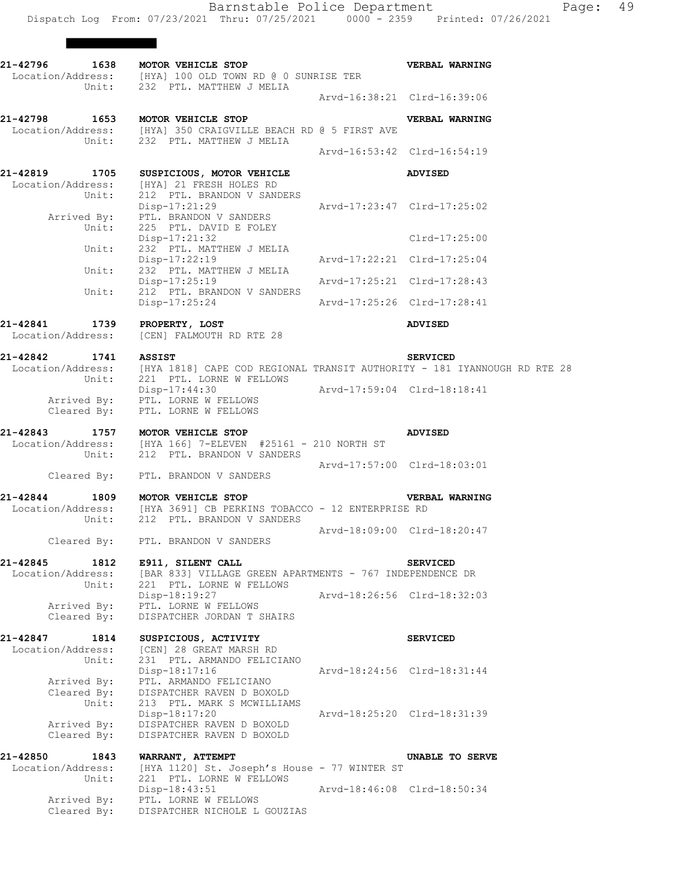21-42796 1638 MOTOR VEHICLE STOP VERBAL WARNING
Location/Address: [HYA] 100 OLD TOWN RD @ 0 SUNRISE TER
Unit: 232 PTL. MATTHEW J MELIA
Arvd-16:38:21 Clrd-16:39:06

21-42798 1653 MOTOR VEHICLE STOP VERBAL WARNING
Location/Address: [HYA] 350 CRAIGVILLE BEACH RD @ 5 FIRST AVE
Unit: 232 PTL. MATTHEW J MELIA
Arvd-16:53:42 Clrd-16:54:19

21-42819 1705 SUSPICIOUS, MOTOR VEHICLE ADVISED
Location/Address: [HYA] 21 FRESH HOLES RD
Unit: 212 PTL. BRANDON V SANDERS
Disp-17:21:29 Arvd-17:23:47 Clrd-17:25:02
Arrived By: PTL. BRANDON V SANDERS
Unit: 225 PTL. DAVID E FOLEY
Disp-17:21:32 Clrd-17:25:00
Unit: 232 PTL. MATTHEW J MELIA
Disp-17:22:19 Arvd-17:22:21 Clrd-17:25:04
Unit: 232 PTL. MATTHEW J MELIA
Disp-17:25:19 Arvd-17:25:21 Clrd-17:28:43
Unit: 212 PTL. BRANDON V SANDERS
Disp-17:25:24 Arvd-17:25:26 Clrd-17:28:41

21-42841 1739 PROPERTY, LOST ADVISED
Location/Address: [CEN] FALMOUTH RD RTE 28

21-42842 1741 ASSIST SERVICED
Location/Address: [HYA 1818] CAPE COD REGIONAL TRANSIT AUTHORITY - 181 IYANNOUGH RD RTE 28
Unit: 221 PTL. LORNE W FELLOWS
Disp-17:44:30 Arvd-17:59:04 Clrd-18:18:41
Arrived By: PTL. LORNE W FELLOWS
Cleared By: PTL. LORNE W FELLOWS

21-42843 1757 MOTOR VEHICLE STOP ADVISED
Location/Address: [HYA 166] 7-ELEVEN #25161 - 210 NORTH ST
Unit: 212 PTL. BRANDON V SANDERS
Arvd-17:57:00 Clrd-18:03:01
Cleared By: PTL. BRANDON V SANDERS

21-42844 1809 MOTOR VEHICLE STOP VERBAL WARNING
Location/Address: [HYA 3691] CB PERKINS TOBACCO - 12 ENTERPRISE RD
Unit: 212 PTL. BRANDON V SANDERS
Arvd-18:09:00 Clrd-18:20:47
Cleared By: PTL. BRANDON V SANDERS

21-42845 1812 E911, SILENT CALL SERVICED
Location/Address: [BAR 833] VILLAGE GREEN APARTMENTS - 767 INDEPENDENCE DR
Unit: 221 PTL. LORNE W FELLOWS
Disp-18:19:27 Arvd-18:26:56 Clrd-18:32:03
Arrived By: PTL. LORNE W FELLOWS
Cleared By: DISPATCHER JORDAN T SHAIRS

21-42847 1814 SUSPICIOUS, ACTIVITY SERVICED
Location/Address: [CEN] 28 GREAT MARSH RD
Unit: 231 PTL. ARMANDO FELICIANO
Disp-18:17:16 Arvd-18:24:56 Clrd-18:31:44
Arrived By: PTL. ARMANDO FELICIANO
Cleared By: DISPATCHER RAVEN D BOXOLD
Unit: 213 PTL. MARK S MCWILLIAMS
Disp-18:17:20 Arvd-18:25:20 Clrd-18:31:39
Arrived By: DISPATCHER RAVEN D BOXOLD
Cleared By: DISPATCHER RAVEN D BOXOLD

21-42850 1843 WARRANT, ATTEMPT UNABLE TO SERVE
Location/Address: [HYA 1120] St. Joseph's House - 77 WINTER ST
Unit: 221 PTL. LORNE W FELLOWS
Disp-18:43:51 Arvd-18:46:08 Clrd-18:50:34
Arrived By: PTL. LORNE W FELLOWS
Cleared By: DISPATCHER NICHOLE L GOUZIAS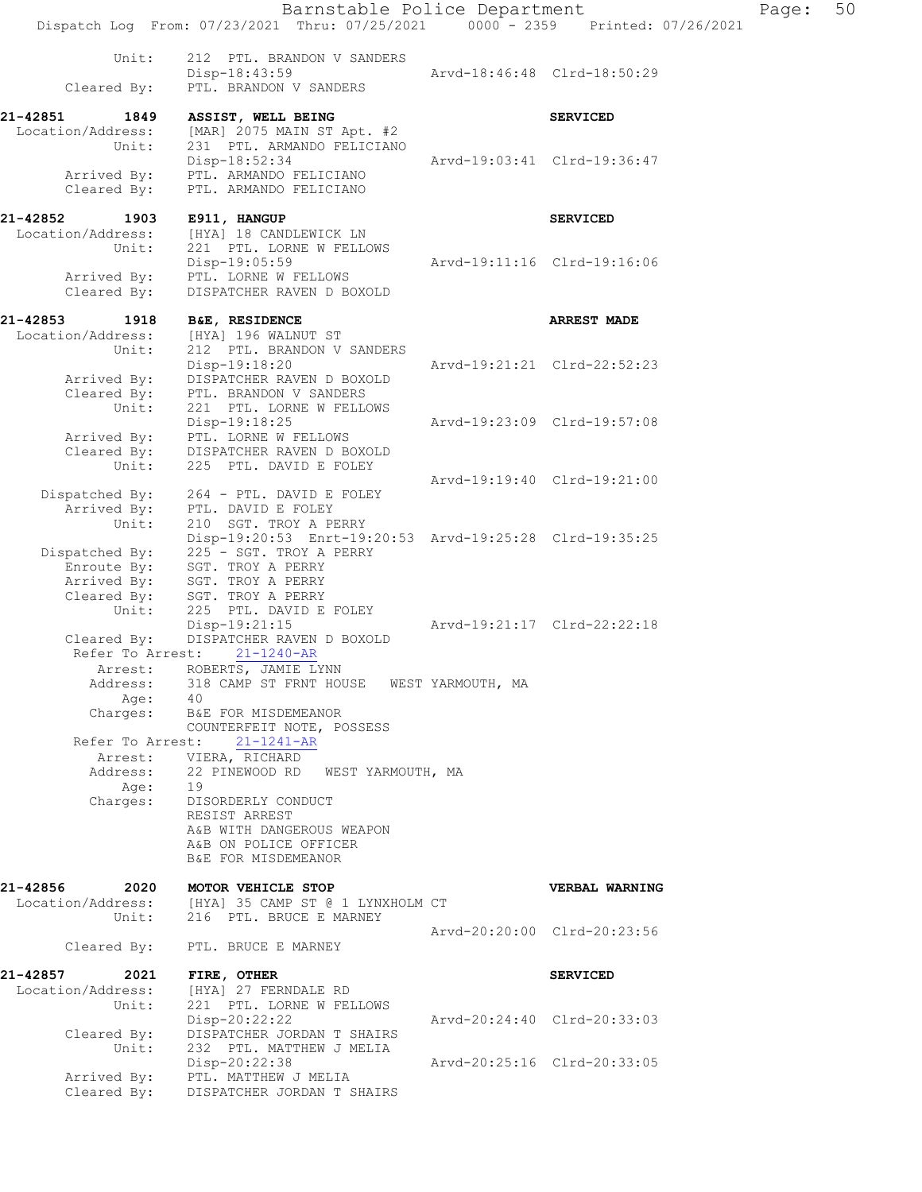```
        Unit:      212  PTL. BRANDON V SANDERS
                   Disp-18:43:59                   Arvd-18:46:48  Clrd-18:50:29
  Cleared By:      PTL. BRANDON V SANDERS

21-42851      1849   ASSIST, WELL BEING                          SERVICED
 Location/Address:   [MAR] 2075 MAIN ST Apt. #2
            Unit:    231  PTL. ARMANDO FELICIANO
                     Disp-18:52:34                 Arvd-19:03:41  Clrd-19:36:47
      Arrived By:    PTL. ARMANDO FELICIANO
      Cleared By:    PTL. ARMANDO FELICIANO

21-42852      1903   E911, HANGUP                                SERVICED
 Location/Address:   [HYA] 18 CANDLEWICK LN
            Unit:    221  PTL. LORNE W FELLOWS
                     Disp-19:05:59                 Arvd-19:11:16  Clrd-19:16:06
      Arrived By:    PTL. LORNE W FELLOWS
      Cleared By:    DISPATCHER RAVEN D BOXOLD

21-42853      1918   B&E, RESIDENCE                              ARREST MADE
 Location/Address:   [HYA] 196 WALNUT ST
            Unit:    212  PTL. BRANDON V SANDERS
                     Disp-19:18:20                 Arvd-19:21:21  Clrd-22:52:23
      Arrived By:    DISPATCHER RAVEN D BOXOLD
      Cleared By:    PTL. BRANDON V SANDERS
            Unit:    221  PTL. LORNE W FELLOWS
                     Disp-19:18:25                 Arvd-19:23:09  Clrd-19:57:08
      Arrived By:    PTL. LORNE W FELLOWS
      Cleared By:    DISPATCHER RAVEN D BOXOLD
            Unit:    225  PTL. DAVID E FOLEY
                                                   Arvd-19:19:40  Clrd-19:21:00
   Dispatched By:    264 - PTL. DAVID E FOLEY
      Arrived By:    PTL. DAVID E FOLEY
            Unit:    210  SGT. TROY A PERRY
                     Disp-19:20:53  Enrt-19:20:53  Arvd-19:25:28  Clrd-19:35:25
   Dispatched By:    225 - SGT. TROY A PERRY
      Enroute By:    SGT. TROY A PERRY
      Arrived By:    SGT. TROY A PERRY
      Cleared By:    SGT. TROY A PERRY
            Unit:    225  PTL. DAVID E FOLEY
                     Disp-19:21:15                 Arvd-19:21:17  Clrd-22:22:18
      Cleared By:    DISPATCHER RAVEN D BOXOLD
    Refer To Arrest:    21-1240-AR
          Arrest:    ROBERTS, JAMIE LYNN
         Address:    318 CAMP ST FRNT HOUSE   WEST YARMOUTH, MA
             Age:    40
         Charges:    B&E FOR MISDEMEANOR
                     COUNTERFEIT NOTE, POSSESS
    Refer To Arrest:    21-1241-AR
          Arrest:    VIERA, RICHARD
         Address:    22 PINEWOOD RD   WEST YARMOUTH, MA
             Age:    19
         Charges:    DISORDERLY CONDUCT
                     RESIST ARREST
                     A&B WITH DANGEROUS WEAPON
                     A&B ON POLICE OFFICER
                     B&E FOR MISDEMEANOR

21-42856      2020   MOTOR VEHICLE STOP                          VERBAL WARNING
 Location/Address:   [HYA] 35 CAMP ST @ 1 LYNXHOLM CT
            Unit:    216  PTL. BRUCE E MARNEY
                                                   Arvd-20:20:00  Clrd-20:23:56
      Cleared By:    PTL. BRUCE E MARNEY

21-42857      2021   FIRE, OTHER                                 SERVICED
 Location/Address:   [HYA] 27 FERNDALE RD
            Unit:    221  PTL. LORNE W FELLOWS
                     Disp-20:22:22                 Arvd-20:24:40  Clrd-20:33:03
      Cleared By:    DISPATCHER JORDAN T SHAIRS
            Unit:    232  PTL. MATTHEW J MELIA
                     Disp-20:22:38                 Arvd-20:25:16  Clrd-20:33:05
      Arrived By:    PTL. MATTHEW J MELIA
      Cleared By:    DISPATCHER JORDAN T SHAIRS
```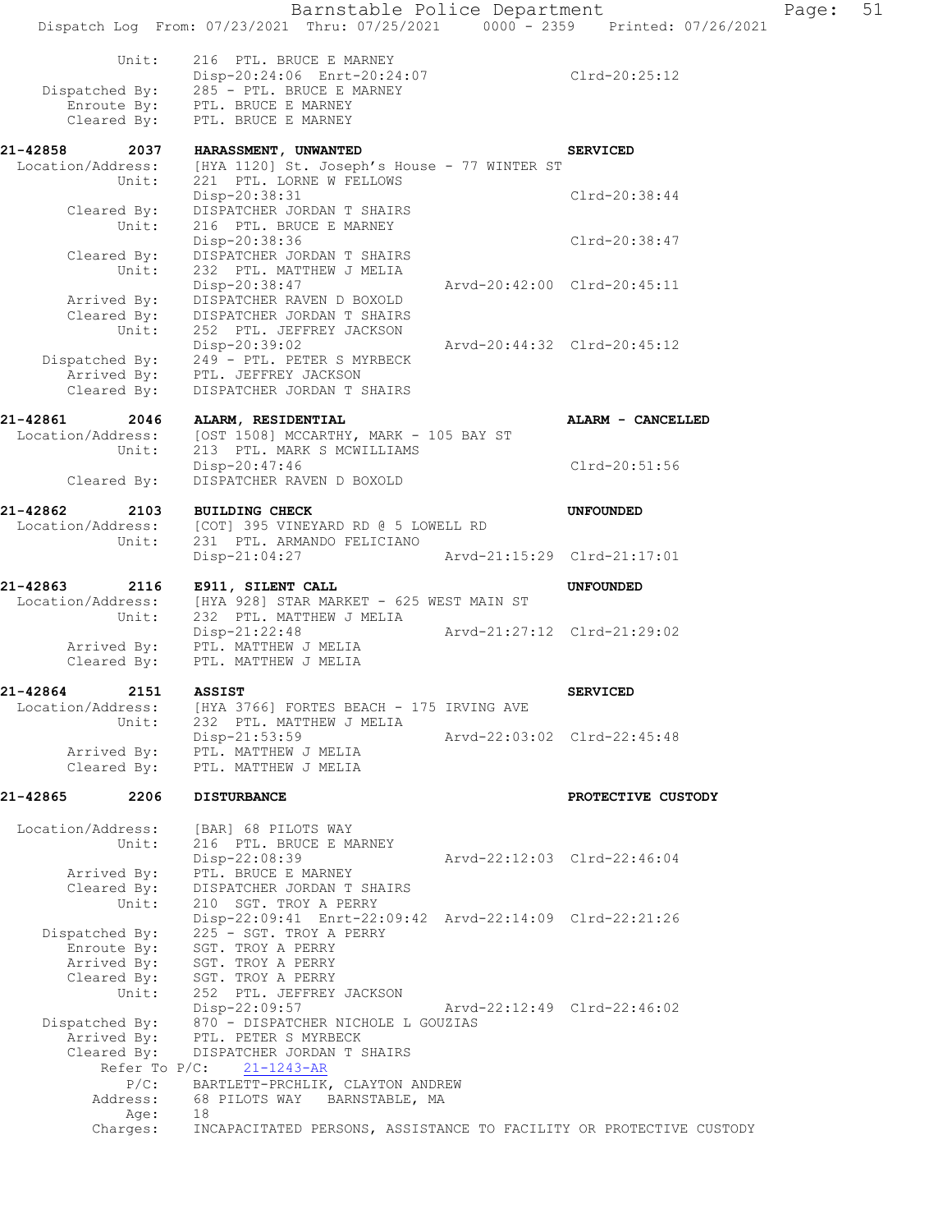```
        Unit:     216  PTL. BRUCE E MARNEY
                  Disp-20:24:06  Enrt-20:24:07               Clrd-20:25:12
  Dispatched By:  285 - PTL. BRUCE E MARNEY
     Enroute By:  PTL. BRUCE E MARNEY
     Cleared By:  PTL. BRUCE E MARNEY
```

**21-42858 2037 HARASSMENT, UNWANTED — SERVICED**

```
Location/Address:  [HYA 1120] St. Joseph's House - 77 WINTER ST
           Unit:   221  PTL. LORNE W FELLOWS
                   Disp-20:38:31                              Clrd-20:38:44
     Cleared By:   DISPATCHER JORDAN T SHAIRS
           Unit:   216  PTL. BRUCE E MARNEY
                   Disp-20:38:36                              Clrd-20:38:47
     Cleared By:   DISPATCHER JORDAN T SHAIRS
           Unit:   232  PTL. MATTHEW J MELIA
                   Disp-20:38:47              Arvd-20:42:00  Clrd-20:45:11
     Arrived By:   DISPATCHER RAVEN D BOXOLD
     Cleared By:   DISPATCHER JORDAN T SHAIRS
           Unit:   252  PTL. JEFFREY JACKSON
                   Disp-20:39:02              Arvd-20:44:32  Clrd-20:45:12
  Dispatched By:   249 - PTL. PETER S MYRBECK
     Arrived By:   PTL. JEFFREY JACKSON
     Cleared By:   DISPATCHER JORDAN T SHAIRS
```

**21-42861 2046 ALARM, RESIDENTIAL — ALARM - CANCELLED**

```
Location/Address:  [OST 1508] MCCARTHY, MARK - 105 BAY ST
           Unit:   213  PTL. MARK S MCWILLIAMS
                   Disp-20:47:46                              Clrd-20:51:56
     Cleared By:   DISPATCHER RAVEN D BOXOLD
```

**21-42862 2103 BUILDING CHECK — UNFOUNDED**

```
Location/Address:  [COT] 395 VINEYARD RD @ 5 LOWELL RD
           Unit:   231  PTL. ARMANDO FELICIANO
                   Disp-21:04:27              Arvd-21:15:29  Clrd-21:17:01
```

**21-42863 2116 E911, SILENT CALL — UNFOUNDED**

```
Location/Address:  [HYA 928] STAR MARKET - 625 WEST MAIN ST
           Unit:   232  PTL. MATTHEW J MELIA
                   Disp-21:22:48              Arvd-21:27:12  Clrd-21:29:02
     Arrived By:   PTL. MATTHEW J MELIA
     Cleared By:   PTL. MATTHEW J MELIA
```

**21-42864 2151 ASSIST — SERVICED**

```
Location/Address:  [HYA 3766] FORTES BEACH - 175 IRVING AVE
           Unit:   232  PTL. MATTHEW J MELIA
                   Disp-21:53:59              Arvd-22:03:02  Clrd-22:45:48
     Arrived By:   PTL. MATTHEW J MELIA
     Cleared By:   PTL. MATTHEW J MELIA
```

**21-42865 2206 DISTURBANCE — PROTECTIVE CUSTODY**

```
Location/Address:  [BAR] 68 PILOTS WAY
           Unit:   216  PTL. BRUCE E MARNEY
                   Disp-22:08:39              Arvd-22:12:03  Clrd-22:46:04
     Arrived By:   PTL. BRUCE E MARNEY
     Cleared By:   DISPATCHER JORDAN T SHAIRS
           Unit:   210  SGT. TROY A PERRY
                   Disp-22:09:41  Enrt-22:09:42  Arvd-22:14:09  Clrd-22:21:26
  Dispatched By:   225 - SGT. TROY A PERRY
     Enroute By:   SGT. TROY A PERRY
     Arrived By:   SGT. TROY A PERRY
     Cleared By:   SGT. TROY A PERRY
           Unit:   252  PTL. JEFFREY JACKSON
                   Disp-22:09:57              Arvd-22:12:49  Clrd-22:46:02
  Dispatched By:   870 - DISPATCHER NICHOLE L GOUZIAS
     Arrived By:   PTL. PETER S MYRBECK
     Cleared By:   DISPATCHER JORDAN T SHAIRS
     Refer To P/C:   21-1243-AR
            P/C:   BARTLETT-PRCHLIK, CLAYTON ANDREW
        Address:   68 PILOTS WAY   BARNSTABLE, MA
            Age:   18
        Charges:   INCAPACITATED PERSONS, ASSISTANCE TO FACILITY OR PROTECTIVE CUSTODY
```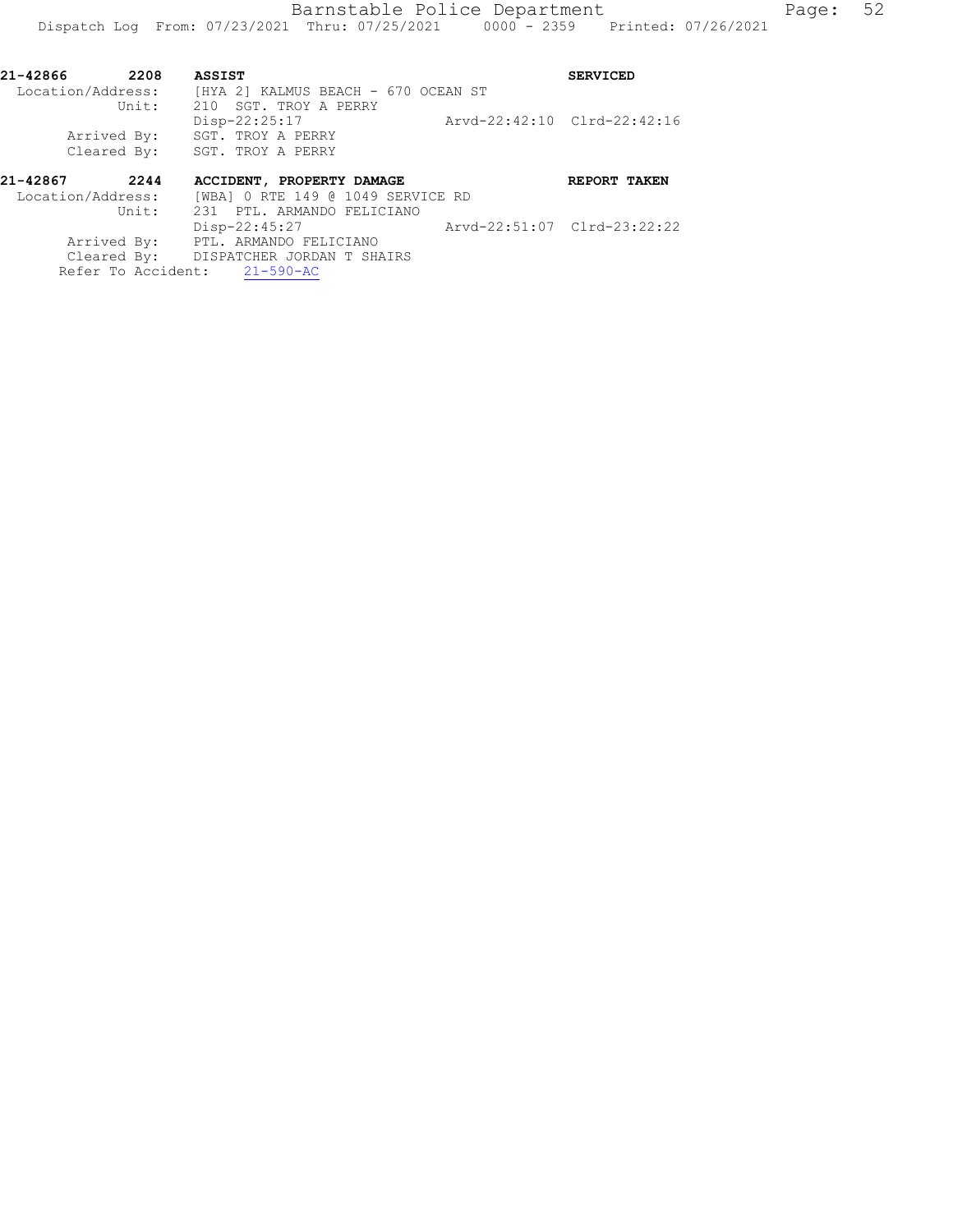**21-42866 2208 ASSIST** **SERVICED**

Location/Address: [HYA 2] KALMUS BEACH - 670 OCEAN ST
Unit: 210 SGT. TROY A PERRY
Disp-22:25:17 Arvd-22:42:10 Clrd-22:42:16
Arrived By: SGT. TROY A PERRY
Cleared By: SGT. TROY A PERRY

**21-42867 2244 ACCIDENT, PROPERTY DAMAGE** **REPORT TAKEN**

Location/Address: [WBA] 0 RTE 149 @ 1049 SERVICE RD
Unit: 231 PTL. ARMANDO FELICIANO
Disp-22:45:27 Arvd-22:51:07 Clrd-23:22:22
Arrived By: PTL. ARMANDO FELICIANO
Cleared By: DISPATCHER JORDAN T SHAIRS
Refer To Accident: 21-590-AC